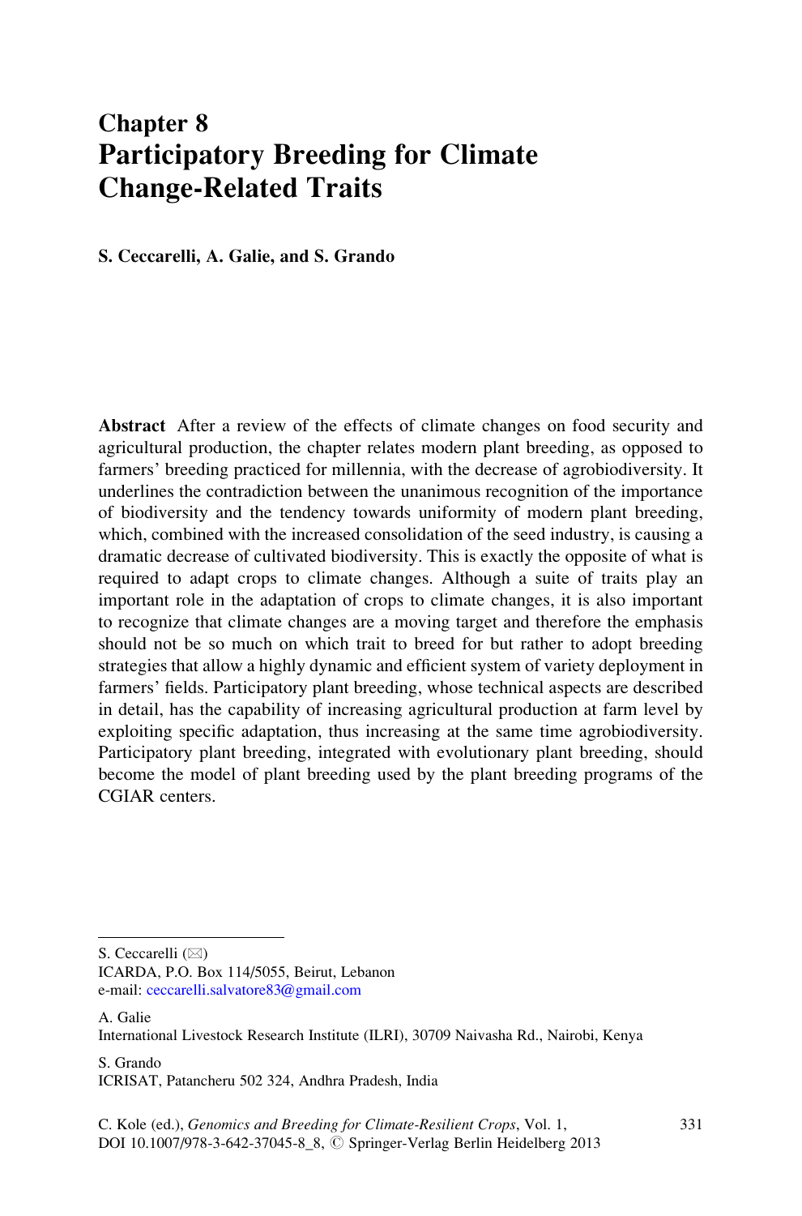# Chapter 8
# Participatory Breeding for Climate Change-Related Traits

**S. Ceccarelli, A. Galie, and S. Grando**

**Abstract** After a review of the effects of climate changes on food security and agricultural production, the chapter relates modern plant breeding, as opposed to farmers' breeding practiced for millennia, with the decrease of agrobiodiversity. It underlines the contradiction between the unanimous recognition of the importance of biodiversity and the tendency towards uniformity of modern plant breeding, which, combined with the increased consolidation of the seed industry, is causing a dramatic decrease of cultivated biodiversity. This is exactly the opposite of what is required to adapt crops to climate changes. Although a suite of traits play an important role in the adaptation of crops to climate changes, it is also important to recognize that climate changes are a moving target and therefore the emphasis should not be so much on which trait to breed for but rather to adopt breeding strategies that allow a highly dynamic and efficient system of variety deployment in farmers' fields. Participatory plant breeding, whose technical aspects are described in detail, has the capability of increasing agricultural production at farm level by exploiting specific adaptation, thus increasing at the same time agrobiodiversity. Participatory plant breeding, integrated with evolutionary plant breeding, should become the model of plant breeding used by the plant breeding programs of the CGIAR centers.

---

S. Ceccarelli (✉)
ICARDA, P.O. Box 114/5055, Beirut, Lebanon
e-mail: ceccarelli.salvatore83@gmail.com

A. Galie
International Livestock Research Institute (ILRI), 30709 Naivasha Rd., Nairobi, Kenya

S. Grando
ICRISAT, Patancheru 502 324, Andhra Pradesh, India

C. Kole (ed.), *Genomics and Breeding for Climate-Resilient Crops*, Vol. 1,
DOI 10.1007/978-3-642-37045-8_8, © Springer-Verlag Berlin Heidelberg 2013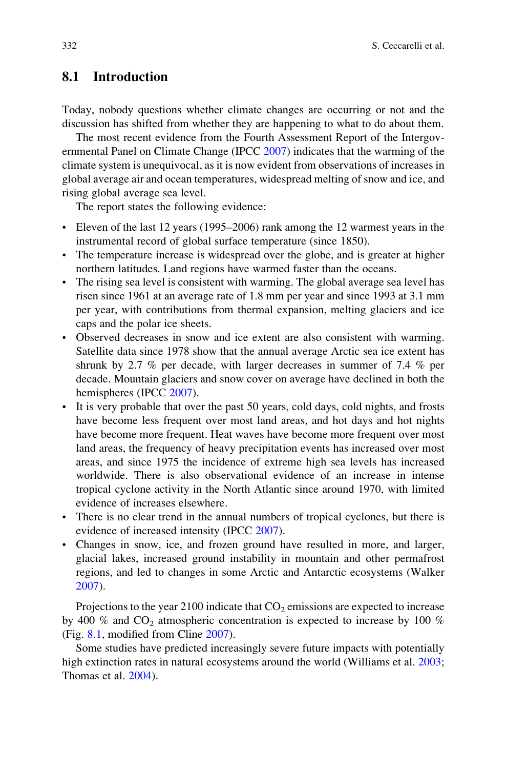## 8.1 Introduction

Today, nobody questions whether climate changes are occurring or not and the discussion has shifted from whether they are happening to what to do about them.

The most recent evidence from the Fourth Assessment Report of the Intergovernmental Panel on Climate Change (IPCC 2007) indicates that the warming of the climate system is unequivocal, as it is now evident from observations of increases in global average air and ocean temperatures, widespread melting of snow and ice, and rising global average sea level.

The report states the following evidence:

- Eleven of the last 12 years (1995–2006) rank among the 12 warmest years in the instrumental record of global surface temperature (since 1850).
- The temperature increase is widespread over the globe, and is greater at higher northern latitudes. Land regions have warmed faster than the oceans.
- The rising sea level is consistent with warming. The global average sea level has risen since 1961 at an average rate of 1.8 mm per year and since 1993 at 3.1 mm per year, with contributions from thermal expansion, melting glaciers and ice caps and the polar ice sheets.
- Observed decreases in snow and ice extent are also consistent with warming. Satellite data since 1978 show that the annual average Arctic sea ice extent has shrunk by 2.7 % per decade, with larger decreases in summer of 7.4 % per decade. Mountain glaciers and snow cover on average have declined in both the hemispheres (IPCC 2007).
- It is very probable that over the past 50 years, cold days, cold nights, and frosts have become less frequent over most land areas, and hot days and hot nights have become more frequent. Heat waves have become more frequent over most land areas, the frequency of heavy precipitation events has increased over most areas, and since 1975 the incidence of extreme high sea levels has increased worldwide. There is also observational evidence of an increase in intense tropical cyclone activity in the North Atlantic since around 1970, with limited evidence of increases elsewhere.
- There is no clear trend in the annual numbers of tropical cyclones, but there is evidence of increased intensity (IPCC 2007).
- Changes in snow, ice, and frozen ground have resulted in more, and larger, glacial lakes, increased ground instability in mountain and other permafrost regions, and led to changes in some Arctic and Antarctic ecosystems (Walker 2007).

Projections to the year 2100 indicate that $CO_2$ emissions are expected to increase by 400 % and $CO_2$ atmospheric concentration is expected to increase by 100 % (Fig. 8.1, modified from Cline 2007).

Some studies have predicted increasingly severe future impacts with potentially high extinction rates in natural ecosystems around the world (Williams et al. 2003; Thomas et al. 2004).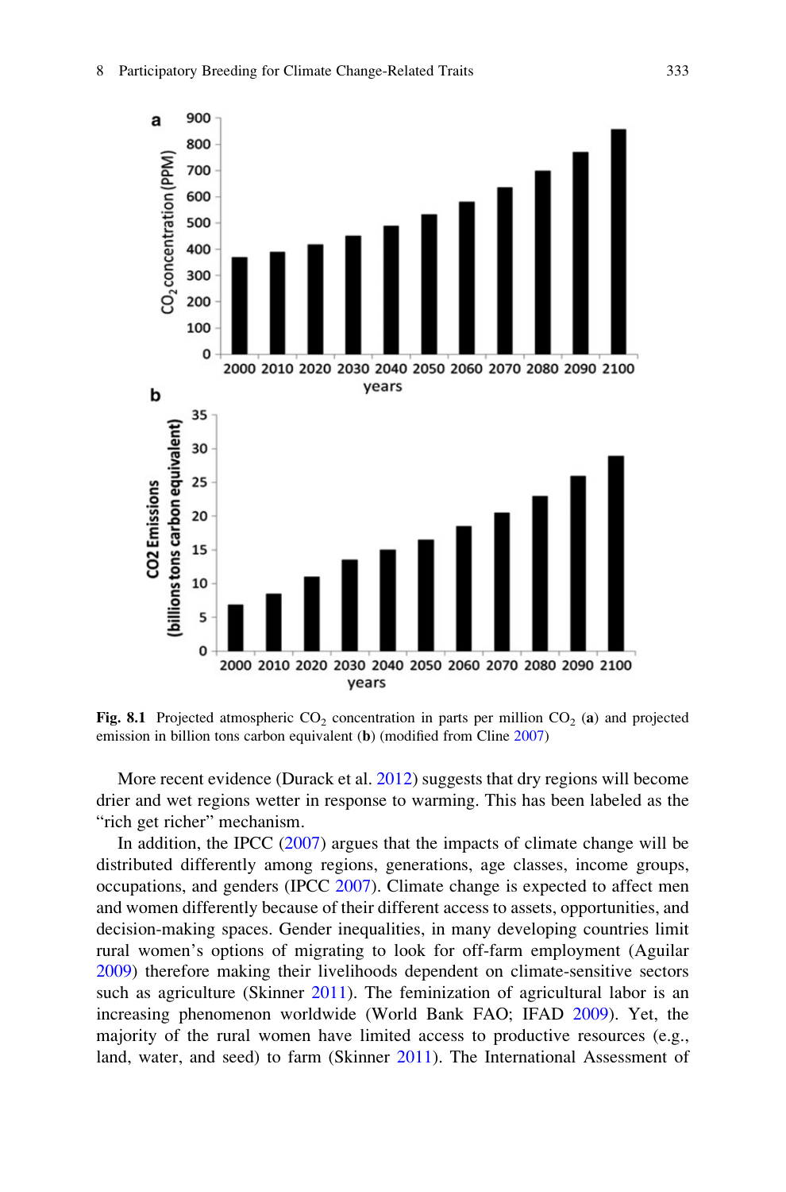Fig. 8.1 Projected atmospheric $CO_2$ concentration in parts per million $CO_2$ (**a**) and projected emission in billion tons carbon equivalent (**b**) (modified from Cline 2007)

More recent evidence (Durack et al. 2012) suggests that dry regions will become drier and wet regions wetter in response to warming. This has been labeled as the "rich get richer" mechanism.

In addition, the IPCC (2007) argues that the impacts of climate change will be distributed differently among regions, generations, age classes, income groups, occupations, and genders (IPCC 2007). Climate change is expected to affect men and women differently because of their different access to assets, opportunities, and decision-making spaces. Gender inequalities, in many developing countries limit rural women's options of migrating to look for off-farm employment (Aguilar 2009) therefore making their livelihoods dependent on climate-sensitive sectors such as agriculture (Skinner 2011). The feminization of agricultural labor is an increasing phenomenon worldwide (World Bank FAO; IFAD 2009). Yet, the majority of the rural women have limited access to productive resources (e.g., land, water, and seed) to farm (Skinner 2011). The International Assessment of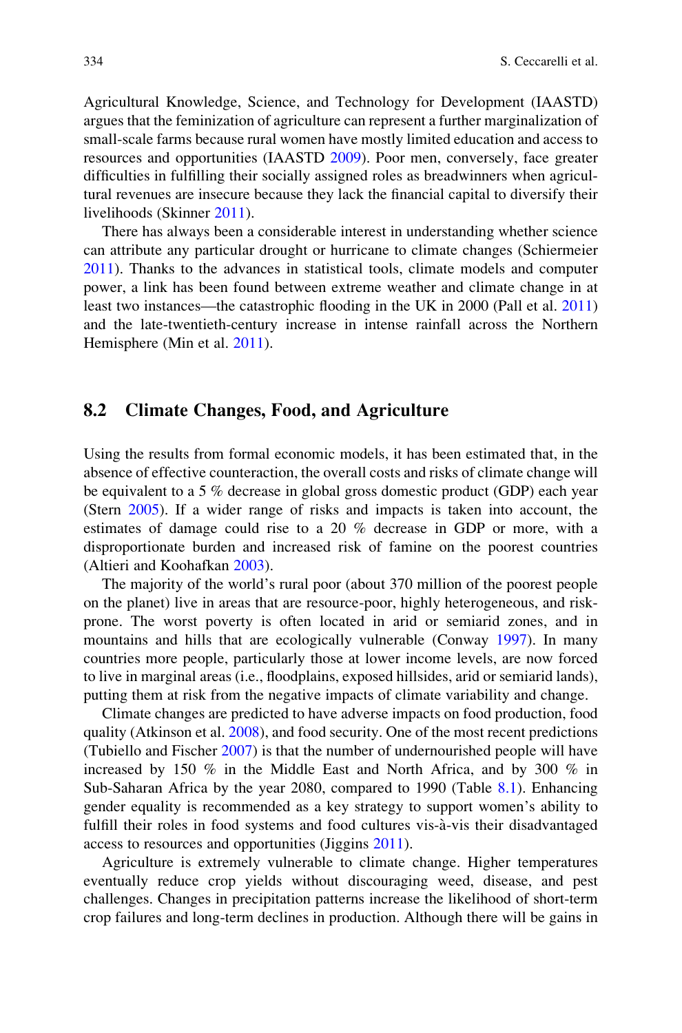Agricultural Knowledge, Science, and Technology for Development (IAASTD) argues that the feminization of agriculture can represent a further marginalization of small-scale farms because rural women have mostly limited education and access to resources and opportunities (IAASTD 2009). Poor men, conversely, face greater difficulties in fulfilling their socially assigned roles as breadwinners when agricultural revenues are insecure because they lack the financial capital to diversify their livelihoods (Skinner 2011).

There has always been a considerable interest in understanding whether science can attribute any particular drought or hurricane to climate changes (Schiermeier 2011). Thanks to the advances in statistical tools, climate models and computer power, a link has been found between extreme weather and climate change in at least two instances—the catastrophic flooding in the UK in 2000 (Pall et al. 2011) and the late-twentieth-century increase in intense rainfall across the Northern Hemisphere (Min et al. 2011).

## 8.2 Climate Changes, Food, and Agriculture

Using the results from formal economic models, it has been estimated that, in the absence of effective counteraction, the overall costs and risks of climate change will be equivalent to a 5 % decrease in global gross domestic product (GDP) each year (Stern 2005). If a wider range of risks and impacts is taken into account, the estimates of damage could rise to a 20 % decrease in GDP or more, with a disproportionate burden and increased risk of famine on the poorest countries (Altieri and Koohafkan 2003).

The majority of the world's rural poor (about 370 million of the poorest people on the planet) live in areas that are resource-poor, highly heterogeneous, and risk-prone. The worst poverty is often located in arid or semiarid zones, and in mountains and hills that are ecologically vulnerable (Conway 1997). In many countries more people, particularly those at lower income levels, are now forced to live in marginal areas (i.e., floodplains, exposed hillsides, arid or semiarid lands), putting them at risk from the negative impacts of climate variability and change.

Climate changes are predicted to have adverse impacts on food production, food quality (Atkinson et al. 2008), and food security. One of the most recent predictions (Tubiello and Fischer 2007) is that the number of undernourished people will have increased by 150 % in the Middle East and North Africa, and by 300 % in Sub-Saharan Africa by the year 2080, compared to 1990 (Table 8.1). Enhancing gender equality is recommended as a key strategy to support women's ability to fulfill their roles in food systems and food cultures vis-à-vis their disadvantaged access to resources and opportunities (Jiggins 2011).

Agriculture is extremely vulnerable to climate change. Higher temperatures eventually reduce crop yields without discouraging weed, disease, and pest challenges. Changes in precipitation patterns increase the likelihood of short-term crop failures and long-term declines in production. Although there will be gains in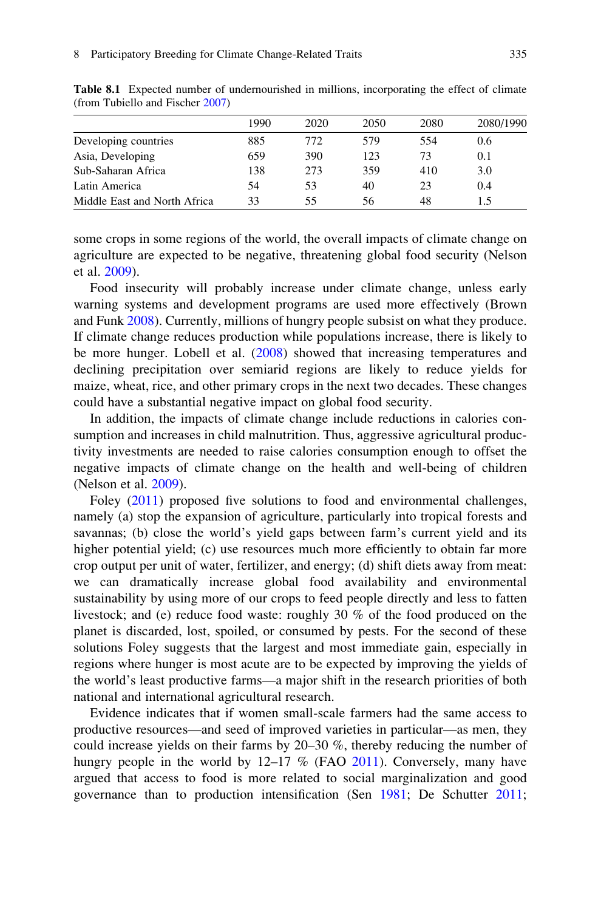**Table 8.1** Expected number of undernourished in millions, incorporating the effect of climate (from Tubiello and Fischer 2007)

| | 1990 | 2020 | 2050 | 2080 | 2080/1990 |
|---|---|---|---|---|---|
| Developing countries | 885 | 772 | 579 | 554 | 0.6 |
| Asia, Developing | 659 | 390 | 123 | 73 | 0.1 |
| Sub-Saharan Africa | 138 | 273 | 359 | 410 | 3.0 |
| Latin America | 54 | 53 | 40 | 23 | 0.4 |
| Middle East and North Africa | 33 | 55 | 56 | 48 | 1.5 |

some crops in some regions of the world, the overall impacts of climate change on agriculture are expected to be negative, threatening global food security (Nelson et al. 2009).

Food insecurity will probably increase under climate change, unless early warning systems and development programs are used more effectively (Brown and Funk 2008). Currently, millions of hungry people subsist on what they produce. If climate change reduces production while populations increase, there is likely to be more hunger. Lobell et al. (2008) showed that increasing temperatures and declining precipitation over semiarid regions are likely to reduce yields for maize, wheat, rice, and other primary crops in the next two decades. These changes could have a substantial negative impact on global food security.

In addition, the impacts of climate change include reductions in calories consumption and increases in child malnutrition. Thus, aggressive agricultural productivity investments are needed to raise calories consumption enough to offset the negative impacts of climate change on the health and well-being of children (Nelson et al. 2009).

Foley (2011) proposed five solutions to food and environmental challenges, namely (a) stop the expansion of agriculture, particularly into tropical forests and savannas; (b) close the world's yield gaps between farm's current yield and its higher potential yield; (c) use resources much more efficiently to obtain far more crop output per unit of water, fertilizer, and energy; (d) shift diets away from meat: we can dramatically increase global food availability and environmental sustainability by using more of our crops to feed people directly and less to fatten livestock; and (e) reduce food waste: roughly 30 % of the food produced on the planet is discarded, lost, spoiled, or consumed by pests. For the second of these solutions Foley suggests that the largest and most immediate gain, especially in regions where hunger is most acute are to be expected by improving the yields of the world's least productive farms—a major shift in the research priorities of both national and international agricultural research.

Evidence indicates that if women small-scale farmers had the same access to productive resources—and seed of improved varieties in particular—as men, they could increase yields on their farms by 20–30 %, thereby reducing the number of hungry people in the world by 12–17 % (FAO 2011). Conversely, many have argued that access to food is more related to social marginalization and good governance than to production intensification (Sen 1981; De Schutter 2011;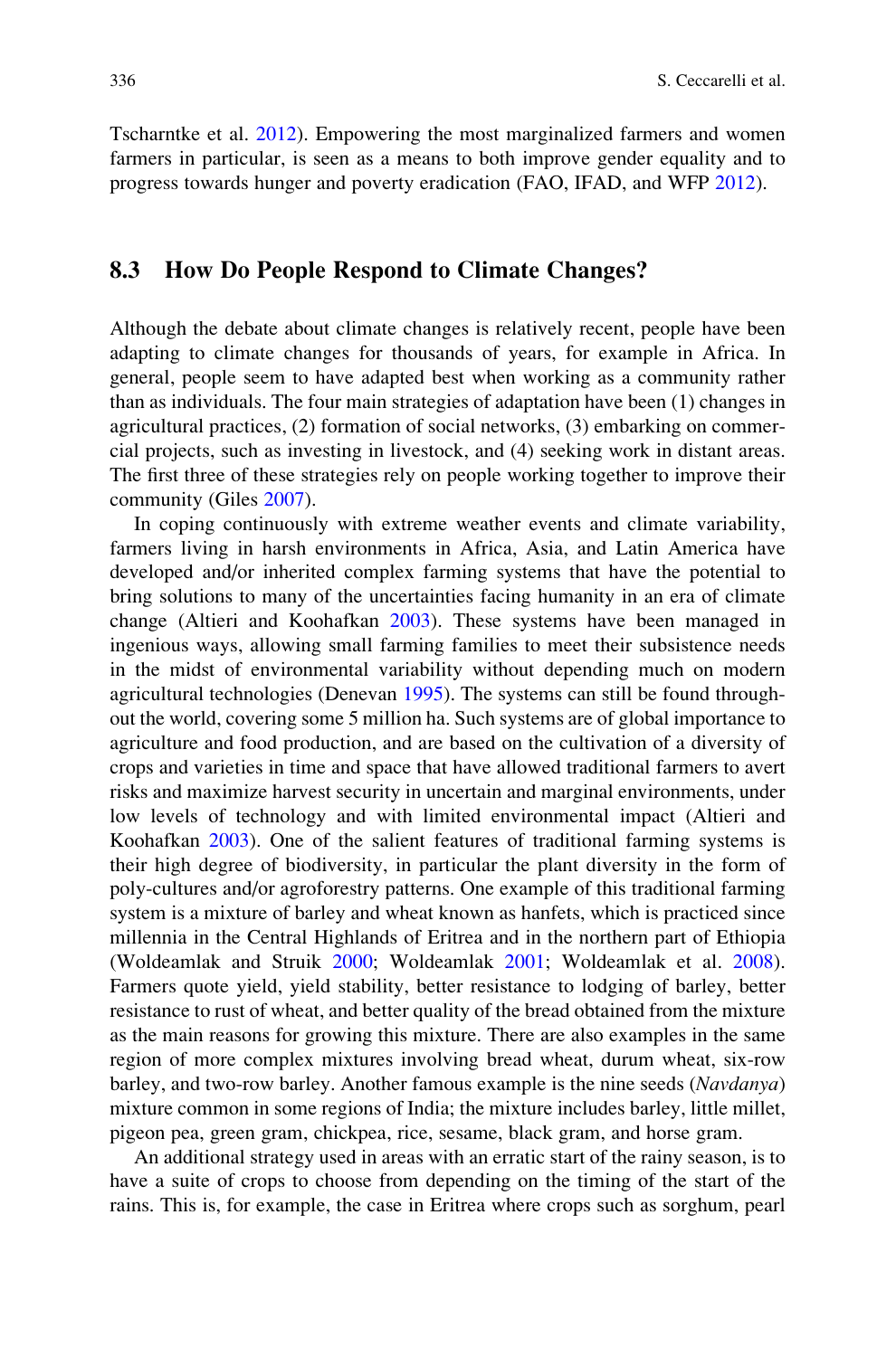Tscharntke et al. 2012). Empowering the most marginalized farmers and women farmers in particular, is seen as a means to both improve gender equality and to progress towards hunger and poverty eradication (FAO, IFAD, and WFP 2012).

## 8.3 How Do People Respond to Climate Changes?

Although the debate about climate changes is relatively recent, people have been adapting to climate changes for thousands of years, for example in Africa. In general, people seem to have adapted best when working as a community rather than as individuals. The four main strategies of adaptation have been (1) changes in agricultural practices, (2) formation of social networks, (3) embarking on commercial projects, such as investing in livestock, and (4) seeking work in distant areas. The first three of these strategies rely on people working together to improve their community (Giles 2007).

In coping continuously with extreme weather events and climate variability, farmers living in harsh environments in Africa, Asia, and Latin America have developed and/or inherited complex farming systems that have the potential to bring solutions to many of the uncertainties facing humanity in an era of climate change (Altieri and Koohafkan 2003). These systems have been managed in ingenious ways, allowing small farming families to meet their subsistence needs in the midst of environmental variability without depending much on modern agricultural technologies (Denevan 1995). The systems can still be found throughout the world, covering some 5 million ha. Such systems are of global importance to agriculture and food production, and are based on the cultivation of a diversity of crops and varieties in time and space that have allowed traditional farmers to avert risks and maximize harvest security in uncertain and marginal environments, under low levels of technology and with limited environmental impact (Altieri and Koohafkan 2003). One of the salient features of traditional farming systems is their high degree of biodiversity, in particular the plant diversity in the form of poly-cultures and/or agroforestry patterns. One example of this traditional farming system is a mixture of barley and wheat known as hanfets, which is practiced since millennia in the Central Highlands of Eritrea and in the northern part of Ethiopia (Woldeamlak and Struik 2000; Woldeamlak 2001; Woldeamlak et al. 2008). Farmers quote yield, yield stability, better resistance to lodging of barley, better resistance to rust of wheat, and better quality of the bread obtained from the mixture as the main reasons for growing this mixture. There are also examples in the same region of more complex mixtures involving bread wheat, durum wheat, six-row barley, and two-row barley. Another famous example is the nine seeds (*Navdanya*) mixture common in some regions of India; the mixture includes barley, little millet, pigeon pea, green gram, chickpea, rice, sesame, black gram, and horse gram.

An additional strategy used in areas with an erratic start of the rainy season, is to have a suite of crops to choose from depending on the timing of the start of the rains. This is, for example, the case in Eritrea where crops such as sorghum, pearl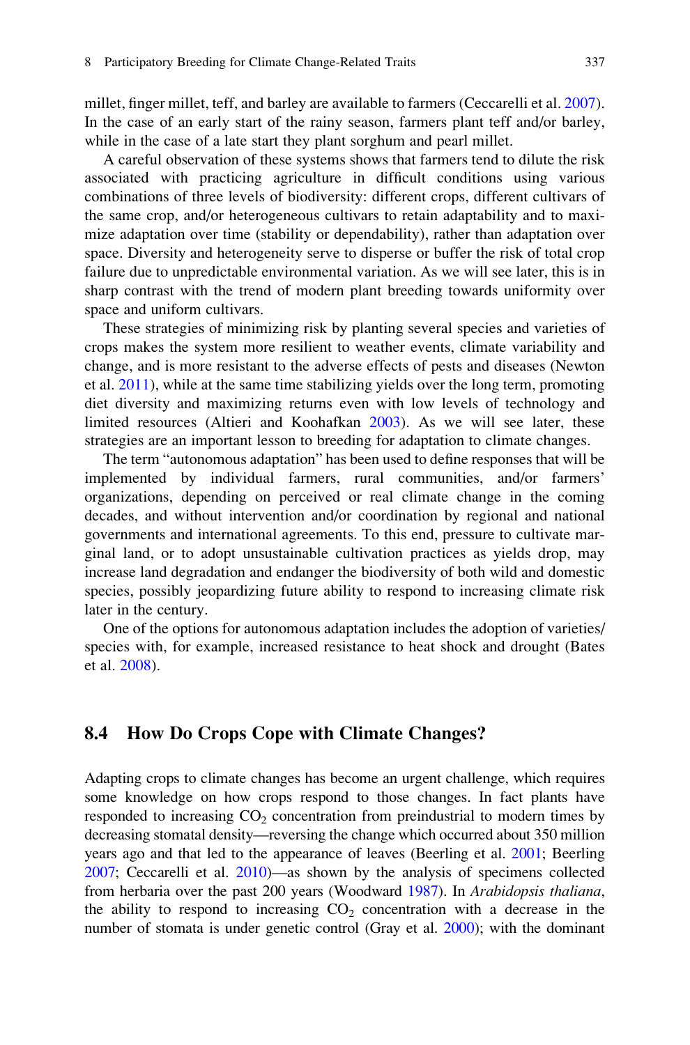millet, finger millet, teff, and barley are available to farmers (Ceccarelli et al. 2007). In the case of an early start of the rainy season, farmers plant teff and/or barley, while in the case of a late start they plant sorghum and pearl millet.

A careful observation of these systems shows that farmers tend to dilute the risk associated with practicing agriculture in difficult conditions using various combinations of three levels of biodiversity: different crops, different cultivars of the same crop, and/or heterogeneous cultivars to retain adaptability and to maximize adaptation over time (stability or dependability), rather than adaptation over space. Diversity and heterogeneity serve to disperse or buffer the risk of total crop failure due to unpredictable environmental variation. As we will see later, this is in sharp contrast with the trend of modern plant breeding towards uniformity over space and uniform cultivars.

These strategies of minimizing risk by planting several species and varieties of crops makes the system more resilient to weather events, climate variability and change, and is more resistant to the adverse effects of pests and diseases (Newton et al. 2011), while at the same time stabilizing yields over the long term, promoting diet diversity and maximizing returns even with low levels of technology and limited resources (Altieri and Koohafkan 2003). As we will see later, these strategies are an important lesson to breeding for adaptation to climate changes.

The term "autonomous adaptation" has been used to define responses that will be implemented by individual farmers, rural communities, and/or farmers' organizations, depending on perceived or real climate change in the coming decades, and without intervention and/or coordination by regional and national governments and international agreements. To this end, pressure to cultivate marginal land, or to adopt unsustainable cultivation practices as yields drop, may increase land degradation and endanger the biodiversity of both wild and domestic species, possibly jeopardizing future ability to respond to increasing climate risk later in the century.

One of the options for autonomous adaptation includes the adoption of varieties/species with, for example, increased resistance to heat shock and drought (Bates et al. 2008).

## 8.4 How Do Crops Cope with Climate Changes?

Adapting crops to climate changes has become an urgent challenge, which requires some knowledge on how crops respond to those changes. In fact plants have responded to increasing $CO_2$ concentration from preindustrial to modern times by decreasing stomatal density—reversing the change which occurred about 350 million years ago and that led to the appearance of leaves (Beerling et al. 2001; Beerling 2007; Ceccarelli et al. 2010)—as shown by the analysis of specimens collected from herbaria over the past 200 years (Woodward 1987). In *Arabidopsis thaliana*, the ability to respond to increasing $CO_2$ concentration with a decrease in the number of stomata is under genetic control (Gray et al. 2000); with the dominant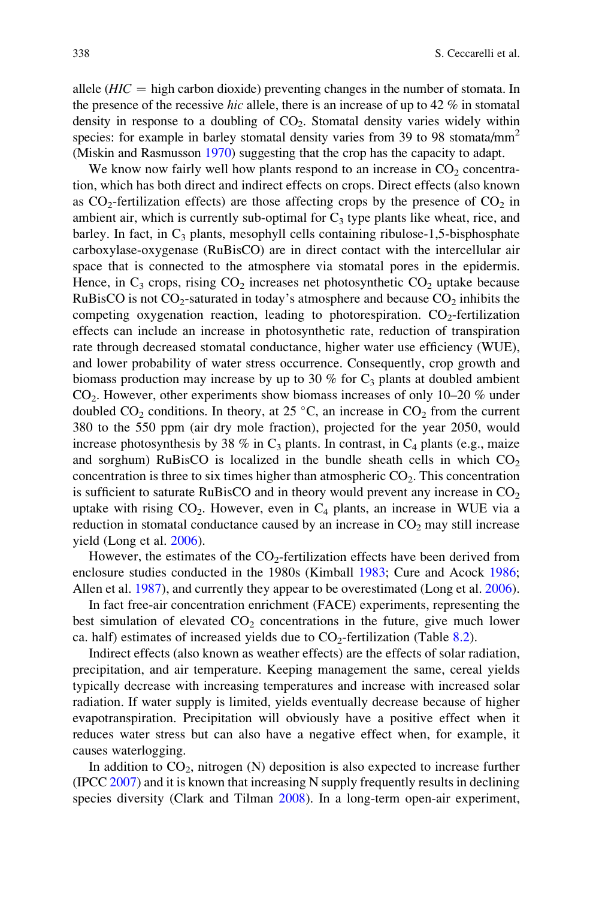allele (*HIC* = high carbon dioxide) preventing changes in the number of stomata. In the presence of the recessive *hic* allele, there is an increase of up to 42 % in stomatal density in response to a doubling of $CO_2$. Stomatal density varies widely within species: for example in barley stomatal density varies from 39 to 98 stomata/mm$^2$ (Miskin and Rasmusson 1970) suggesting that the crop has the capacity to adapt.

We know now fairly well how plants respond to an increase in $CO_2$ concentration, which has both direct and indirect effects on crops. Direct effects (also known as $CO_2$-fertilization effects) are those affecting crops by the presence of $CO_2$ in ambient air, which is currently sub-optimal for $C_3$ type plants like wheat, rice, and barley. In fact, in $C_3$ plants, mesophyll cells containing ribulose-1,5-bisphosphate carboxylase-oxygenase (RuBisCO) are in direct contact with the intercellular air space that is connected to the atmosphere via stomatal pores in the epidermis. Hence, in $C_3$ crops, rising $CO_2$ increases net photosynthetic $CO_2$ uptake because RuBisCO is not $CO_2$-saturated in today's atmosphere and because $CO_2$ inhibits the competing oxygenation reaction, leading to photorespiration. $CO_2$-fertilization effects can include an increase in photosynthetic rate, reduction of transpiration rate through decreased stomatal conductance, higher water use efficiency (WUE), and lower probability of water stress occurrence. Consequently, crop growth and biomass production may increase by up to 30 % for $C_3$ plants at doubled ambient $CO_2$. However, other experiments show biomass increases of only 10–20 % under doubled $CO_2$ conditions. In theory, at 25 °C, an increase in $CO_2$ from the current 380 to the 550 ppm (air dry mole fraction), projected for the year 2050, would increase photosynthesis by 38 % in $C_3$ plants. In contrast, in $C_4$ plants (e.g., maize and sorghum) RuBisCO is localized in the bundle sheath cells in which $CO_2$ concentration is three to six times higher than atmospheric $CO_2$. This concentration is sufficient to saturate RuBisCO and in theory would prevent any increase in $CO_2$ uptake with rising $CO_2$. However, even in $C_4$ plants, an increase in WUE via a reduction in stomatal conductance caused by an increase in $CO_2$ may still increase yield (Long et al. 2006).

However, the estimates of the $CO_2$-fertilization effects have been derived from enclosure studies conducted in the 1980s (Kimball 1983; Cure and Acock 1986; Allen et al. 1987), and currently they appear to be overestimated (Long et al. 2006).

In fact free-air concentration enrichment (FACE) experiments, representing the best simulation of elevated $CO_2$ concentrations in the future, give much lower ca. half) estimates of increased yields due to $CO_2$-fertilization (Table 8.2).

Indirect effects (also known as weather effects) are the effects of solar radiation, precipitation, and air temperature. Keeping management the same, cereal yields typically decrease with increasing temperatures and increase with increased solar radiation. If water supply is limited, yields eventually decrease because of higher evapotranspiration. Precipitation will obviously have a positive effect when it reduces water stress but can also have a negative effect when, for example, it causes waterlogging.

In addition to $CO_2$, nitrogen (N) deposition is also expected to increase further (IPCC 2007) and it is known that increasing N supply frequently results in declining species diversity (Clark and Tilman 2008). In a long-term open-air experiment,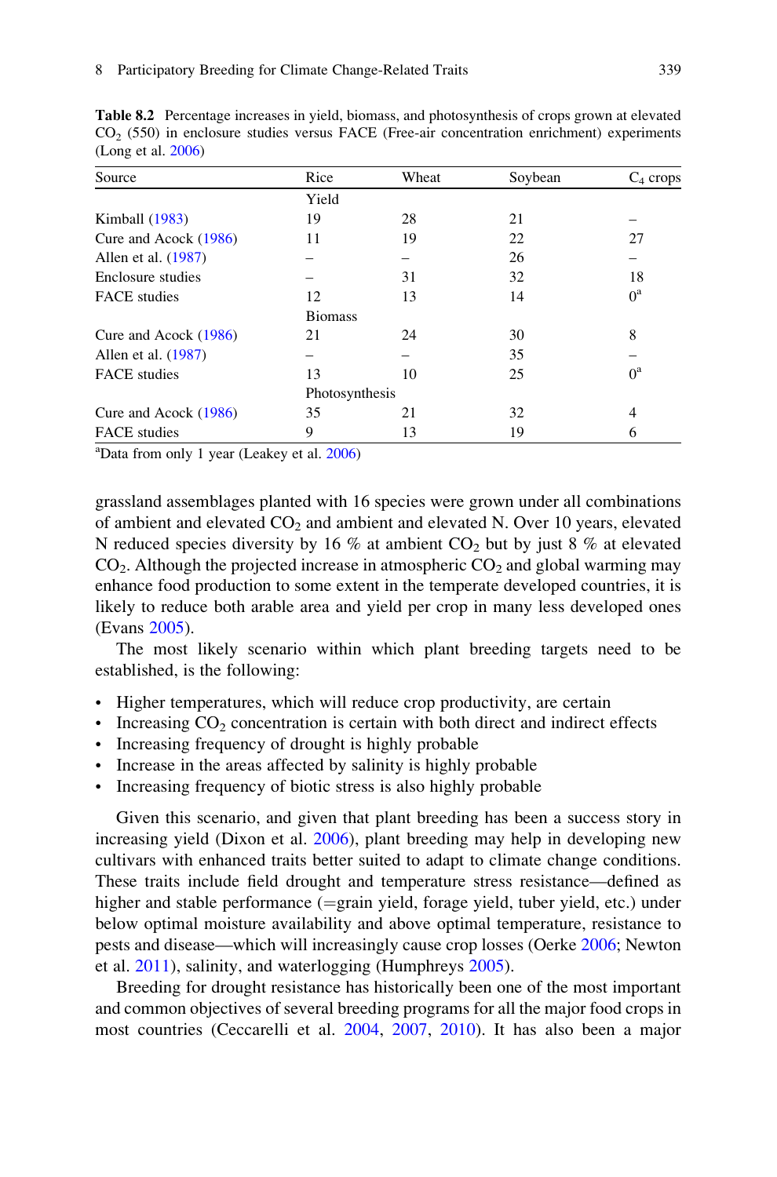**Table 8.2** Percentage increases in yield, biomass, and photosynthesis of crops grown at elevated $CO_2$ (550) in enclosure studies versus FACE (Free-air concentration enrichment) experiments (Long et al. 2006)

| Source | Rice | Wheat | Soybean | $C_4$ crops |
|---|---|---|---|---|
| | Yield | | | |
| Kimball (1983) | 19 | 28 | 21 | – |
| Cure and Acock (1986) | 11 | 19 | 22 | 27 |
| Allen et al. (1987) | – | – | 26 | – |
| Enclosure studies | – | 31 | 32 | 18 |
| FACE studies | 12 | 13 | 14 | 0[a] |
| | Biomass | | | |
| Cure and Acock (1986) | 21 | 24 | 30 | 8 |
| Allen et al. (1987) | – | – | 35 | – |
| FACE studies | 13 | 10 | 25 | 0[a] |
| | Photosynthesis | | | |
| Cure and Acock (1986) | 35 | 21 | 32 | 4 |
| FACE studies | 9 | 13 | 19 | 6 |

[a]Data from only 1 year (Leakey et al. 2006)

grassland assemblages planted with 16 species were grown under all combinations of ambient and elevated $CO_2$ and ambient and elevated N. Over 10 years, elevated N reduced species diversity by 16 % at ambient $CO_2$ but by just 8 % at elevated $CO_2$. Although the projected increase in atmospheric $CO_2$ and global warming may enhance food production to some extent in the temperate developed countries, it is likely to reduce both arable area and yield per crop in many less developed ones (Evans 2005).

The most likely scenario within which plant breeding targets need to be established, is the following:

- Higher temperatures, which will reduce crop productivity, are certain
- Increasing $CO_2$ concentration is certain with both direct and indirect effects
- Increasing frequency of drought is highly probable
- Increase in the areas affected by salinity is highly probable
- Increasing frequency of biotic stress is also highly probable

Given this scenario, and given that plant breeding has been a success story in increasing yield (Dixon et al. 2006), plant breeding may help in developing new cultivars with enhanced traits better suited to adapt to climate change conditions. These traits include field drought and temperature stress resistance—defined as higher and stable performance (=grain yield, forage yield, tuber yield, etc.) under below optimal moisture availability and above optimal temperature, resistance to pests and disease—which will increasingly cause crop losses (Oerke 2006; Newton et al. 2011), salinity, and waterlogging (Humphreys 2005).

Breeding for drought resistance has historically been one of the most important and common objectives of several breeding programs for all the major food crops in most countries (Ceccarelli et al. 2004, 2007, 2010). It has also been a major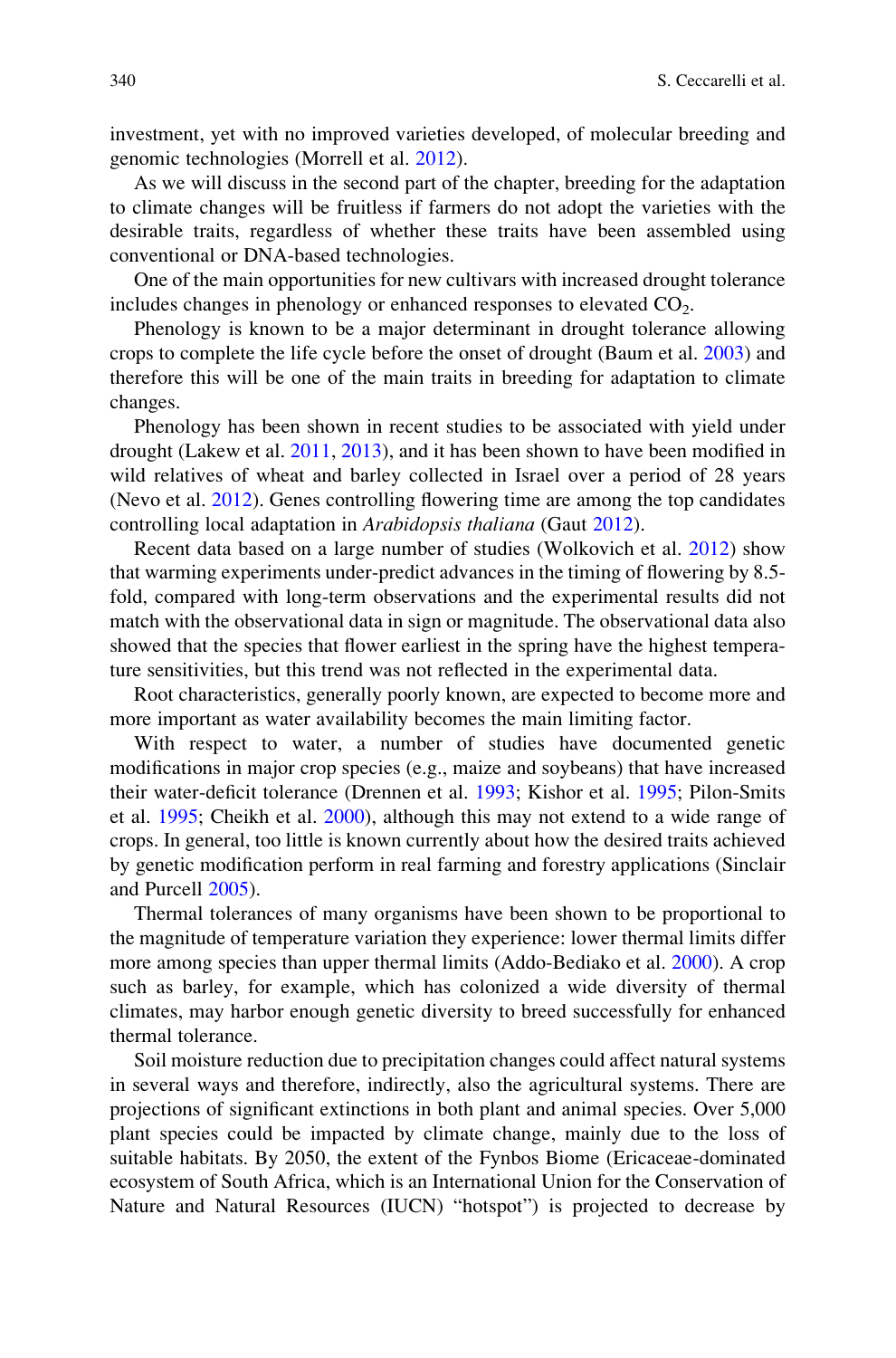investment, yet with no improved varieties developed, of molecular breeding and genomic technologies (Morrell et al. 2012).

As we will discuss in the second part of the chapter, breeding for the adaptation to climate changes will be fruitless if farmers do not adopt the varieties with the desirable traits, regardless of whether these traits have been assembled using conventional or DNA-based technologies.

One of the main opportunities for new cultivars with increased drought tolerance includes changes in phenology or enhanced responses to elevated $CO_2$.

Phenology is known to be a major determinant in drought tolerance allowing crops to complete the life cycle before the onset of drought (Baum et al. 2003) and therefore this will be one of the main traits in breeding for adaptation to climate changes.

Phenology has been shown in recent studies to be associated with yield under drought (Lakew et al. 2011, 2013), and it has been shown to have been modified in wild relatives of wheat and barley collected in Israel over a period of 28 years (Nevo et al. 2012). Genes controlling flowering time are among the top candidates controlling local adaptation in *Arabidopsis thaliana* (Gaut 2012).

Recent data based on a large number of studies (Wolkovich et al. 2012) show that warming experiments under-predict advances in the timing of flowering by 8.5-fold, compared with long-term observations and the experimental results did not match with the observational data in sign or magnitude. The observational data also showed that the species that flower earliest in the spring have the highest temperature sensitivities, but this trend was not reflected in the experimental data.

Root characteristics, generally poorly known, are expected to become more and more important as water availability becomes the main limiting factor.

With respect to water, a number of studies have documented genetic modifications in major crop species (e.g., maize and soybeans) that have increased their water-deficit tolerance (Drennen et al. 1993; Kishor et al. 1995; Pilon-Smits et al. 1995; Cheikh et al. 2000), although this may not extend to a wide range of crops. In general, too little is known currently about how the desired traits achieved by genetic modification perform in real farming and forestry applications (Sinclair and Purcell 2005).

Thermal tolerances of many organisms have been shown to be proportional to the magnitude of temperature variation they experience: lower thermal limits differ more among species than upper thermal limits (Addo-Bediako et al. 2000). A crop such as barley, for example, which has colonized a wide diversity of thermal climates, may harbor enough genetic diversity to breed successfully for enhanced thermal tolerance.

Soil moisture reduction due to precipitation changes could affect natural systems in several ways and therefore, indirectly, also the agricultural systems. There are projections of significant extinctions in both plant and animal species. Over 5,000 plant species could be impacted by climate change, mainly due to the loss of suitable habitats. By 2050, the extent of the Fynbos Biome (Ericaceae-dominated ecosystem of South Africa, which is an International Union for the Conservation of Nature and Natural Resources (IUCN) "hotspot") is projected to decrease by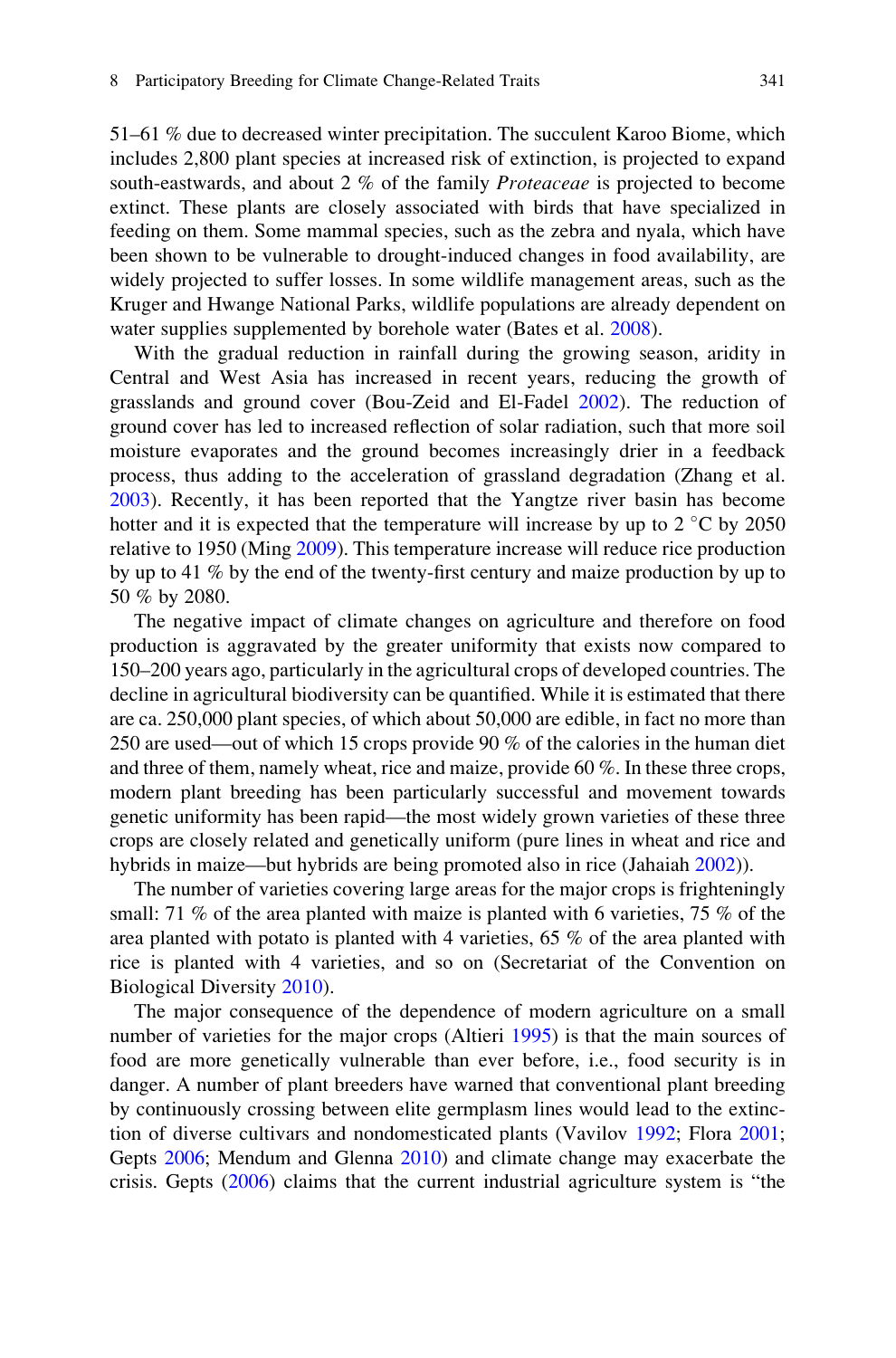51–61 % due to decreased winter precipitation. The succulent Karoo Biome, which includes 2,800 plant species at increased risk of extinction, is projected to expand south-eastwards, and about 2 % of the family *Proteaceae* is projected to become extinct. These plants are closely associated with birds that have specialized in feeding on them. Some mammal species, such as the zebra and nyala, which have been shown to be vulnerable to drought-induced changes in food availability, are widely projected to suffer losses. In some wildlife management areas, such as the Kruger and Hwange National Parks, wildlife populations are already dependent on water supplies supplemented by borehole water (Bates et al. 2008).

With the gradual reduction in rainfall during the growing season, aridity in Central and West Asia has increased in recent years, reducing the growth of grasslands and ground cover (Bou-Zeid and El-Fadel 2002). The reduction of ground cover has led to increased reflection of solar radiation, such that more soil moisture evaporates and the ground becomes increasingly drier in a feedback process, thus adding to the acceleration of grassland degradation (Zhang et al. 2003). Recently, it has been reported that the Yangtze river basin has become hotter and it is expected that the temperature will increase by up to 2 °C by 2050 relative to 1950 (Ming 2009). This temperature increase will reduce rice production by up to 41 % by the end of the twenty-first century and maize production by up to 50 % by 2080.

The negative impact of climate changes on agriculture and therefore on food production is aggravated by the greater uniformity that exists now compared to 150–200 years ago, particularly in the agricultural crops of developed countries. The decline in agricultural biodiversity can be quantified. While it is estimated that there are ca. 250,000 plant species, of which about 50,000 are edible, in fact no more than 250 are used—out of which 15 crops provide 90 % of the calories in the human diet and three of them, namely wheat, rice and maize, provide 60 %. In these three crops, modern plant breeding has been particularly successful and movement towards genetic uniformity has been rapid—the most widely grown varieties of these three crops are closely related and genetically uniform (pure lines in wheat and rice and hybrids in maize—but hybrids are being promoted also in rice (Jahaiah 2002)).

The number of varieties covering large areas for the major crops is frighteningly small: 71 % of the area planted with maize is planted with 6 varieties, 75 % of the area planted with potato is planted with 4 varieties, 65 % of the area planted with rice is planted with 4 varieties, and so on (Secretariat of the Convention on Biological Diversity 2010).

The major consequence of the dependence of modern agriculture on a small number of varieties for the major crops (Altieri 1995) is that the main sources of food are more genetically vulnerable than ever before, i.e., food security is in danger. A number of plant breeders have warned that conventional plant breeding by continuously crossing between elite germplasm lines would lead to the extinction of diverse cultivars and nondomesticated plants (Vavilov 1992; Flora 2001; Gepts 2006; Mendum and Glenna 2010) and climate change may exacerbate the crisis. Gepts (2006) claims that the current industrial agriculture system is "the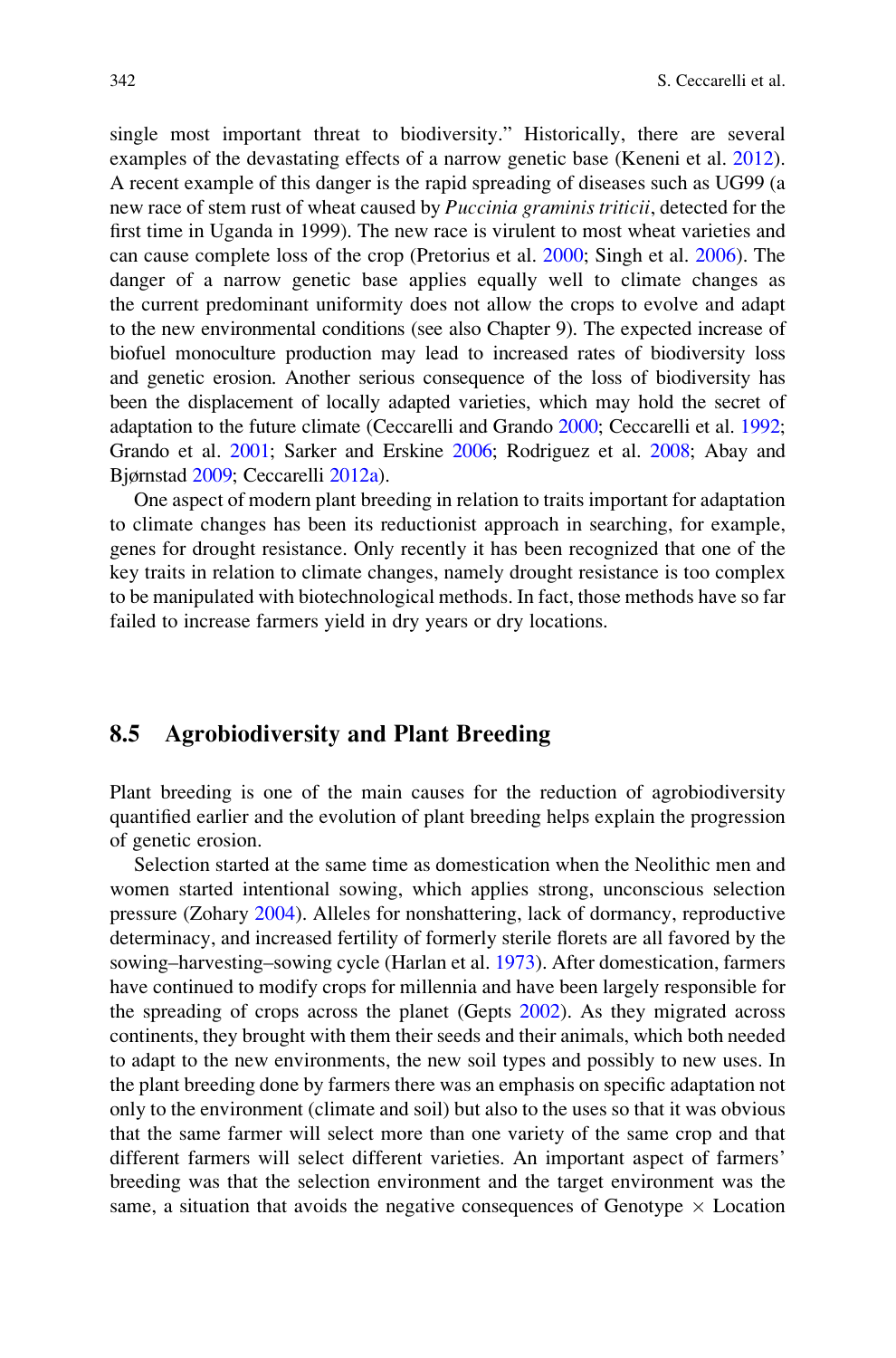single most important threat to biodiversity." Historically, there are several examples of the devastating effects of a narrow genetic base (Keneni et al. 2012). A recent example of this danger is the rapid spreading of diseases such as UG99 (a new race of stem rust of wheat caused by *Puccinia graminis triticii*, detected for the first time in Uganda in 1999). The new race is virulent to most wheat varieties and can cause complete loss of the crop (Pretorius et al. 2000; Singh et al. 2006). The danger of a narrow genetic base applies equally well to climate changes as the current predominant uniformity does not allow the crops to evolve and adapt to the new environmental conditions (see also Chapter 9). The expected increase of biofuel monoculture production may lead to increased rates of biodiversity loss and genetic erosion. Another serious consequence of the loss of biodiversity has been the displacement of locally adapted varieties, which may hold the secret of adaptation to the future climate (Ceccarelli and Grando 2000; Ceccarelli et al. 1992; Grando et al. 2001; Sarker and Erskine 2006; Rodriguez et al. 2008; Abay and Bjørnstad 2009; Ceccarelli 2012a).

One aspect of modern plant breeding in relation to traits important for adaptation to climate changes has been its reductionist approach in searching, for example, genes for drought resistance. Only recently it has been recognized that one of the key traits in relation to climate changes, namely drought resistance is too complex to be manipulated with biotechnological methods. In fact, those methods have so far failed to increase farmers yield in dry years or dry locations.

## 8.5 Agrobiodiversity and Plant Breeding

Plant breeding is one of the main causes for the reduction of agrobiodiversity quantified earlier and the evolution of plant breeding helps explain the progression of genetic erosion.

Selection started at the same time as domestication when the Neolithic men and women started intentional sowing, which applies strong, unconscious selection pressure (Zohary 2004). Alleles for nonshattering, lack of dormancy, reproductive determinacy, and increased fertility of formerly sterile florets are all favored by the sowing–harvesting–sowing cycle (Harlan et al. 1973). After domestication, farmers have continued to modify crops for millennia and have been largely responsible for the spreading of crops across the planet (Gepts 2002). As they migrated across continents, they brought with them their seeds and their animals, which both needed to adapt to the new environments, the new soil types and possibly to new uses. In the plant breeding done by farmers there was an emphasis on specific adaptation not only to the environment (climate and soil) but also to the uses so that it was obvious that the same farmer will select more than one variety of the same crop and that different farmers will select different varieties. An important aspect of farmers' breeding was that the selection environment and the target environment was the same, a situation that avoids the negative consequences of Genotype × Location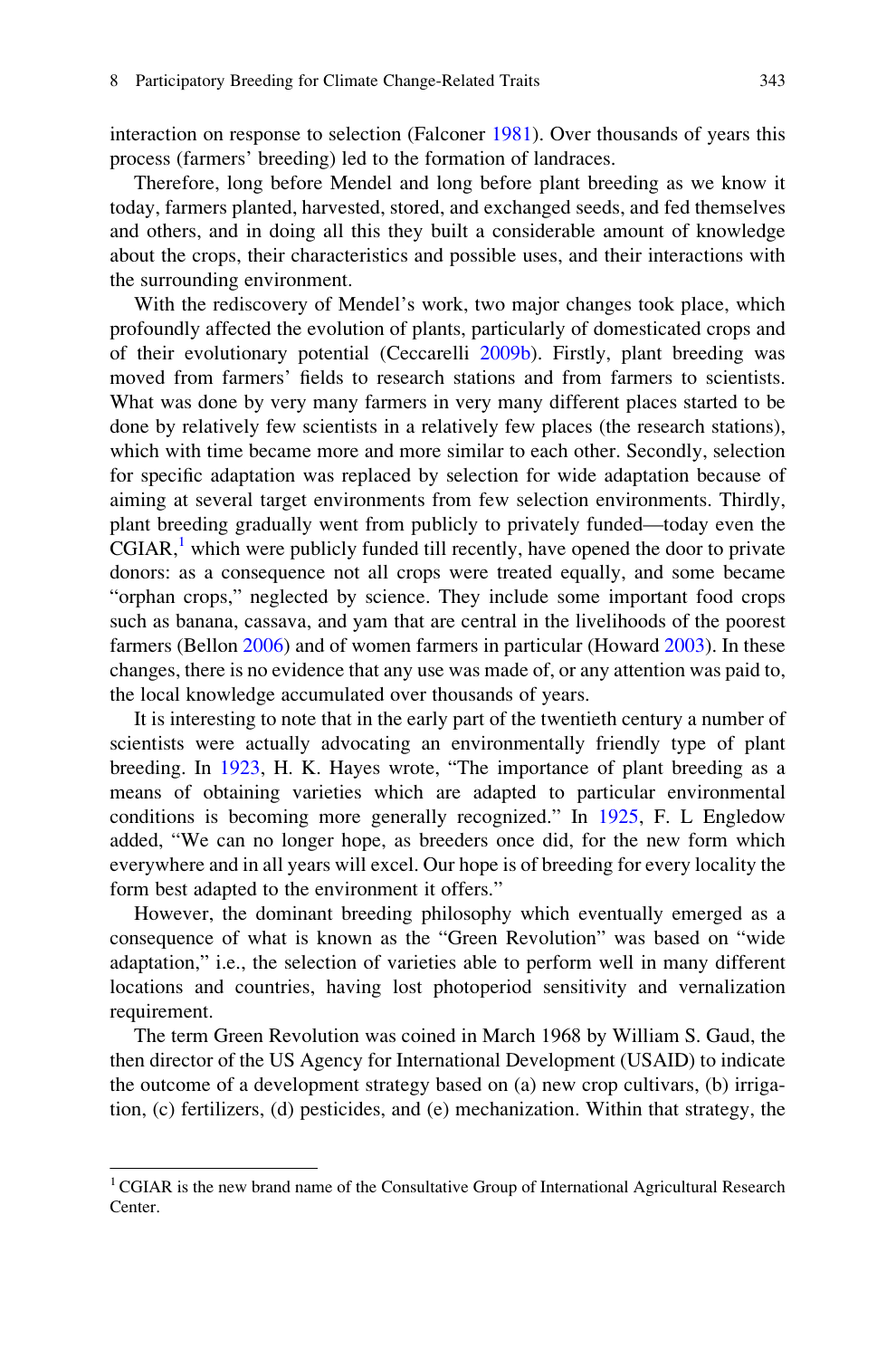interaction on response to selection (Falconer 1981). Over thousands of years this process (farmers' breeding) led to the formation of landraces.

Therefore, long before Mendel and long before plant breeding as we know it today, farmers planted, harvested, stored, and exchanged seeds, and fed themselves and others, and in doing all this they built a considerable amount of knowledge about the crops, their characteristics and possible uses, and their interactions with the surrounding environment.

With the rediscovery of Mendel's work, two major changes took place, which profoundly affected the evolution of plants, particularly of domesticated crops and of their evolutionary potential (Ceccarelli 2009b). Firstly, plant breeding was moved from farmers' fields to research stations and from farmers to scientists. What was done by very many farmers in very many different places started to be done by relatively few scientists in a relatively few places (the research stations), which with time became more and more similar to each other. Secondly, selection for specific adaptation was replaced by selection for wide adaptation because of aiming at several target environments from few selection environments. Thirdly, plant breeding gradually went from publicly to privately funded—today even the CGIAR,[1] which were publicly funded till recently, have opened the door to private donors: as a consequence not all crops were treated equally, and some became "orphan crops," neglected by science. They include some important food crops such as banana, cassava, and yam that are central in the livelihoods of the poorest farmers (Bellon 2006) and of women farmers in particular (Howard 2003). In these changes, there is no evidence that any use was made of, or any attention was paid to, the local knowledge accumulated over thousands of years.

It is interesting to note that in the early part of the twentieth century a number of scientists were actually advocating an environmentally friendly type of plant breeding. In 1923, H. K. Hayes wrote, "The importance of plant breeding as a means of obtaining varieties which are adapted to particular environmental conditions is becoming more generally recognized." In 1925, F. L Engledow added, "We can no longer hope, as breeders once did, for the new form which everywhere and in all years will excel. Our hope is of breeding for every locality the form best adapted to the environment it offers."

However, the dominant breeding philosophy which eventually emerged as a consequence of what is known as the "Green Revolution" was based on "wide adaptation," i.e., the selection of varieties able to perform well in many different locations and countries, having lost photoperiod sensitivity and vernalization requirement.

The term Green Revolution was coined in March 1968 by William S. Gaud, the then director of the US Agency for International Development (USAID) to indicate the outcome of a development strategy based on (a) new crop cultivars, (b) irrigation, (c) fertilizers, (d) pesticides, and (e) mechanization. Within that strategy, the

[1] CGIAR is the new brand name of the Consultative Group of International Agricultural Research Center.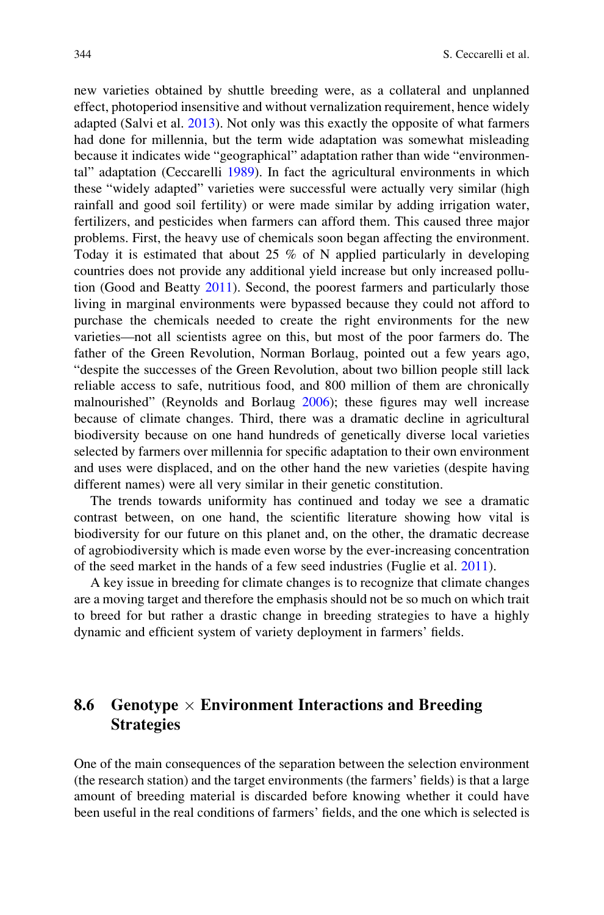new varieties obtained by shuttle breeding were, as a collateral and unplanned effect, photoperiod insensitive and without vernalization requirement, hence widely adapted (Salvi et al. 2013). Not only was this exactly the opposite of what farmers had done for millennia, but the term wide adaptation was somewhat misleading because it indicates wide "geographical" adaptation rather than wide "environmental" adaptation (Ceccarelli 1989). In fact the agricultural environments in which these "widely adapted" varieties were successful were actually very similar (high rainfall and good soil fertility) or were made similar by adding irrigation water, fertilizers, and pesticides when farmers can afford them. This caused three major problems. First, the heavy use of chemicals soon began affecting the environment. Today it is estimated that about 25 % of N applied particularly in developing countries does not provide any additional yield increase but only increased pollution (Good and Beatty 2011). Second, the poorest farmers and particularly those living in marginal environments were bypassed because they could not afford to purchase the chemicals needed to create the right environments for the new varieties—not all scientists agree on this, but most of the poor farmers do. The father of the Green Revolution, Norman Borlaug, pointed out a few years ago, "despite the successes of the Green Revolution, about two billion people still lack reliable access to safe, nutritious food, and 800 million of them are chronically malnourished" (Reynolds and Borlaug 2006); these figures may well increase because of climate changes. Third, there was a dramatic decline in agricultural biodiversity because on one hand hundreds of genetically diverse local varieties selected by farmers over millennia for specific adaptation to their own environment and uses were displaced, and on the other hand the new varieties (despite having different names) were all very similar in their genetic constitution.

The trends towards uniformity has continued and today we see a dramatic contrast between, on one hand, the scientific literature showing how vital is biodiversity for our future on this planet and, on the other, the dramatic decrease of agrobiodiversity which is made even worse by the ever-increasing concentration of the seed market in the hands of a few seed industries (Fuglie et al. 2011).

A key issue in breeding for climate changes is to recognize that climate changes are a moving target and therefore the emphasis should not be so much on which trait to breed for but rather a drastic change in breeding strategies to have a highly dynamic and efficient system of variety deployment in farmers' fields.

## 8.6 Genotype × Environment Interactions and Breeding Strategies

One of the main consequences of the separation between the selection environment (the research station) and the target environments (the farmers' fields) is that a large amount of breeding material is discarded before knowing whether it could have been useful in the real conditions of farmers' fields, and the one which is selected is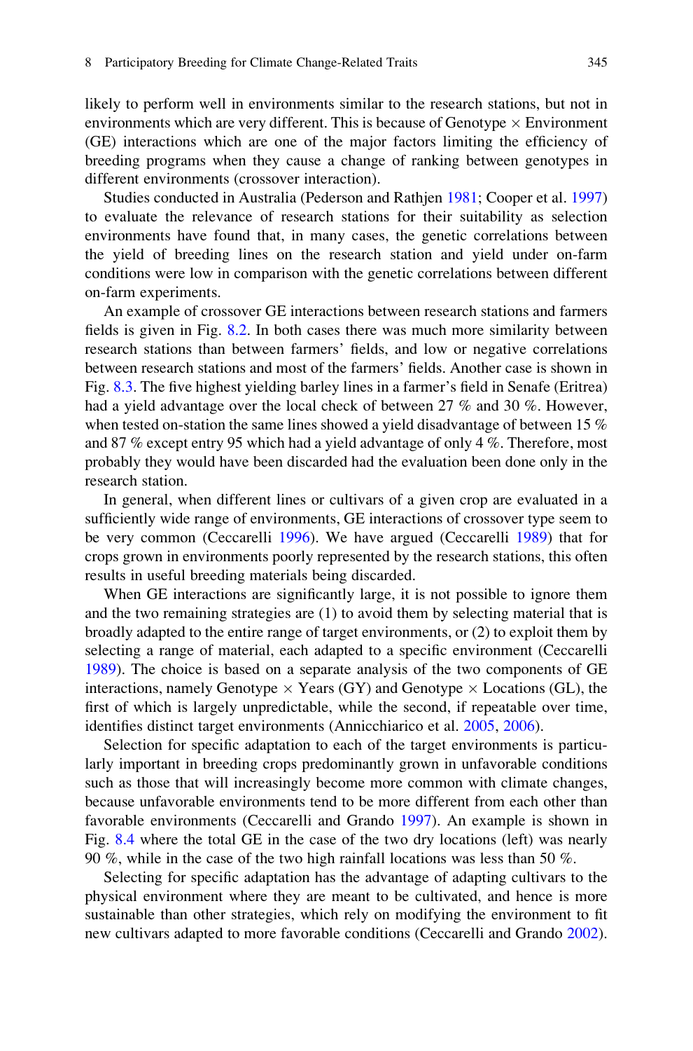likely to perform well in environments similar to the research stations, but not in environments which are very different. This is because of Genotype × Environment (GE) interactions which are one of the major factors limiting the efficiency of breeding programs when they cause a change of ranking between genotypes in different environments (crossover interaction).

Studies conducted in Australia (Pederson and Rathjen 1981; Cooper et al. 1997) to evaluate the relevance of research stations for their suitability as selection environments have found that, in many cases, the genetic correlations between the yield of breeding lines on the research station and yield under on-farm conditions were low in comparison with the genetic correlations between different on-farm experiments.

An example of crossover GE interactions between research stations and farmers fields is given in Fig. 8.2. In both cases there was much more similarity between research stations than between farmers' fields, and low or negative correlations between research stations and most of the farmers' fields. Another case is shown in Fig. 8.3. The five highest yielding barley lines in a farmer's field in Senafe (Eritrea) had a yield advantage over the local check of between 27 % and 30 %. However, when tested on-station the same lines showed a yield disadvantage of between 15 % and 87 % except entry 95 which had a yield advantage of only 4 %. Therefore, most probably they would have been discarded had the evaluation been done only in the research station.

In general, when different lines or cultivars of a given crop are evaluated in a sufficiently wide range of environments, GE interactions of crossover type seem to be very common (Ceccarelli 1996). We have argued (Ceccarelli 1989) that for crops grown in environments poorly represented by the research stations, this often results in useful breeding materials being discarded.

When GE interactions are significantly large, it is not possible to ignore them and the two remaining strategies are (1) to avoid them by selecting material that is broadly adapted to the entire range of target environments, or (2) to exploit them by selecting a range of material, each adapted to a specific environment (Ceccarelli 1989). The choice is based on a separate analysis of the two components of GE interactions, namely Genotype × Years (GY) and Genotype × Locations (GL), the first of which is largely unpredictable, while the second, if repeatable over time, identifies distinct target environments (Annicchiarico et al. 2005, 2006).

Selection for specific adaptation to each of the target environments is particularly important in breeding crops predominantly grown in unfavorable conditions such as those that will increasingly become more common with climate changes, because unfavorable environments tend to be more different from each other than favorable environments (Ceccarelli and Grando 1997). An example is shown in Fig. 8.4 where the total GE in the case of the two dry locations (left) was nearly 90 %, while in the case of the two high rainfall locations was less than 50 %.

Selecting for specific adaptation has the advantage of adapting cultivars to the physical environment where they are meant to be cultivated, and hence is more sustainable than other strategies, which rely on modifying the environment to fit new cultivars adapted to more favorable conditions (Ceccarelli and Grando 2002).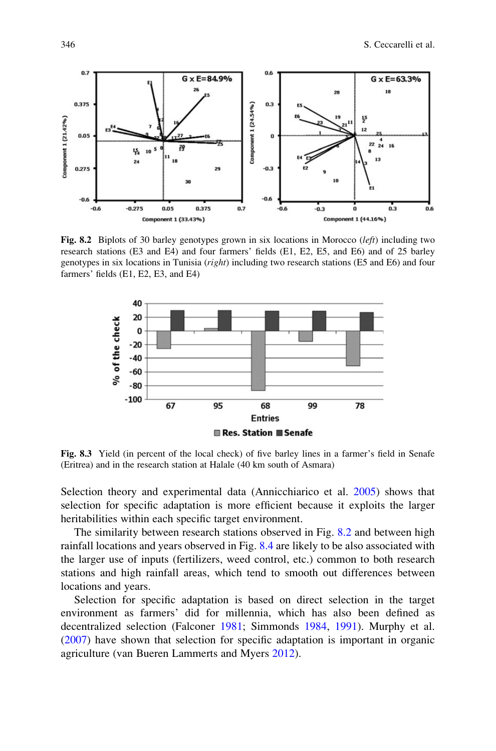**Fig. 8.2** Biplots of 30 barley genotypes grown in six locations in Morocco (*left*) including two research stations (E3 and E4) and four farmers' fields (E1, E2, E5, and E6) and of 25 barley genotypes in six locations in Tunisia (*right*) including two research stations (E5 and E6) and four farmers' fields (E1, E2, E3, and E4)

**Fig. 8.3** Yield (in percent of the local check) of five barley lines in a farmer's field in Senafe (Eritrea) and in the research station at Halale (40 km south of Asmara)

Selection theory and experimental data (Annicchiarico et al. 2005) shows that selection for specific adaptation is more efficient because it exploits the larger heritabilities within each specific target environment.

The similarity between research stations observed in Fig. 8.2 and between high rainfall locations and years observed in Fig. 8.4 are likely to be also associated with the larger use of inputs (fertilizers, weed control, etc.) common to both research stations and high rainfall areas, which tend to smooth out differences between locations and years.

Selection for specific adaptation is based on direct selection in the target environment as farmers' did for millennia, which has also been defined as decentralized selection (Falconer 1981; Simmonds 1984, 1991). Murphy et al. (2007) have shown that selection for specific adaptation is important in organic agriculture (van Bueren Lammerts and Myers 2012).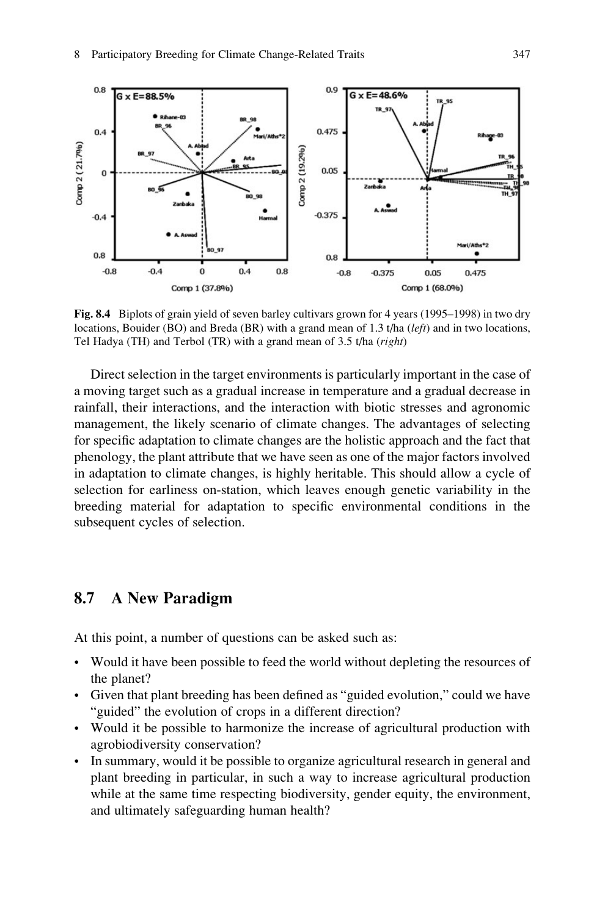Fig. 8.4 Biplots of grain yield of seven barley cultivars grown for 4 years (1995–1998) in two dry locations, Bouider (BO) and Breda (BR) with a grand mean of 1.3 t/ha (*left*) and in two locations, Tel Hadya (TH) and Terbol (TR) with a grand mean of 3.5 t/ha (*right*)

Direct selection in the target environments is particularly important in the case of a moving target such as a gradual increase in temperature and a gradual decrease in rainfall, their interactions, and the interaction with biotic stresses and agronomic management, the likely scenario of climate changes. The advantages of selecting for specific adaptation to climate changes are the holistic approach and the fact that phenology, the plant attribute that we have seen as one of the major factors involved in adaptation to climate changes, is highly heritable. This should allow a cycle of selection for earliness on-station, which leaves enough genetic variability in the breeding material for adaptation to specific environmental conditions in the subsequent cycles of selection.

## 8.7 A New Paradigm

At this point, a number of questions can be asked such as:

- Would it have been possible to feed the world without depleting the resources of the planet?
- Given that plant breeding has been defined as "guided evolution," could we have "guided" the evolution of crops in a different direction?
- Would it be possible to harmonize the increase of agricultural production with agrobiodiversity conservation?
- In summary, would it be possible to organize agricultural research in general and plant breeding in particular, in such a way to increase agricultural production while at the same time respecting biodiversity, gender equity, the environment, and ultimately safeguarding human health?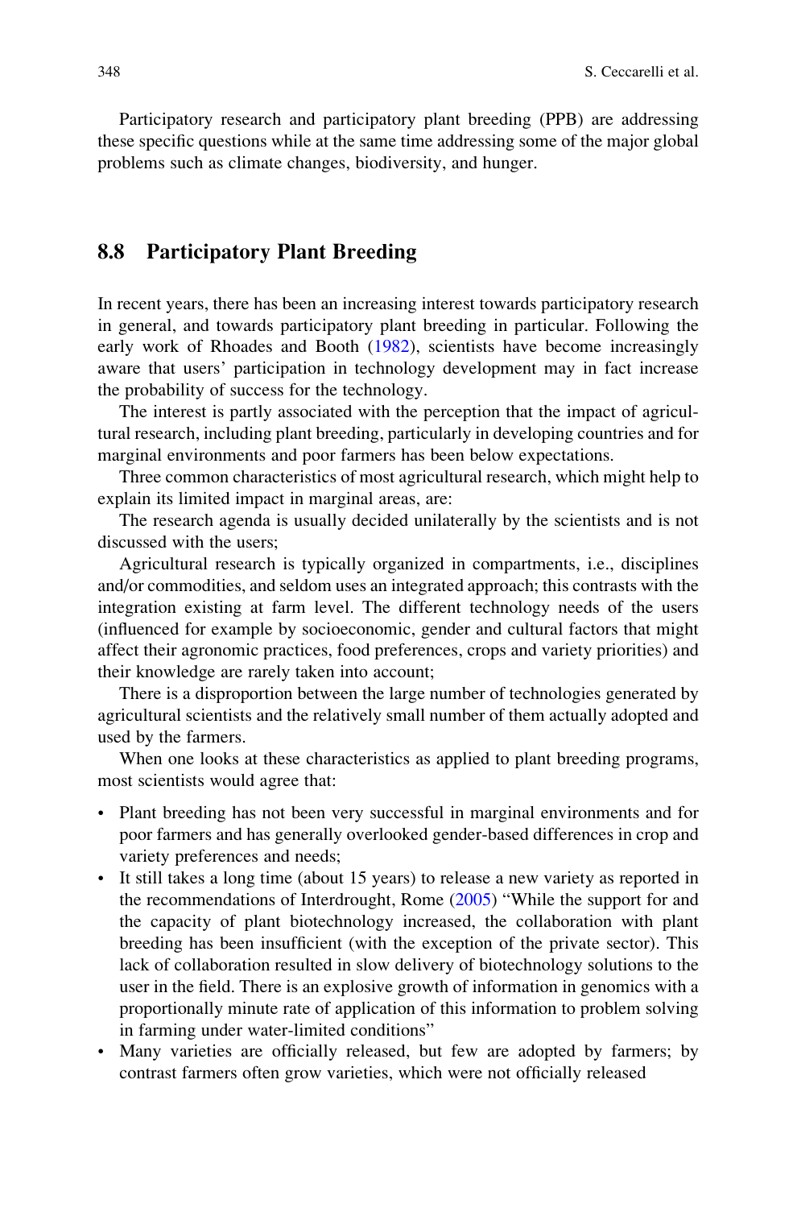Participatory research and participatory plant breeding (PPB) are addressing these specific questions while at the same time addressing some of the major global problems such as climate changes, biodiversity, and hunger.

## 8.8 Participatory Plant Breeding

In recent years, there has been an increasing interest towards participatory research in general, and towards participatory plant breeding in particular. Following the early work of Rhoades and Booth (1982), scientists have become increasingly aware that users' participation in technology development may in fact increase the probability of success for the technology.

The interest is partly associated with the perception that the impact of agricultural research, including plant breeding, particularly in developing countries and for marginal environments and poor farmers has been below expectations.

Three common characteristics of most agricultural research, which might help to explain its limited impact in marginal areas, are:

The research agenda is usually decided unilaterally by the scientists and is not discussed with the users;

Agricultural research is typically organized in compartments, i.e., disciplines and/or commodities, and seldom uses an integrated approach; this contrasts with the integration existing at farm level. The different technology needs of the users (influenced for example by socioeconomic, gender and cultural factors that might affect their agronomic practices, food preferences, crops and variety priorities) and their knowledge are rarely taken into account;

There is a disproportion between the large number of technologies generated by agricultural scientists and the relatively small number of them actually adopted and used by the farmers.

When one looks at these characteristics as applied to plant breeding programs, most scientists would agree that:

- Plant breeding has not been very successful in marginal environments and for poor farmers and has generally overlooked gender-based differences in crop and variety preferences and needs;
- It still takes a long time (about 15 years) to release a new variety as reported in the recommendations of Interdrought, Rome (2005) "While the support for and the capacity of plant biotechnology increased, the collaboration with plant breeding has been insufficient (with the exception of the private sector). This lack of collaboration resulted in slow delivery of biotechnology solutions to the user in the field. There is an explosive growth of information in genomics with a proportionally minute rate of application of this information to problem solving in farming under water-limited conditions"
- Many varieties are officially released, but few are adopted by farmers; by contrast farmers often grow varieties, which were not officially released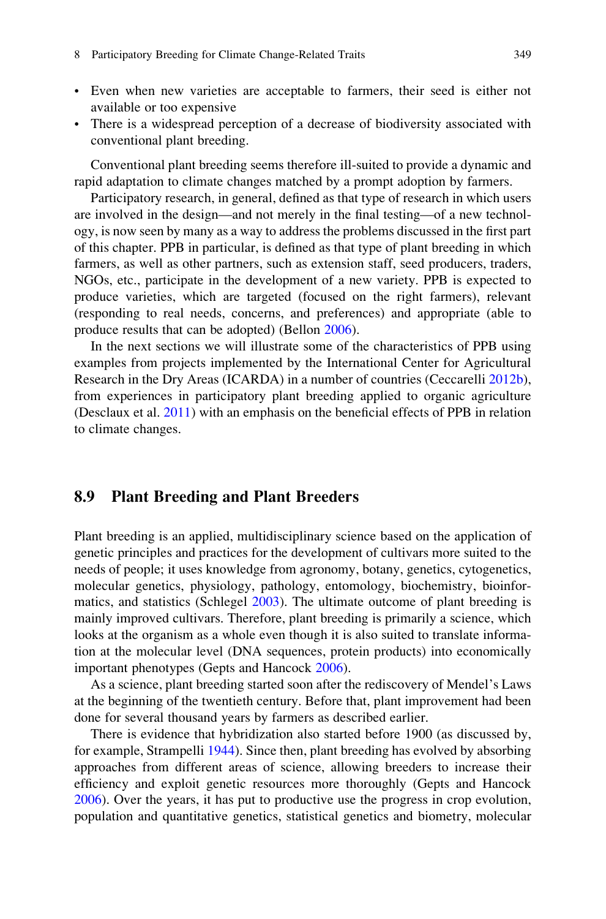- Even when new varieties are acceptable to farmers, their seed is either not available or too expensive
- There is a widespread perception of a decrease of biodiversity associated with conventional plant breeding.

Conventional plant breeding seems therefore ill-suited to provide a dynamic and rapid adaptation to climate changes matched by a prompt adoption by farmers.

Participatory research, in general, defined as that type of research in which users are involved in the design—and not merely in the final testing—of a new technology, is now seen by many as a way to address the problems discussed in the first part of this chapter. PPB in particular, is defined as that type of plant breeding in which farmers, as well as other partners, such as extension staff, seed producers, traders, NGOs, etc., participate in the development of a new variety. PPB is expected to produce varieties, which are targeted (focused on the right farmers), relevant (responding to real needs, concerns, and preferences) and appropriate (able to produce results that can be adopted) (Bellon 2006).

In the next sections we will illustrate some of the characteristics of PPB using examples from projects implemented by the International Center for Agricultural Research in the Dry Areas (ICARDA) in a number of countries (Ceccarelli 2012b), from experiences in participatory plant breeding applied to organic agriculture (Desclaux et al. 2011) with an emphasis on the beneficial effects of PPB in relation to climate changes.

## 8.9 Plant Breeding and Plant Breeders

Plant breeding is an applied, multidisciplinary science based on the application of genetic principles and practices for the development of cultivars more suited to the needs of people; it uses knowledge from agronomy, botany, genetics, cytogenetics, molecular genetics, physiology, pathology, entomology, biochemistry, bioinformatics, and statistics (Schlegel 2003). The ultimate outcome of plant breeding is mainly improved cultivars. Therefore, plant breeding is primarily a science, which looks at the organism as a whole even though it is also suited to translate information at the molecular level (DNA sequences, protein products) into economically important phenotypes (Gepts and Hancock 2006).

As a science, plant breeding started soon after the rediscovery of Mendel's Laws at the beginning of the twentieth century. Before that, plant improvement had been done for several thousand years by farmers as described earlier.

There is evidence that hybridization also started before 1900 (as discussed by, for example, Strampelli 1944). Since then, plant breeding has evolved by absorbing approaches from different areas of science, allowing breeders to increase their efficiency and exploit genetic resources more thoroughly (Gepts and Hancock 2006). Over the years, it has put to productive use the progress in crop evolution, population and quantitative genetics, statistical genetics and biometry, molecular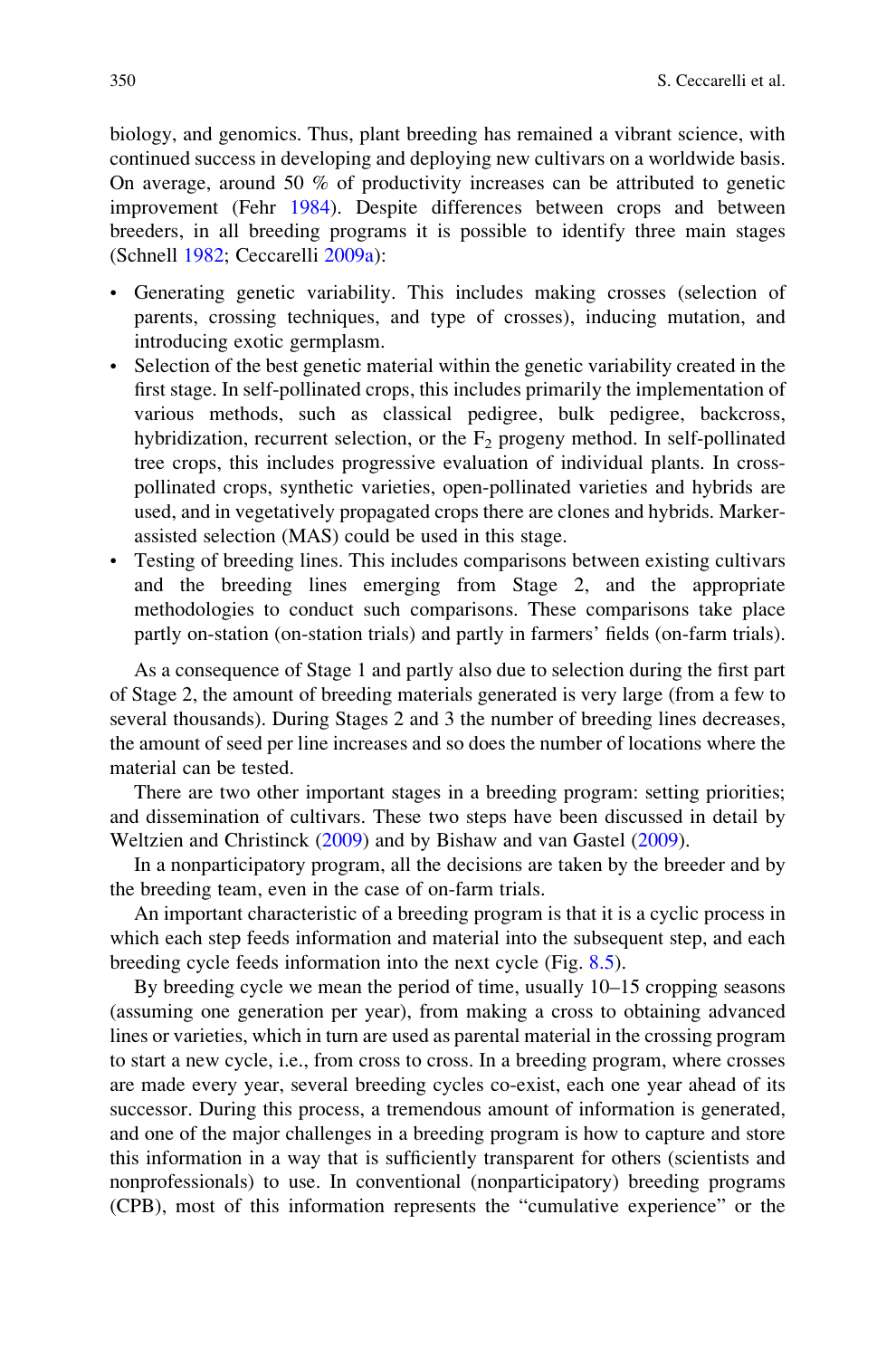biology, and genomics. Thus, plant breeding has remained a vibrant science, with continued success in developing and deploying new cultivars on a worldwide basis. On average, around 50 % of productivity increases can be attributed to genetic improvement (Fehr 1984). Despite differences between crops and between breeders, in all breeding programs it is possible to identify three main stages (Schnell 1982; Ceccarelli 2009a):

- Generating genetic variability. This includes making crosses (selection of parents, crossing techniques, and type of crosses), inducing mutation, and introducing exotic germplasm.
- Selection of the best genetic material within the genetic variability created in the first stage. In self-pollinated crops, this includes primarily the implementation of various methods, such as classical pedigree, bulk pedigree, backcross, hybridization, recurrent selection, or the $F_2$ progeny method. In self-pollinated tree crops, this includes progressive evaluation of individual plants. In cross-pollinated crops, synthetic varieties, open-pollinated varieties and hybrids are used, and in vegetatively propagated crops there are clones and hybrids. Marker-assisted selection (MAS) could be used in this stage.
- Testing of breeding lines. This includes comparisons between existing cultivars and the breeding lines emerging from Stage 2, and the appropriate methodologies to conduct such comparisons. These comparisons take place partly on-station (on-station trials) and partly in farmers' fields (on-farm trials).

As a consequence of Stage 1 and partly also due to selection during the first part of Stage 2, the amount of breeding materials generated is very large (from a few to several thousands). During Stages 2 and 3 the number of breeding lines decreases, the amount of seed per line increases and so does the number of locations where the material can be tested.

There are two other important stages in a breeding program: setting priorities; and dissemination of cultivars. These two steps have been discussed in detail by Weltzien and Christinck (2009) and by Bishaw and van Gastel (2009).

In a nonparticipatory program, all the decisions are taken by the breeder and by the breeding team, even in the case of on-farm trials.

An important characteristic of a breeding program is that it is a cyclic process in which each step feeds information and material into the subsequent step, and each breeding cycle feeds information into the next cycle (Fig. 8.5).

By breeding cycle we mean the period of time, usually 10–15 cropping seasons (assuming one generation per year), from making a cross to obtaining advanced lines or varieties, which in turn are used as parental material in the crossing program to start a new cycle, i.e., from cross to cross. In a breeding program, where crosses are made every year, several breeding cycles co-exist, each one year ahead of its successor. During this process, a tremendous amount of information is generated, and one of the major challenges in a breeding program is how to capture and store this information in a way that is sufficiently transparent for others (scientists and nonprofessionals) to use. In conventional (nonparticipatory) breeding programs (CPB), most of this information represents the "cumulative experience" or the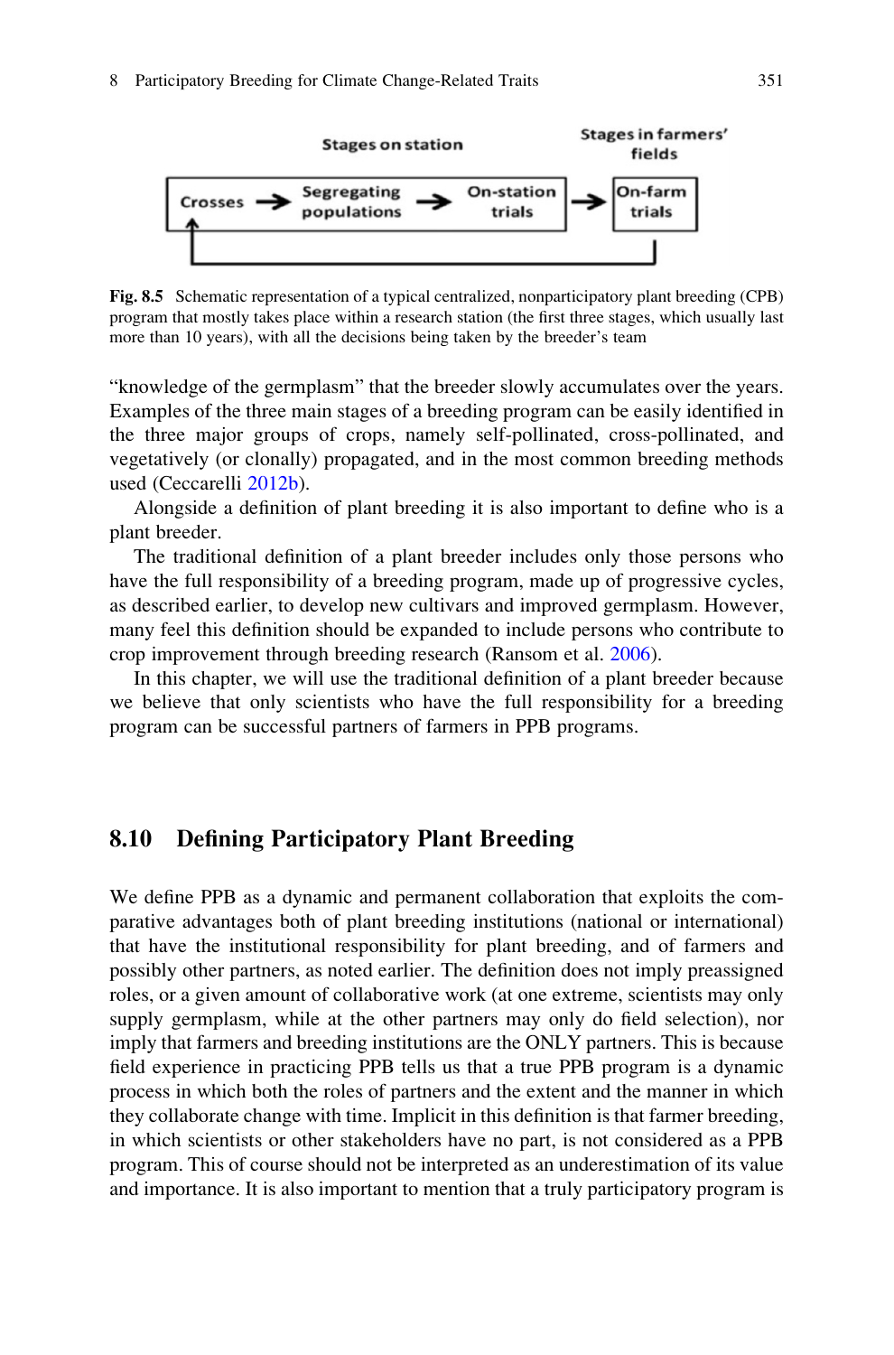Stages on station

Stages in farmers' fields

Crosses

Segregating populations

On-station trials

On-farm trials

**Fig. 8.5** Schematic representation of a typical centralized, nonparticipatory plant breeding (CPB) program that mostly takes place within a research station (the first three stages, which usually last more than 10 years), with all the decisions being taken by the breeder's team

"knowledge of the germplasm" that the breeder slowly accumulates over the years. Examples of the three main stages of a breeding program can be easily identified in the three major groups of crops, namely self-pollinated, cross-pollinated, and vegetatively (or clonally) propagated, and in the most common breeding methods used (Ceccarelli 2012b).

Alongside a definition of plant breeding it is also important to define who is a plant breeder.

The traditional definition of a plant breeder includes only those persons who have the full responsibility of a breeding program, made up of progressive cycles, as described earlier, to develop new cultivars and improved germplasm. However, many feel this definition should be expanded to include persons who contribute to crop improvement through breeding research (Ransom et al. 2006).

In this chapter, we will use the traditional definition of a plant breeder because we believe that only scientists who have the full responsibility for a breeding program can be successful partners of farmers in PPB programs.

## 8.10 Defining Participatory Plant Breeding

We define PPB as a dynamic and permanent collaboration that exploits the comparative advantages both of plant breeding institutions (national or international) that have the institutional responsibility for plant breeding, and of farmers and possibly other partners, as noted earlier. The definition does not imply preassigned roles, or a given amount of collaborative work (at one extreme, scientists may only supply germplasm, while at the other partners may only do field selection), nor imply that farmers and breeding institutions are the ONLY partners. This is because field experience in practicing PPB tells us that a true PPB program is a dynamic process in which both the roles of partners and the extent and the manner in which they collaborate change with time. Implicit in this definition is that farmer breeding, in which scientists or other stakeholders have no part, is not considered as a PPB program. This of course should not be interpreted as an underestimation of its value and importance. It is also important to mention that a truly participatory program is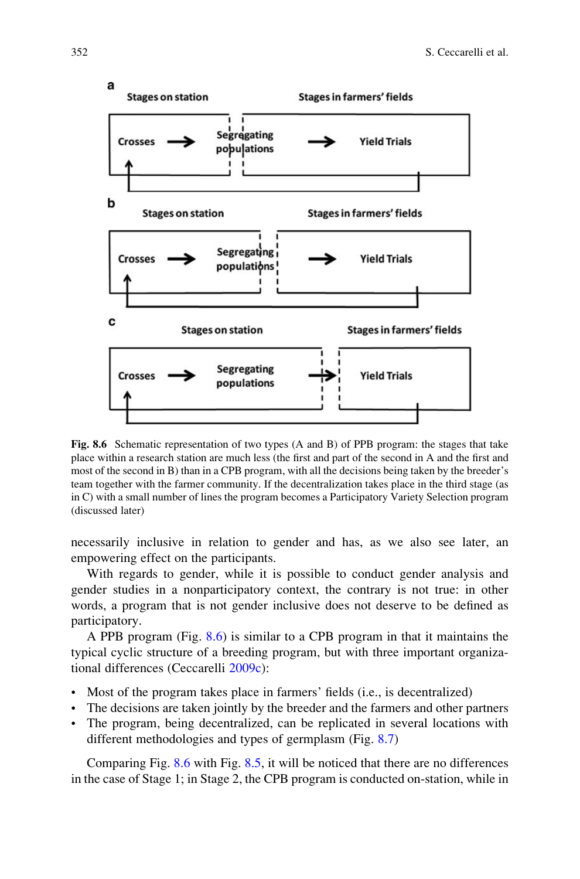**a**

Stages on station — Stages in farmers' fields

Crosses → Segregating populations → Yield Trials

**b**

Stages on station — Stages in farmers' fields

Crosses → Segregating populations → Yield Trials

**c**

Stages on station — Stages in farmers' fields

Crosses → Segregating populations → Yield Trials

**Fig. 8.6** Schematic representation of two types (A and B) of PPB program: the stages that take place within a research station are much less (the first and part of the second in A and the first and most of the second in B) than in a CPB program, with all the decisions being taken by the breeder's team together with the farmer community. If the decentralization takes place in the third stage (as in C) with a small number of lines the program becomes a Participatory Variety Selection program (discussed later)

necessarily inclusive in relation to gender and has, as we also see later, an empowering effect on the participants.

With regards to gender, while it is possible to conduct gender analysis and gender studies in a nonparticipatory context, the contrary is not true: in other words, a program that is not gender inclusive does not deserve to be defined as participatory.

A PPB program (Fig. 8.6) is similar to a CPB program in that it maintains the typical cyclic structure of a breeding program, but with three important organizational differences (Ceccarelli 2009c):

- Most of the program takes place in farmers' fields (i.e., is decentralized)
- The decisions are taken jointly by the breeder and the farmers and other partners
- The program, being decentralized, can be replicated in several locations with different methodologies and types of germplasm (Fig. 8.7)

Comparing Fig. 8.6 with Fig. 8.5, it will be noticed that there are no differences in the case of Stage 1; in Stage 2, the CPB program is conducted on-station, while in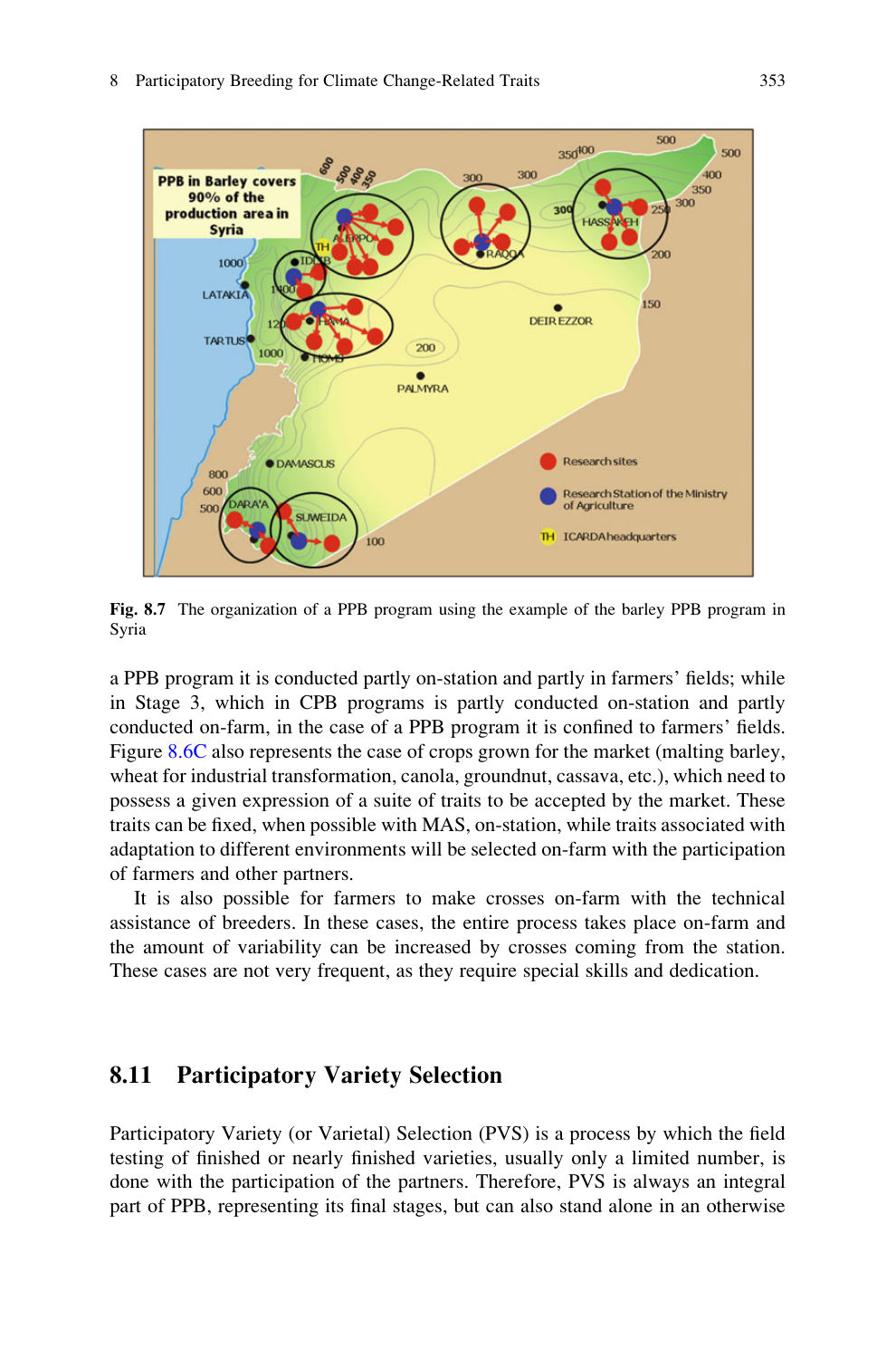Fig. 8.7 The organization of a PPB program using the example of the barley PPB program in Syria

a PPB program it is conducted partly on-station and partly in farmers' fields; while in Stage 3, which in CPB programs is partly conducted on-station and partly conducted on-farm, in the case of a PPB program it is confined to farmers' fields. Figure 8.6C also represents the case of crops grown for the market (malting barley, wheat for industrial transformation, canola, groundnut, cassava, etc.), which need to possess a given expression of a suite of traits to be accepted by the market. These traits can be fixed, when possible with MAS, on-station, while traits associated with adaptation to different environments will be selected on-farm with the participation of farmers and other partners.

It is also possible for farmers to make crosses on-farm with the technical assistance of breeders. In these cases, the entire process takes place on-farm and the amount of variability can be increased by crosses coming from the station. These cases are not very frequent, as they require special skills and dedication.

## 8.11 Participatory Variety Selection

Participatory Variety (or Varietal) Selection (PVS) is a process by which the field testing of finished or nearly finished varieties, usually only a limited number, is done with the participation of the partners. Therefore, PVS is always an integral part of PPB, representing its final stages, but can also stand alone in an otherwise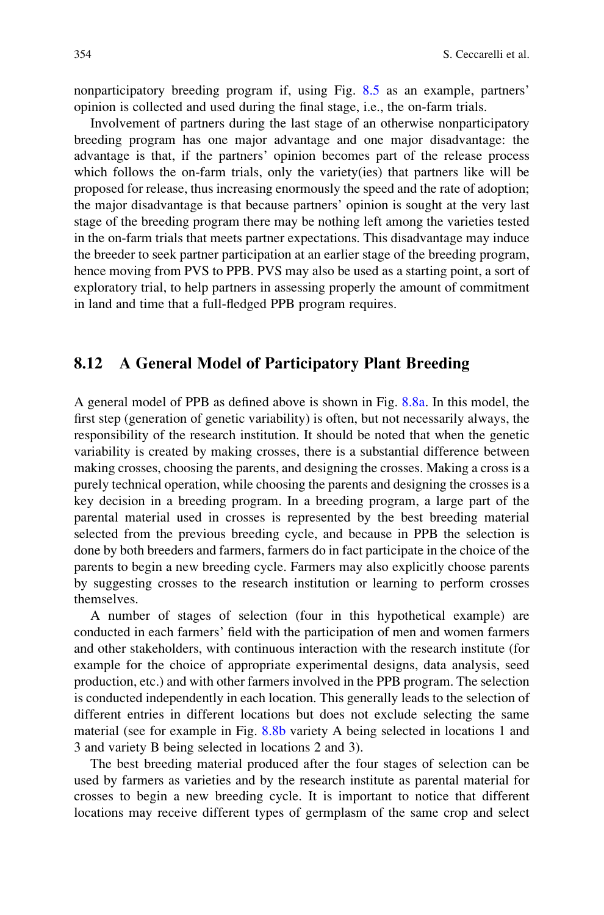nonparticipatory breeding program if, using Fig. 8.5 as an example, partners' opinion is collected and used during the final stage, i.e., the on-farm trials.

Involvement of partners during the last stage of an otherwise nonparticipatory breeding program has one major advantage and one major disadvantage: the advantage is that, if the partners' opinion becomes part of the release process which follows the on-farm trials, only the variety(ies) that partners like will be proposed for release, thus increasing enormously the speed and the rate of adoption; the major disadvantage is that because partners' opinion is sought at the very last stage of the breeding program there may be nothing left among the varieties tested in the on-farm trials that meets partner expectations. This disadvantage may induce the breeder to seek partner participation at an earlier stage of the breeding program, hence moving from PVS to PPB. PVS may also be used as a starting point, a sort of exploratory trial, to help partners in assessing properly the amount of commitment in land and time that a full-fledged PPB program requires.

## 8.12 A General Model of Participatory Plant Breeding

A general model of PPB as defined above is shown in Fig. 8.8a. In this model, the first step (generation of genetic variability) is often, but not necessarily always, the responsibility of the research institution. It should be noted that when the genetic variability is created by making crosses, there is a substantial difference between making crosses, choosing the parents, and designing the crosses. Making a cross is a purely technical operation, while choosing the parents and designing the crosses is a key decision in a breeding program. In a breeding program, a large part of the parental material used in crosses is represented by the best breeding material selected from the previous breeding cycle, and because in PPB the selection is done by both breeders and farmers, farmers do in fact participate in the choice of the parents to begin a new breeding cycle. Farmers may also explicitly choose parents by suggesting crosses to the research institution or learning to perform crosses themselves.

A number of stages of selection (four in this hypothetical example) are conducted in each farmers' field with the participation of men and women farmers and other stakeholders, with continuous interaction with the research institute (for example for the choice of appropriate experimental designs, data analysis, seed production, etc.) and with other farmers involved in the PPB program. The selection is conducted independently in each location. This generally leads to the selection of different entries in different locations but does not exclude selecting the same material (see for example in Fig. 8.8b variety A being selected in locations 1 and 3 and variety B being selected in locations 2 and 3).

The best breeding material produced after the four stages of selection can be used by farmers as varieties and by the research institute as parental material for crosses to begin a new breeding cycle. It is important to notice that different locations may receive different types of germplasm of the same crop and select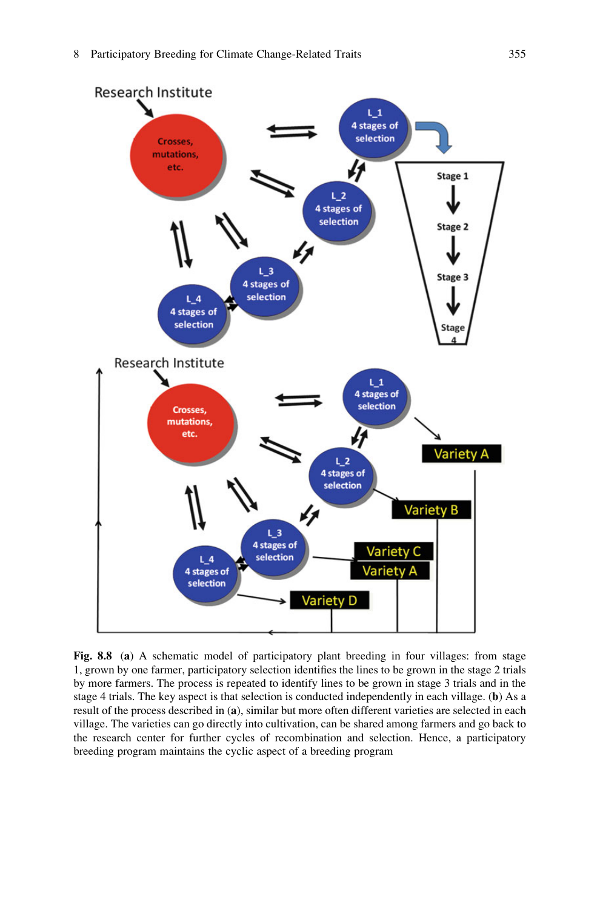**Fig. 8.8** (**a**) A schematic model of participatory plant breeding in four villages: from stage 1, grown by one farmer, participatory selection identifies the lines to be grown in the stage 2 trials by more farmers. The process is repeated to identify lines to be grown in stage 3 trials and in the stage 4 trials. The key aspect is that selection is conducted independently in each village. (**b**) As a result of the process described in (**a**), similar but more often different varieties are selected in each village. The varieties can go directly into cultivation, can be shared among farmers and go back to the research center for further cycles of recombination and selection. Hence, a participatory breeding program maintains the cyclic aspect of a breeding program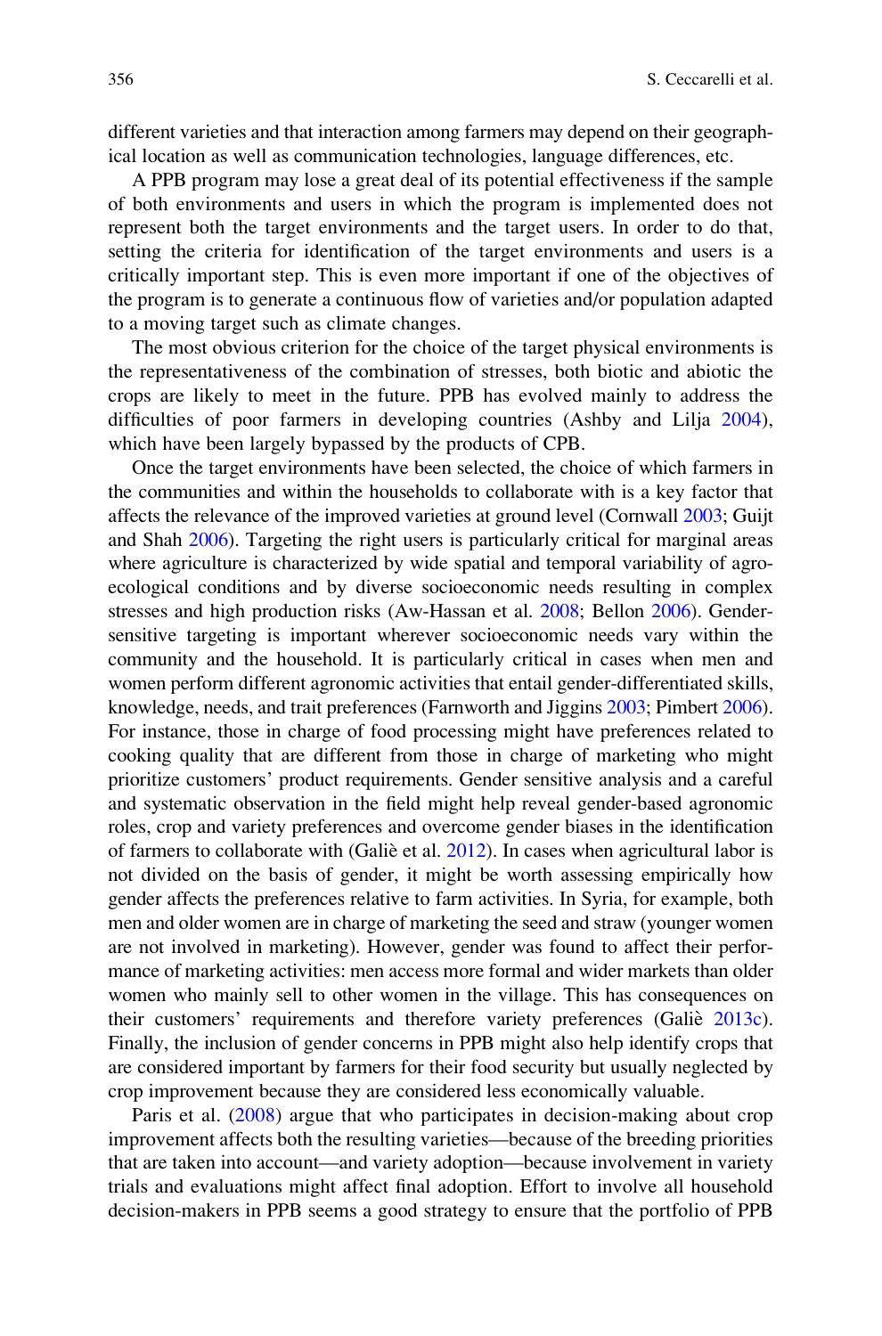different varieties and that interaction among farmers may depend on their geographical location as well as communication technologies, language differences, etc.

A PPB program may lose a great deal of its potential effectiveness if the sample of both environments and users in which the program is implemented does not represent both the target environments and the target users. In order to do that, setting the criteria for identification of the target environments and users is a critically important step. This is even more important if one of the objectives of the program is to generate a continuous flow of varieties and/or population adapted to a moving target such as climate changes.

The most obvious criterion for the choice of the target physical environments is the representativeness of the combination of stresses, both biotic and abiotic the crops are likely to meet in the future. PPB has evolved mainly to address the difficulties of poor farmers in developing countries (Ashby and Lilja 2004), which have been largely bypassed by the products of CPB.

Once the target environments have been selected, the choice of which farmers in the communities and within the households to collaborate with is a key factor that affects the relevance of the improved varieties at ground level (Cornwall 2003; Guijt and Shah 2006). Targeting the right users is particularly critical for marginal areas where agriculture is characterized by wide spatial and temporal variability of agro-ecological conditions and by diverse socioeconomic needs resulting in complex stresses and high production risks (Aw-Hassan et al. 2008; Bellon 2006). Gender-sensitive targeting is important wherever socioeconomic needs vary within the community and the household. It is particularly critical in cases when men and women perform different agronomic activities that entail gender-differentiated skills, knowledge, needs, and trait preferences (Farnworth and Jiggins 2003; Pimbert 2006). For instance, those in charge of food processing might have preferences related to cooking quality that are different from those in charge of marketing who might prioritize customers' product requirements. Gender sensitive analysis and a careful and systematic observation in the field might help reveal gender-based agronomic roles, crop and variety preferences and overcome gender biases in the identification of farmers to collaborate with (Galiè et al. 2012). In cases when agricultural labor is not divided on the basis of gender, it might be worth assessing empirically how gender affects the preferences relative to farm activities. In Syria, for example, both men and older women are in charge of marketing the seed and straw (younger women are not involved in marketing). However, gender was found to affect their performance of marketing activities: men access more formal and wider markets than older women who mainly sell to other women in the village. This has consequences on their customers' requirements and therefore variety preferences (Galiè 2013c). Finally, the inclusion of gender concerns in PPB might also help identify crops that are considered important by farmers for their food security but usually neglected by crop improvement because they are considered less economically valuable.

Paris et al. (2008) argue that who participates in decision-making about crop improvement affects both the resulting varieties—because of the breeding priorities that are taken into account—and variety adoption—because involvement in variety trials and evaluations might affect final adoption. Effort to involve all household decision-makers in PPB seems a good strategy to ensure that the portfolio of PPB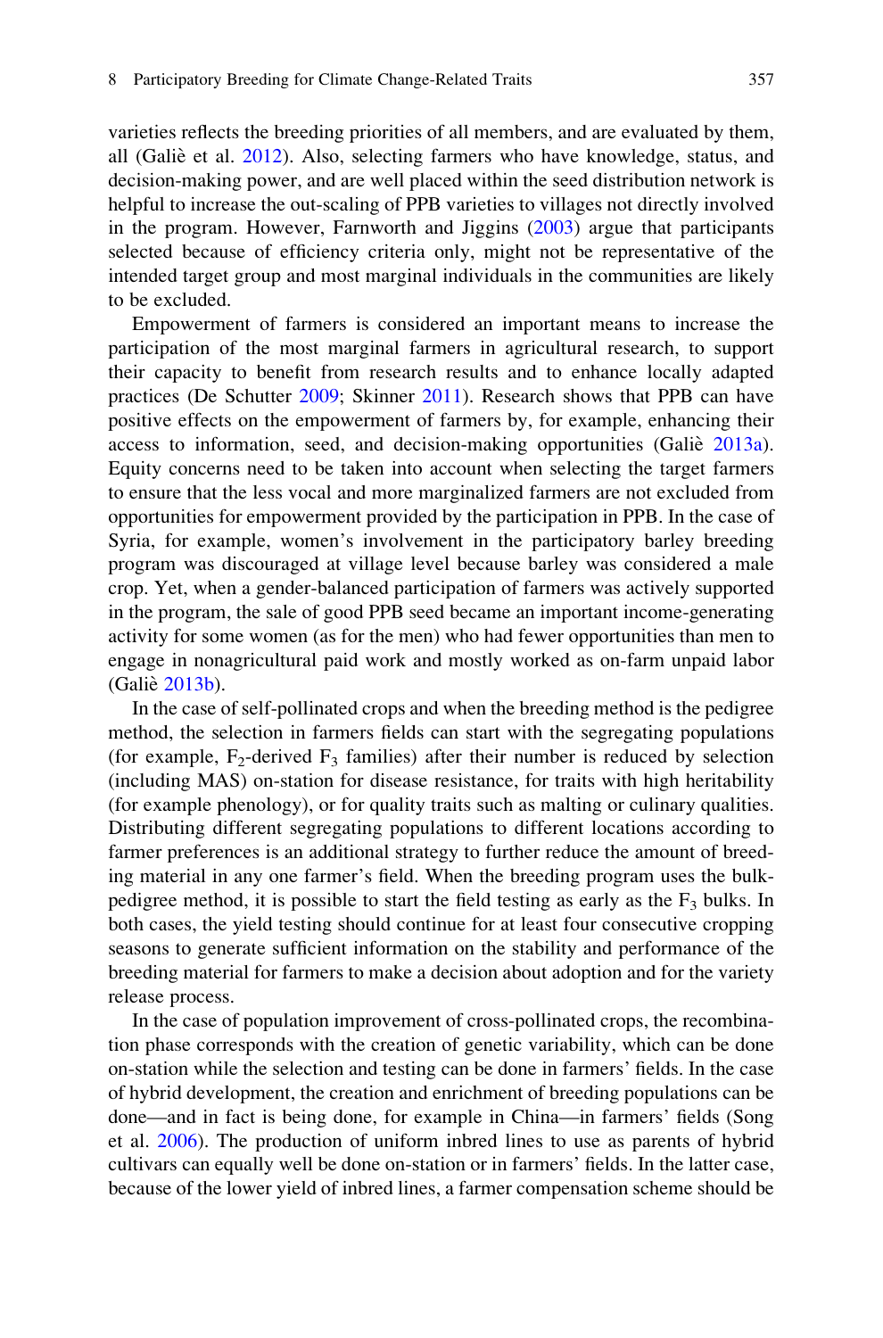varieties reflects the breeding priorities of all members, and are evaluated by them, all (Galiè et al. 2012). Also, selecting farmers who have knowledge, status, and decision-making power, and are well placed within the seed distribution network is helpful to increase the out-scaling of PPB varieties to villages not directly involved in the program. However, Farnworth and Jiggins (2003) argue that participants selected because of efficiency criteria only, might not be representative of the intended target group and most marginal individuals in the communities are likely to be excluded.

Empowerment of farmers is considered an important means to increase the participation of the most marginal farmers in agricultural research, to support their capacity to benefit from research results and to enhance locally adapted practices (De Schutter 2009; Skinner 2011). Research shows that PPB can have positive effects on the empowerment of farmers by, for example, enhancing their access to information, seed, and decision-making opportunities (Galiè 2013a). Equity concerns need to be taken into account when selecting the target farmers to ensure that the less vocal and more marginalized farmers are not excluded from opportunities for empowerment provided by the participation in PPB. In the case of Syria, for example, women's involvement in the participatory barley breeding program was discouraged at village level because barley was considered a male crop. Yet, when a gender-balanced participation of farmers was actively supported in the program, the sale of good PPB seed became an important income-generating activity for some women (as for the men) who had fewer opportunities than men to engage in nonagricultural paid work and mostly worked as on-farm unpaid labor (Galiè 2013b).

In the case of self-pollinated crops and when the breeding method is the pedigree method, the selection in farmers fields can start with the segregating populations (for example, $F_2$-derived $F_3$ families) after their number is reduced by selection (including MAS) on-station for disease resistance, for traits with high heritability (for example phenology), or for quality traits such as malting or culinary qualities. Distributing different segregating populations to different locations according to farmer preferences is an additional strategy to further reduce the amount of breeding material in any one farmer's field. When the breeding program uses the bulk-pedigree method, it is possible to start the field testing as early as the $F_3$ bulks. In both cases, the yield testing should continue for at least four consecutive cropping seasons to generate sufficient information on the stability and performance of the breeding material for farmers to make a decision about adoption and for the variety release process.

In the case of population improvement of cross-pollinated crops, the recombination phase corresponds with the creation of genetic variability, which can be done on-station while the selection and testing can be done in farmers' fields. In the case of hybrid development, the creation and enrichment of breeding populations can be done—and in fact is being done, for example in China—in farmers' fields (Song et al. 2006). The production of uniform inbred lines to use as parents of hybrid cultivars can equally well be done on-station or in farmers' fields. In the latter case, because of the lower yield of inbred lines, a farmer compensation scheme should be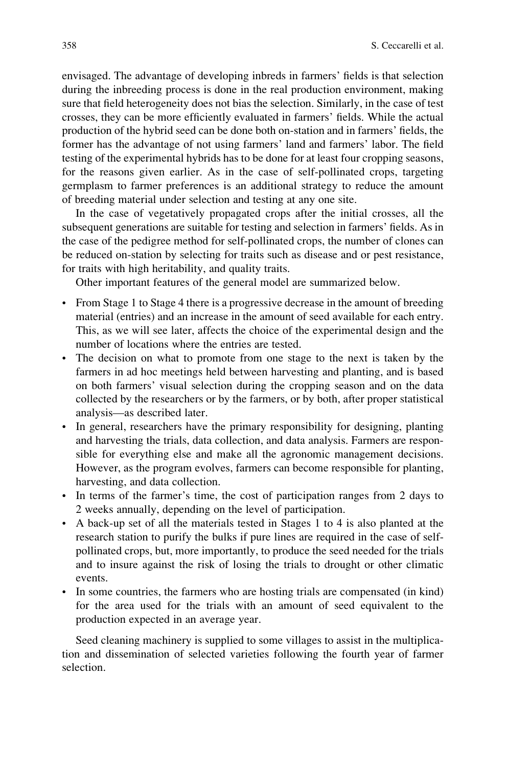envisaged. The advantage of developing inbreds in farmers' fields is that selection during the inbreeding process is done in the real production environment, making sure that field heterogeneity does not bias the selection. Similarly, in the case of test crosses, they can be more efficiently evaluated in farmers' fields. While the actual production of the hybrid seed can be done both on-station and in farmers' fields, the former has the advantage of not using farmers' land and farmers' labor. The field testing of the experimental hybrids has to be done for at least four cropping seasons, for the reasons given earlier. As in the case of self-pollinated crops, targeting germplasm to farmer preferences is an additional strategy to reduce the amount of breeding material under selection and testing at any one site.

In the case of vegetatively propagated crops after the initial crosses, all the subsequent generations are suitable for testing and selection in farmers' fields. As in the case of the pedigree method for self-pollinated crops, the number of clones can be reduced on-station by selecting for traits such as disease and or pest resistance, for traits with high heritability, and quality traits.

Other important features of the general model are summarized below.

- From Stage 1 to Stage 4 there is a progressive decrease in the amount of breeding material (entries) and an increase in the amount of seed available for each entry. This, as we will see later, affects the choice of the experimental design and the number of locations where the entries are tested.
- The decision on what to promote from one stage to the next is taken by the farmers in ad hoc meetings held between harvesting and planting, and is based on both farmers' visual selection during the cropping season and on the data collected by the researchers or by the farmers, or by both, after proper statistical analysis—as described later.
- In general, researchers have the primary responsibility for designing, planting and harvesting the trials, data collection, and data analysis. Farmers are responsible for everything else and make all the agronomic management decisions. However, as the program evolves, farmers can become responsible for planting, harvesting, and data collection.
- In terms of the farmer's time, the cost of participation ranges from 2 days to 2 weeks annually, depending on the level of participation.
- A back-up set of all the materials tested in Stages 1 to 4 is also planted at the research station to purify the bulks if pure lines are required in the case of self-pollinated crops, but, more importantly, to produce the seed needed for the trials and to insure against the risk of losing the trials to drought or other climatic events.
- In some countries, the farmers who are hosting trials are compensated (in kind) for the area used for the trials with an amount of seed equivalent to the production expected in an average year.

Seed cleaning machinery is supplied to some villages to assist in the multiplication and dissemination of selected varieties following the fourth year of farmer selection.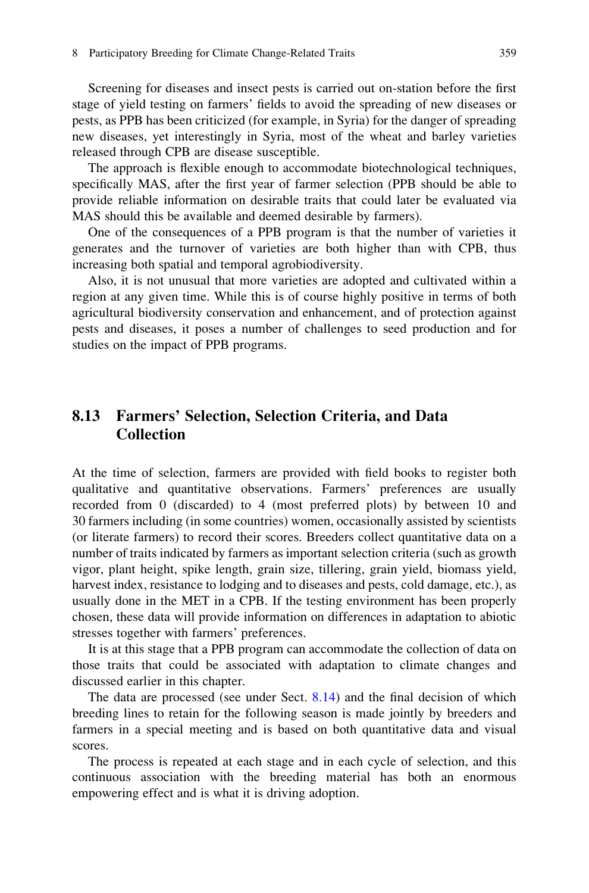Screening for diseases and insect pests is carried out on-station before the first stage of yield testing on farmers' fields to avoid the spreading of new diseases or pests, as PPB has been criticized (for example, in Syria) for the danger of spreading new diseases, yet interestingly in Syria, most of the wheat and barley varieties released through CPB are disease susceptible.

The approach is flexible enough to accommodate biotechnological techniques, specifically MAS, after the first year of farmer selection (PPB should be able to provide reliable information on desirable traits that could later be evaluated via MAS should this be available and deemed desirable by farmers).

One of the consequences of a PPB program is that the number of varieties it generates and the turnover of varieties are both higher than with CPB, thus increasing both spatial and temporal agrobiodiversity.

Also, it is not unusual that more varieties are adopted and cultivated within a region at any given time. While this is of course highly positive in terms of both agricultural biodiversity conservation and enhancement, and of protection against pests and diseases, it poses a number of challenges to seed production and for studies on the impact of PPB programs.

## 8.13 Farmers' Selection, Selection Criteria, and Data Collection

At the time of selection, farmers are provided with field books to register both qualitative and quantitative observations. Farmers' preferences are usually recorded from 0 (discarded) to 4 (most preferred plots) by between 10 and 30 farmers including (in some countries) women, occasionally assisted by scientists (or literate farmers) to record their scores. Breeders collect quantitative data on a number of traits indicated by farmers as important selection criteria (such as growth vigor, plant height, spike length, grain size, tillering, grain yield, biomass yield, harvest index, resistance to lodging and to diseases and pests, cold damage, etc.), as usually done in the MET in a CPB. If the testing environment has been properly chosen, these data will provide information on differences in adaptation to abiotic stresses together with farmers' preferences.

It is at this stage that a PPB program can accommodate the collection of data on those traits that could be associated with adaptation to climate changes and discussed earlier in this chapter.

The data are processed (see under Sect. 8.14) and the final decision of which breeding lines to retain for the following season is made jointly by breeders and farmers in a special meeting and is based on both quantitative data and visual scores.

The process is repeated at each stage and in each cycle of selection, and this continuous association with the breeding material has both an enormous empowering effect and is what it is driving adoption.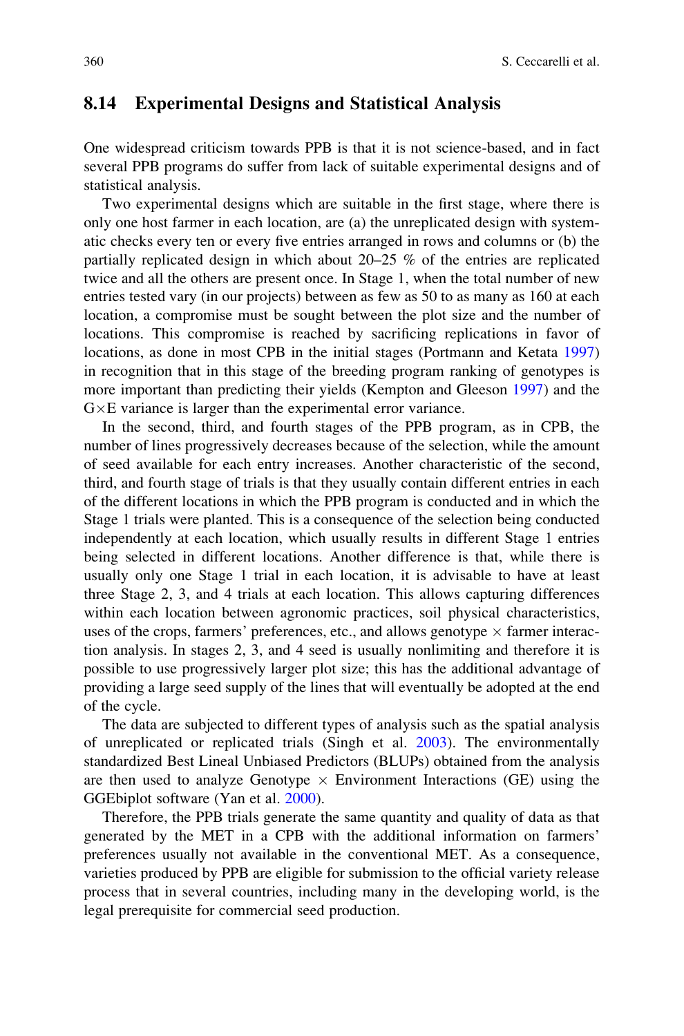## 8.14 Experimental Designs and Statistical Analysis

One widespread criticism towards PPB is that it is not science-based, and in fact several PPB programs do suffer from lack of suitable experimental designs and of statistical analysis.

Two experimental designs which are suitable in the first stage, where there is only one host farmer in each location, are (a) the unreplicated design with systematic checks every ten or every five entries arranged in rows and columns or (b) the partially replicated design in which about 20–25 % of the entries are replicated twice and all the others are present once. In Stage 1, when the total number of new entries tested vary (in our projects) between as few as 50 to as many as 160 at each location, a compromise must be sought between the plot size and the number of locations. This compromise is reached by sacrificing replications in favor of locations, as done in most CPB in the initial stages (Portmann and Ketata 1997) in recognition that in this stage of the breeding program ranking of genotypes is more important than predicting their yields (Kempton and Gleeson 1997) and the G×E variance is larger than the experimental error variance.

In the second, third, and fourth stages of the PPB program, as in CPB, the number of lines progressively decreases because of the selection, while the amount of seed available for each entry increases. Another characteristic of the second, third, and fourth stage of trials is that they usually contain different entries in each of the different locations in which the PPB program is conducted and in which the Stage 1 trials were planted. This is a consequence of the selection being conducted independently at each location, which usually results in different Stage 1 entries being selected in different locations. Another difference is that, while there is usually only one Stage 1 trial in each location, it is advisable to have at least three Stage 2, 3, and 4 trials at each location. This allows capturing differences within each location between agronomic practices, soil physical characteristics, uses of the crops, farmers' preferences, etc., and allows genotype × farmer interaction analysis. In stages 2, 3, and 4 seed is usually nonlimiting and therefore it is possible to use progressively larger plot size; this has the additional advantage of providing a large seed supply of the lines that will eventually be adopted at the end of the cycle.

The data are subjected to different types of analysis such as the spatial analysis of unreplicated or replicated trials (Singh et al. 2003). The environmentally standardized Best Lineal Unbiased Predictors (BLUPs) obtained from the analysis are then used to analyze Genotype × Environment Interactions (GE) using the GGEbiplot software (Yan et al. 2000).

Therefore, the PPB trials generate the same quantity and quality of data as that generated by the MET in a CPB with the additional information on farmers' preferences usually not available in the conventional MET. As a consequence, varieties produced by PPB are eligible for submission to the official variety release process that in several countries, including many in the developing world, is the legal prerequisite for commercial seed production.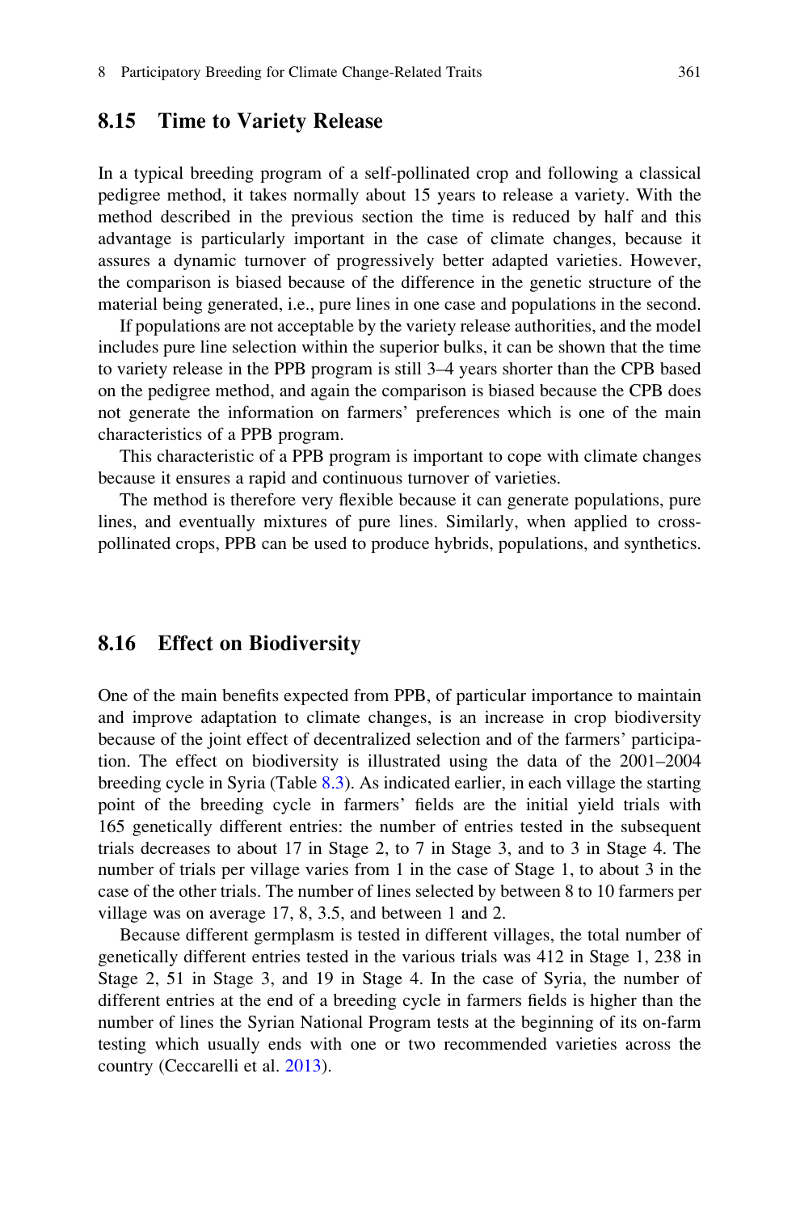## 8.15 Time to Variety Release

In a typical breeding program of a self-pollinated crop and following a classical pedigree method, it takes normally about 15 years to release a variety. With the method described in the previous section the time is reduced by half and this advantage is particularly important in the case of climate changes, because it assures a dynamic turnover of progressively better adapted varieties. However, the comparison is biased because of the difference in the genetic structure of the material being generated, i.e., pure lines in one case and populations in the second.

If populations are not acceptable by the variety release authorities, and the model includes pure line selection within the superior bulks, it can be shown that the time to variety release in the PPB program is still 3–4 years shorter than the CPB based on the pedigree method, and again the comparison is biased because the CPB does not generate the information on farmers' preferences which is one of the main characteristics of a PPB program.

This characteristic of a PPB program is important to cope with climate changes because it ensures a rapid and continuous turnover of varieties.

The method is therefore very flexible because it can generate populations, pure lines, and eventually mixtures of pure lines. Similarly, when applied to cross-pollinated crops, PPB can be used to produce hybrids, populations, and synthetics.

## 8.16 Effect on Biodiversity

One of the main benefits expected from PPB, of particular importance to maintain and improve adaptation to climate changes, is an increase in crop biodiversity because of the joint effect of decentralized selection and of the farmers' participation. The effect on biodiversity is illustrated using the data of the 2001–2004 breeding cycle in Syria (Table 8.3). As indicated earlier, in each village the starting point of the breeding cycle in farmers' fields are the initial yield trials with 165 genetically different entries: the number of entries tested in the subsequent trials decreases to about 17 in Stage 2, to 7 in Stage 3, and to 3 in Stage 4. The number of trials per village varies from 1 in the case of Stage 1, to about 3 in the case of the other trials. The number of lines selected by between 8 to 10 farmers per village was on average 17, 8, 3.5, and between 1 and 2.

Because different germplasm is tested in different villages, the total number of genetically different entries tested in the various trials was 412 in Stage 1, 238 in Stage 2, 51 in Stage 3, and 19 in Stage 4. In the case of Syria, the number of different entries at the end of a breeding cycle in farmers fields is higher than the number of lines the Syrian National Program tests at the beginning of its on-farm testing which usually ends with one or two recommended varieties across the country (Ceccarelli et al. 2013).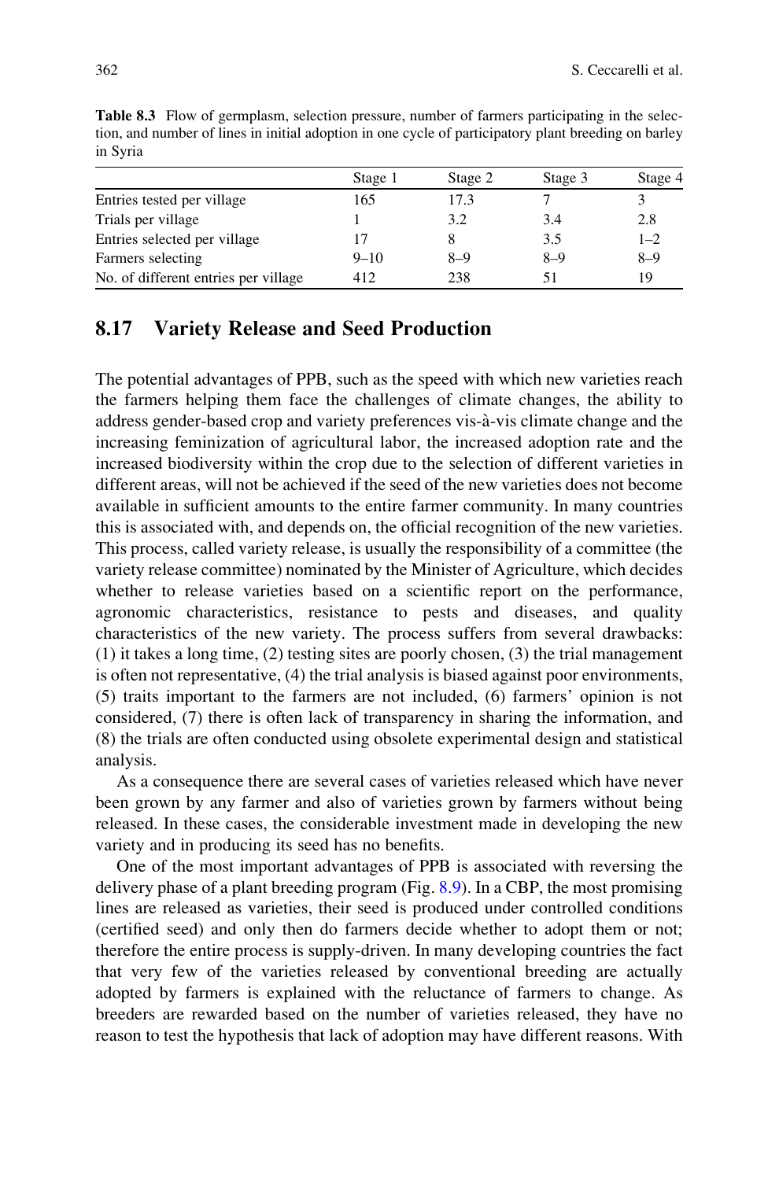**Table 8.3** Flow of germplasm, selection pressure, number of farmers participating in the selection, and number of lines in initial adoption in one cycle of participatory plant breeding on barley in Syria

| | Stage 1 | Stage 2 | Stage 3 | Stage 4 |
|---|---|---|---|---|
| Entries tested per village | 165 | 17.3 | 7 | 3 |
| Trials per village | 1 | 3.2 | 3.4 | 2.8 |
| Entries selected per village | 17 | 8 | 3.5 | 1–2 |
| Farmers selecting | 9–10 | 8–9 | 8–9 | 8–9 |
| No. of different entries per village | 412 | 238 | 51 | 19 |

## 8.17 Variety Release and Seed Production

The potential advantages of PPB, such as the speed with which new varieties reach the farmers helping them face the challenges of climate changes, the ability to address gender-based crop and variety preferences vis-à-vis climate change and the increasing feminization of agricultural labor, the increased adoption rate and the increased biodiversity within the crop due to the selection of different varieties in different areas, will not be achieved if the seed of the new varieties does not become available in sufficient amounts to the entire farmer community. In many countries this is associated with, and depends on, the official recognition of the new varieties. This process, called variety release, is usually the responsibility of a committee (the variety release committee) nominated by the Minister of Agriculture, which decides whether to release varieties based on a scientific report on the performance, agronomic characteristics, resistance to pests and diseases, and quality characteristics of the new variety. The process suffers from several drawbacks: (1) it takes a long time, (2) testing sites are poorly chosen, (3) the trial management is often not representative, (4) the trial analysis is biased against poor environments, (5) traits important to the farmers are not included, (6) farmers' opinion is not considered, (7) there is often lack of transparency in sharing the information, and (8) the trials are often conducted using obsolete experimental design and statistical analysis.

As a consequence there are several cases of varieties released which have never been grown by any farmer and also of varieties grown by farmers without being released. In these cases, the considerable investment made in developing the new variety and in producing its seed has no benefits.

One of the most important advantages of PPB is associated with reversing the delivery phase of a plant breeding program (Fig. 8.9). In a CBP, the most promising lines are released as varieties, their seed is produced under controlled conditions (certified seed) and only then do farmers decide whether to adopt them or not; therefore the entire process is supply-driven. In many developing countries the fact that very few of the varieties released by conventional breeding are actually adopted by farmers is explained with the reluctance of farmers to change. As breeders are rewarded based on the number of varieties released, they have no reason to test the hypothesis that lack of adoption may have different reasons. With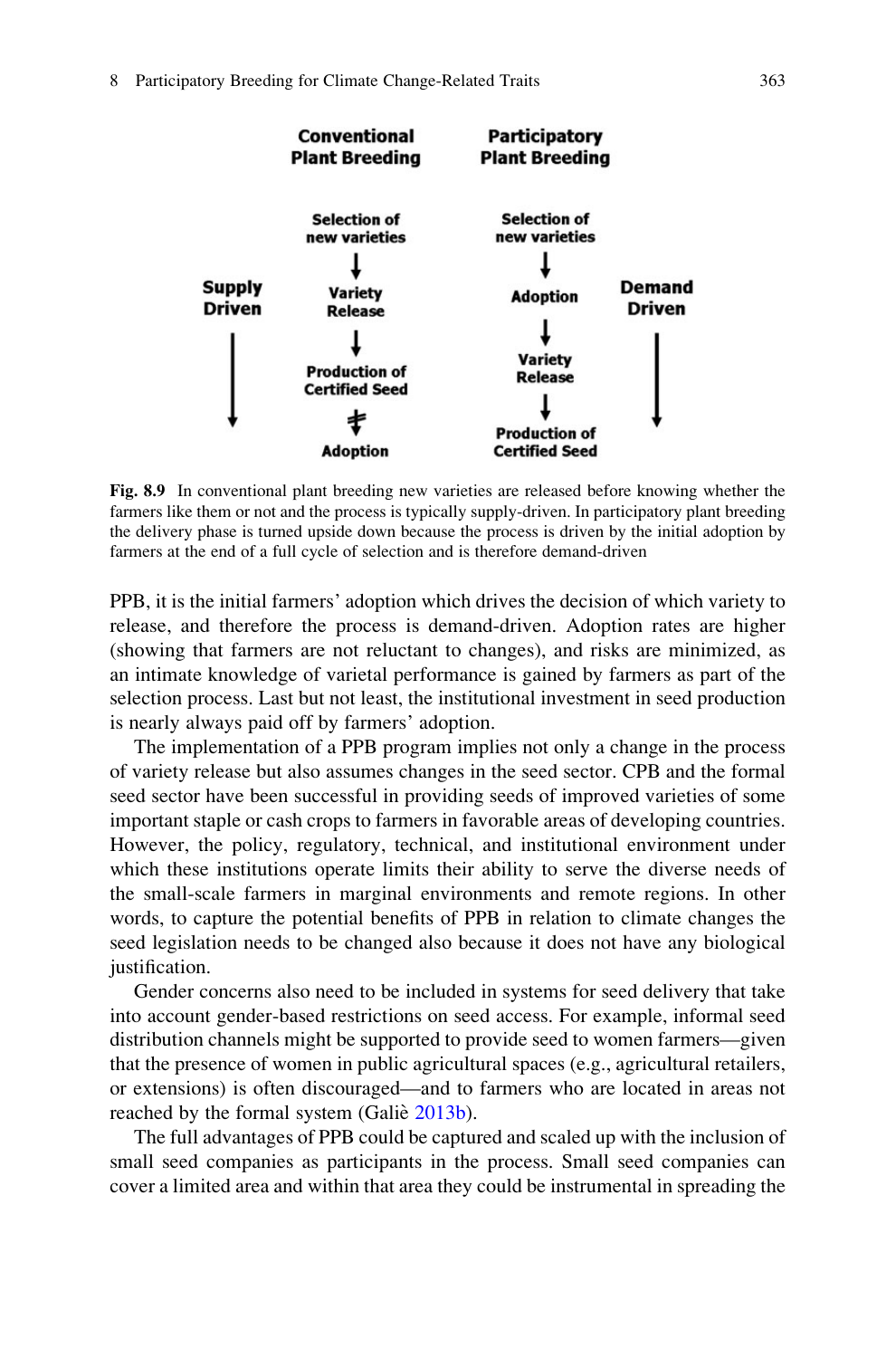| | Conventional Plant Breeding | Participatory Plant Breeding | |
|---|---|---|---|
| | Selection of new varieties | Selection of new varieties | |
| | ↓ | ↓ | |
| Supply Driven ↓ | Variety Release | Adoption | Demand Driven ↓ |
| | ↓ | ↓ | |
| | Production of Certified Seed | Variety Release | |
| | ↛ | ↓ | |
| | Adoption | Production of Certified Seed | |

**Fig. 8.9** In conventional plant breeding new varieties are released before knowing whether the farmers like them or not and the process is typically supply-driven. In participatory plant breeding the delivery phase is turned upside down because the process is driven by the initial adoption by farmers at the end of a full cycle of selection and is therefore demand-driven

PPB, it is the initial farmers' adoption which drives the decision of which variety to release, and therefore the process is demand-driven. Adoption rates are higher (showing that farmers are not reluctant to changes), and risks are minimized, as an intimate knowledge of varietal performance is gained by farmers as part of the selection process. Last but not least, the institutional investment in seed production is nearly always paid off by farmers' adoption.

The implementation of a PPB program implies not only a change in the process of variety release but also assumes changes in the seed sector. CPB and the formal seed sector have been successful in providing seeds of improved varieties of some important staple or cash crops to farmers in favorable areas of developing countries. However, the policy, regulatory, technical, and institutional environment under which these institutions operate limits their ability to serve the diverse needs of the small-scale farmers in marginal environments and remote regions. In other words, to capture the potential benefits of PPB in relation to climate changes the seed legislation needs to be changed also because it does not have any biological justification.

Gender concerns also need to be included in systems for seed delivery that take into account gender-based restrictions on seed access. For example, informal seed distribution channels might be supported to provide seed to women farmers—given that the presence of women in public agricultural spaces (e.g., agricultural retailers, or extensions) is often discouraged—and to farmers who are located in areas not reached by the formal system (Galiè 2013b).

The full advantages of PPB could be captured and scaled up with the inclusion of small seed companies as participants in the process. Small seed companies can cover a limited area and within that area they could be instrumental in spreading the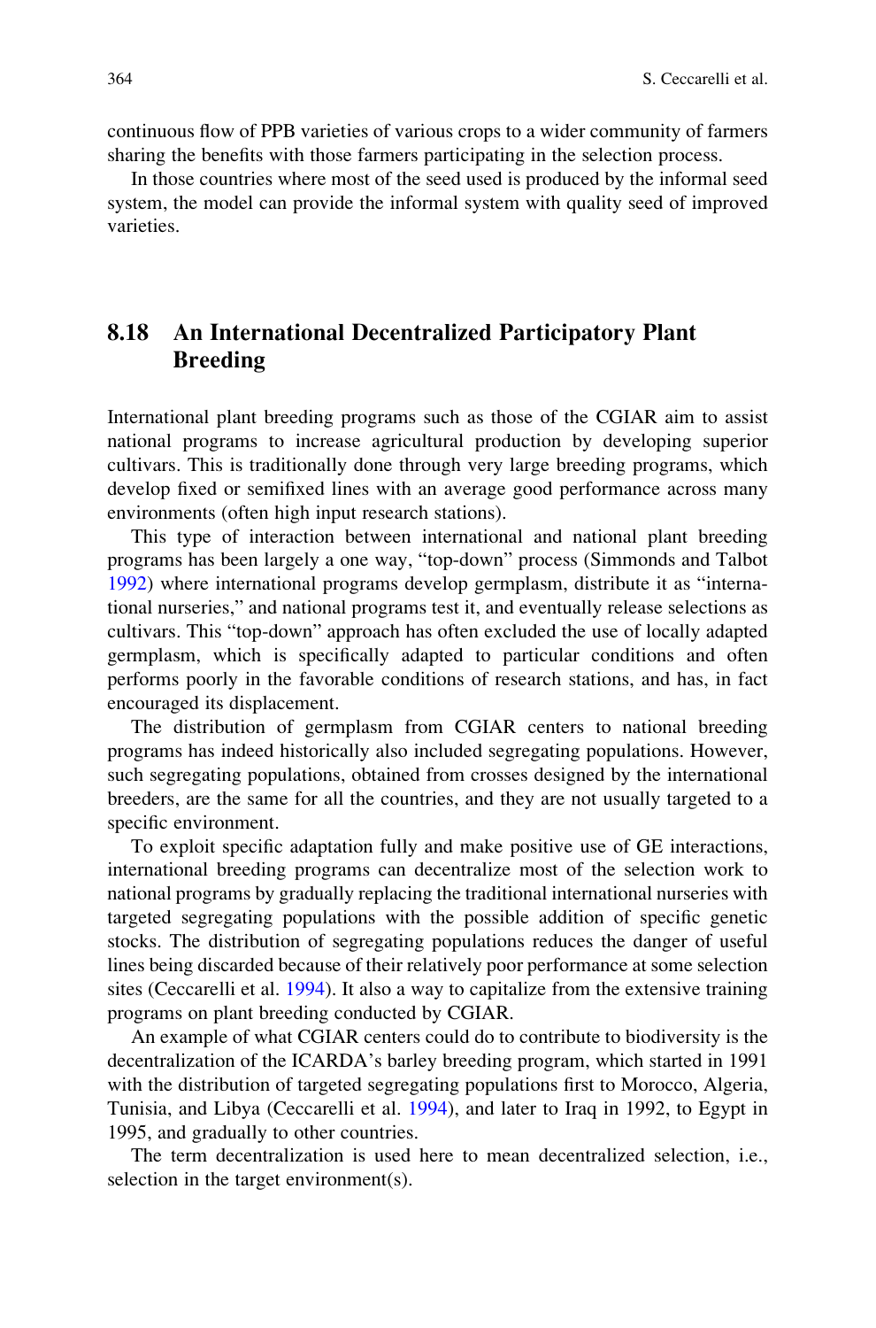continuous flow of PPB varieties of various crops to a wider community of farmers sharing the benefits with those farmers participating in the selection process.

In those countries where most of the seed used is produced by the informal seed system, the model can provide the informal system with quality seed of improved varieties.

## 8.18 An International Decentralized Participatory Plant Breeding

International plant breeding programs such as those of the CGIAR aim to assist national programs to increase agricultural production by developing superior cultivars. This is traditionally done through very large breeding programs, which develop fixed or semifixed lines with an average good performance across many environments (often high input research stations).

This type of interaction between international and national plant breeding programs has been largely a one way, "top-down" process (Simmonds and Talbot 1992) where international programs develop germplasm, distribute it as "international nurseries," and national programs test it, and eventually release selections as cultivars. This "top-down" approach has often excluded the use of locally adapted germplasm, which is specifically adapted to particular conditions and often performs poorly in the favorable conditions of research stations, and has, in fact encouraged its displacement.

The distribution of germplasm from CGIAR centers to national breeding programs has indeed historically also included segregating populations. However, such segregating populations, obtained from crosses designed by the international breeders, are the same for all the countries, and they are not usually targeted to a specific environment.

To exploit specific adaptation fully and make positive use of GE interactions, international breeding programs can decentralize most of the selection work to national programs by gradually replacing the traditional international nurseries with targeted segregating populations with the possible addition of specific genetic stocks. The distribution of segregating populations reduces the danger of useful lines being discarded because of their relatively poor performance at some selection sites (Ceccarelli et al. 1994). It also a way to capitalize from the extensive training programs on plant breeding conducted by CGIAR.

An example of what CGIAR centers could do to contribute to biodiversity is the decentralization of the ICARDA's barley breeding program, which started in 1991 with the distribution of targeted segregating populations first to Morocco, Algeria, Tunisia, and Libya (Ceccarelli et al. 1994), and later to Iraq in 1992, to Egypt in 1995, and gradually to other countries.

The term decentralization is used here to mean decentralized selection, i.e., selection in the target environment(s).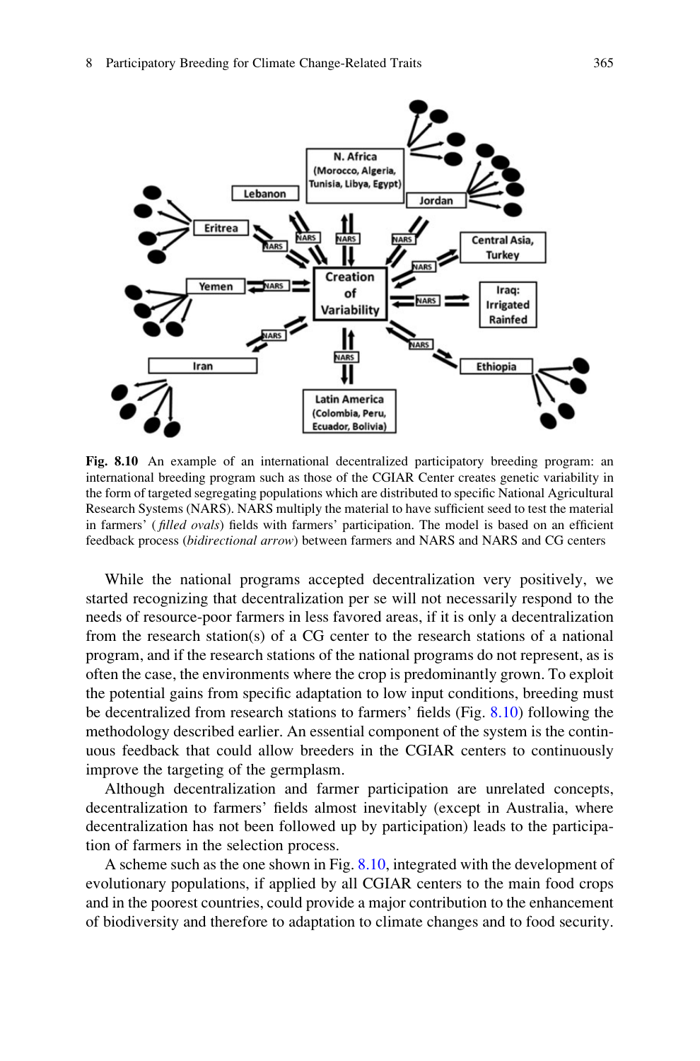**Fig. 8.10** An example of an international decentralized participatory breeding program: an international breeding program such as those of the CGIAR Center creates genetic variability in the form of targeted segregating populations which are distributed to specific National Agricultural Research Systems (NARS). NARS multiply the material to have sufficient seed to test the material in farmers' (*filled ovals*) fields with farmers' participation. The model is based on an efficient feedback process (*bidirectional arrow*) between farmers and NARS and NARS and CG centers

While the national programs accepted decentralization very positively, we started recognizing that decentralization per se will not necessarily respond to the needs of resource-poor farmers in less favored areas, if it is only a decentralization from the research station(s) of a CG center to the research stations of a national program, and if the research stations of the national programs do not represent, as is often the case, the environments where the crop is predominantly grown. To exploit the potential gains from specific adaptation to low input conditions, breeding must be decentralized from research stations to farmers' fields (Fig. 8.10) following the methodology described earlier. An essential component of the system is the continuous feedback that could allow breeders in the CGIAR centers to continuously improve the targeting of the germplasm.

Although decentralization and farmer participation are unrelated concepts, decentralization to farmers' fields almost inevitably (except in Australia, where decentralization has not been followed up by participation) leads to the participation of farmers in the selection process.

A scheme such as the one shown in Fig. 8.10, integrated with the development of evolutionary populations, if applied by all CGIAR centers to the main food crops and in the poorest countries, could provide a major contribution to the enhancement of biodiversity and therefore to adaptation to climate changes and to food security.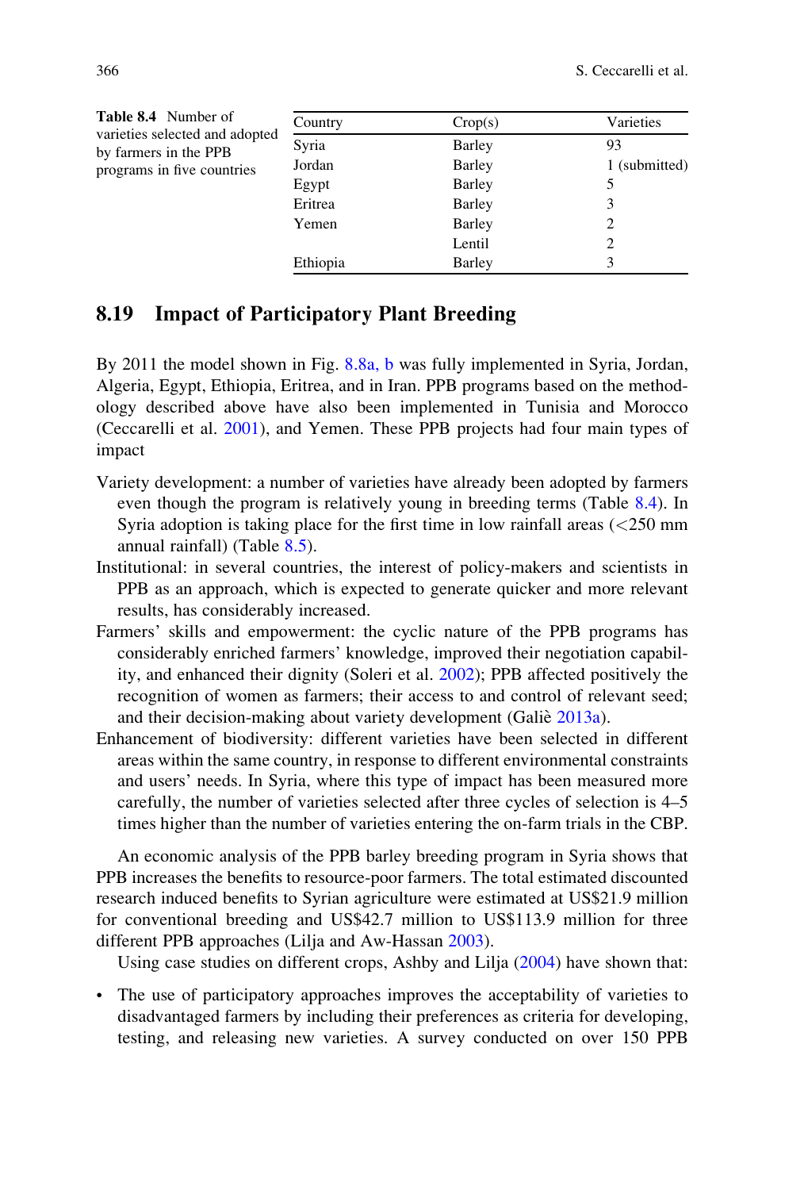**Table 8.4** Number of varieties selected and adopted by farmers in the PPB programs in five countries

| Country | Crop(s) | Varieties |
|---|---|---|
| Syria | Barley | 93 |
| Jordan | Barley | 1 (submitted) |
| Egypt | Barley | 5 |
| Eritrea | Barley | 3 |
| Yemen | Barley | 2 |
| | Lentil | 2 |
| Ethiopia | Barley | 3 |

## 8.19 Impact of Participatory Plant Breeding

By 2011 the model shown in Fig. 8.8a, b was fully implemented in Syria, Jordan, Algeria, Egypt, Ethiopia, Eritrea, and in Iran. PPB programs based on the methodology described above have also been implemented in Tunisia and Morocco (Ceccarelli et al. 2001), and Yemen. These PPB projects had four main types of impact

Variety development: a number of varieties have already been adopted by farmers even though the program is relatively young in breeding terms (Table 8.4). In Syria adoption is taking place for the first time in low rainfall areas (<250 mm annual rainfall) (Table 8.5).

Institutional: in several countries, the interest of policy-makers and scientists in PPB as an approach, which is expected to generate quicker and more relevant results, has considerably increased.

Farmers' skills and empowerment: the cyclic nature of the PPB programs has considerably enriched farmers' knowledge, improved their negotiation capability, and enhanced their dignity (Soleri et al. 2002); PPB affected positively the recognition of women as farmers; their access to and control of relevant seed; and their decision-making about variety development (Galiè 2013a).

Enhancement of biodiversity: different varieties have been selected in different areas within the same country, in response to different environmental constraints and users' needs. In Syria, where this type of impact has been measured more carefully, the number of varieties selected after three cycles of selection is 4–5 times higher than the number of varieties entering the on-farm trials in the CBP.

An economic analysis of the PPB barley breeding program in Syria shows that PPB increases the benefits to resource-poor farmers. The total estimated discounted research induced benefits to Syrian agriculture were estimated at US$21.9 million for conventional breeding and US$42.7 million to US$113.9 million for three different PPB approaches (Lilja and Aw-Hassan 2003).

Using case studies on different crops, Ashby and Lilja (2004) have shown that:

- The use of participatory approaches improves the acceptability of varieties to disadvantaged farmers by including their preferences as criteria for developing, testing, and releasing new varieties. A survey conducted on over 150 PPB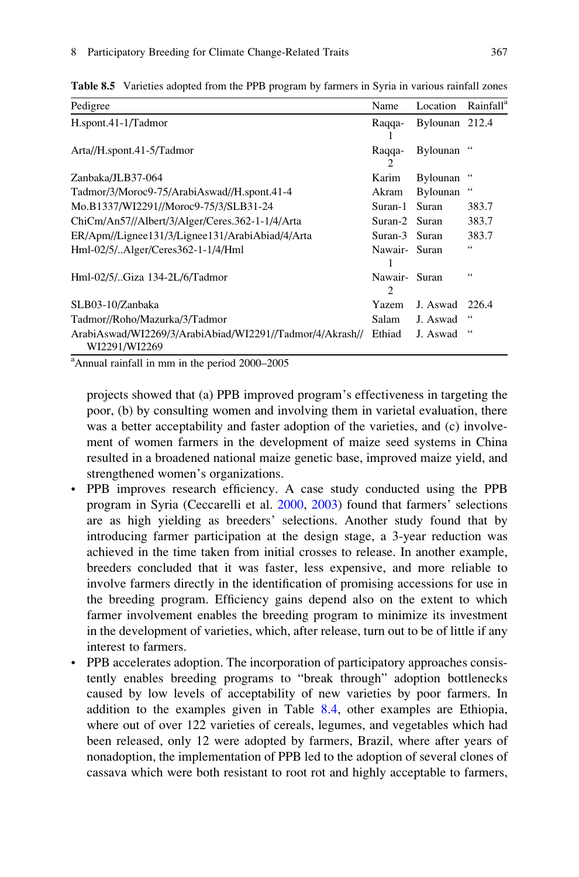**Table 8.5** Varieties adopted from the PPB program by farmers in Syria in various rainfall zones

| Pedigree | Name | Location | Rainfall[a] |
|---|---|---|---|
| H.spont.41-1/Tadmor | Raqqa-1 | Bylounan | 212.4 |
| Arta//H.spont.41-5/Tadmor | Raqqa-2 | Bylounan | " |
| Zanbaka/JLB37-064 | Karim | Bylounan | " |
| Tadmor/3/Moroc9-75/ArabiAswad//H.spont.41-4 | Akram | Bylounan | " |
| Mo.B1337/WI2291//Moroc9-75/3/SLB31-24 | Suran-1 | Suran | 383.7 |
| ChiCm/An57//Albert/3/Alger/Ceres.362-1-1/4/Arta | Suran-2 | Suran | 383.7 |
| ER/Apm//Lignee131/3/Lignee131/ArabiAbiad/4/Arta | Suran-3 | Suran | 383.7 |
| Hml-02/5/..Alger/Ceres362-1-1/4/Hml | Nawair-1 | Suran | " |
| Hml-02/5/..Giza 134-2L/6/Tadmor | Nawair-2 | Suran | " |
| SLB03-10/Zanbaka | Yazem | J. Aswad | 226.4 |
| Tadmor//Roho/Mazurka/3/Tadmor | Salam | J. Aswad | " |
| ArabiAswad/WI2269/3/ArabiAbiad/WI2291//Tadmor/4/Akrash//WI2291/WI2269 | Ethiad | J. Aswad | " |

[a]Annual rainfall in mm in the period 2000–2005

projects showed that (a) PPB improved program's effectiveness in targeting the poor, (b) by consulting women and involving them in varietal evaluation, there was a better acceptability and faster adoption of the varieties, and (c) involvement of women farmers in the development of maize seed systems in China resulted in a broadened national maize genetic base, improved maize yield, and strengthened women's organizations.

- PPB improves research efficiency. A case study conducted using the PPB program in Syria (Ceccarelli et al. 2000, 2003) found that farmers' selections are as high yielding as breeders' selections. Another study found that by introducing farmer participation at the design stage, a 3-year reduction was achieved in the time taken from initial crosses to release. In another example, breeders concluded that it was faster, less expensive, and more reliable to involve farmers directly in the identification of promising accessions for use in the breeding program. Efficiency gains depend also on the extent to which farmer involvement enables the breeding program to minimize its investment in the development of varieties, which, after release, turn out to be of little if any interest to farmers.
- PPB accelerates adoption. The incorporation of participatory approaches consistently enables breeding programs to "break through" adoption bottlenecks caused by low levels of acceptability of new varieties by poor farmers. In addition to the examples given in Table 8.4, other examples are Ethiopia, where out of over 122 varieties of cereals, legumes, and vegetables which had been released, only 12 were adopted by farmers, Brazil, where after years of nonadoption, the implementation of PPB led to the adoption of several clones of cassava which were both resistant to root rot and highly acceptable to farmers,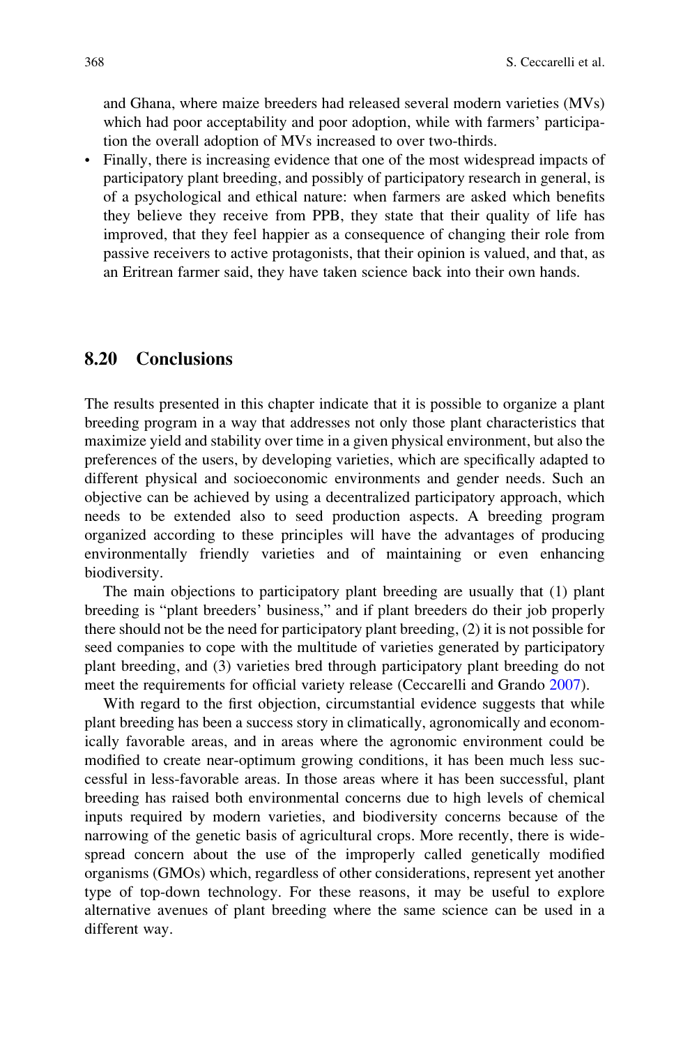and Ghana, where maize breeders had released several modern varieties (MVs) which had poor acceptability and poor adoption, while with farmers' participation the overall adoption of MVs increased to over two-thirds.

- Finally, there is increasing evidence that one of the most widespread impacts of participatory plant breeding, and possibly of participatory research in general, is of a psychological and ethical nature: when farmers are asked which benefits they believe they receive from PPB, they state that their quality of life has improved, that they feel happier as a consequence of changing their role from passive receivers to active protagonists, that their opinion is valued, and that, as an Eritrean farmer said, they have taken science back into their own hands.

## 8.20 Conclusions

The results presented in this chapter indicate that it is possible to organize a plant breeding program in a way that addresses not only those plant characteristics that maximize yield and stability over time in a given physical environment, but also the preferences of the users, by developing varieties, which are specifically adapted to different physical and socioeconomic environments and gender needs. Such an objective can be achieved by using a decentralized participatory approach, which needs to be extended also to seed production aspects. A breeding program organized according to these principles will have the advantages of producing environmentally friendly varieties and of maintaining or even enhancing biodiversity.

The main objections to participatory plant breeding are usually that (1) plant breeding is "plant breeders' business," and if plant breeders do their job properly there should not be the need for participatory plant breeding, (2) it is not possible for seed companies to cope with the multitude of varieties generated by participatory plant breeding, and (3) varieties bred through participatory plant breeding do not meet the requirements for official variety release (Ceccarelli and Grando 2007).

With regard to the first objection, circumstantial evidence suggests that while plant breeding has been a success story in climatically, agronomically and economically favorable areas, and in areas where the agronomic environment could be modified to create near-optimum growing conditions, it has been much less successful in less-favorable areas. In those areas where it has been successful, plant breeding has raised both environmental concerns due to high levels of chemical inputs required by modern varieties, and biodiversity concerns because of the narrowing of the genetic basis of agricultural crops. More recently, there is widespread concern about the use of the improperly called genetically modified organisms (GMOs) which, regardless of other considerations, represent yet another type of top-down technology. For these reasons, it may be useful to explore alternative avenues of plant breeding where the same science can be used in a different way.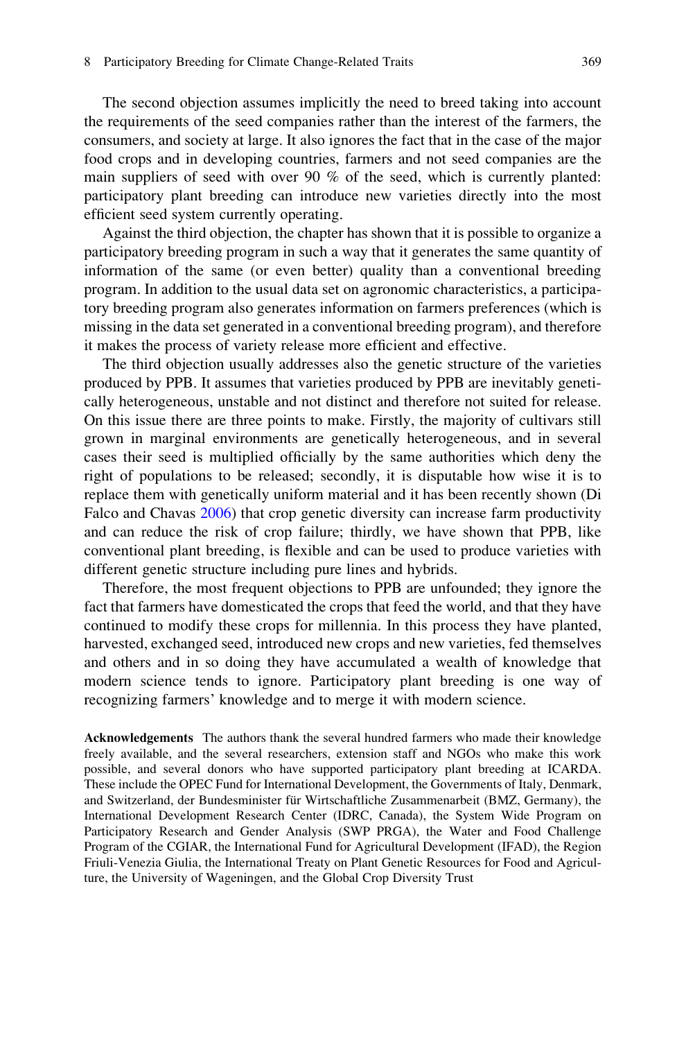The second objection assumes implicitly the need to breed taking into account the requirements of the seed companies rather than the interest of the farmers, the consumers, and society at large. It also ignores the fact that in the case of the major food crops and in developing countries, farmers and not seed companies are the main suppliers of seed with over 90 % of the seed, which is currently planted: participatory plant breeding can introduce new varieties directly into the most efficient seed system currently operating.

Against the third objection, the chapter has shown that it is possible to organize a participatory breeding program in such a way that it generates the same quantity of information of the same (or even better) quality than a conventional breeding program. In addition to the usual data set on agronomic characteristics, a participatory breeding program also generates information on farmers preferences (which is missing in the data set generated in a conventional breeding program), and therefore it makes the process of variety release more efficient and effective.

The third objection usually addresses also the genetic structure of the varieties produced by PPB. It assumes that varieties produced by PPB are inevitably genetically heterogeneous, unstable and not distinct and therefore not suited for release. On this issue there are three points to make. Firstly, the majority of cultivars still grown in marginal environments are genetically heterogeneous, and in several cases their seed is multiplied officially by the same authorities which deny the right of populations to be released; secondly, it is disputable how wise it is to replace them with genetically uniform material and it has been recently shown (Di Falco and Chavas 2006) that crop genetic diversity can increase farm productivity and can reduce the risk of crop failure; thirdly, we have shown that PPB, like conventional plant breeding, is flexible and can be used to produce varieties with different genetic structure including pure lines and hybrids.

Therefore, the most frequent objections to PPB are unfounded; they ignore the fact that farmers have domesticated the crops that feed the world, and that they have continued to modify these crops for millennia. In this process they have planted, harvested, exchanged seed, introduced new crops and new varieties, fed themselves and others and in so doing they have accumulated a wealth of knowledge that modern science tends to ignore. Participatory plant breeding is one way of recognizing farmers' knowledge and to merge it with modern science.

**Acknowledgements** The authors thank the several hundred farmers who made their knowledge freely available, and the several researchers, extension staff and NGOs who make this work possible, and several donors who have supported participatory plant breeding at ICARDA. These include the OPEC Fund for International Development, the Governments of Italy, Denmark, and Switzerland, der Bundesminister für Wirtschaftliche Zusammenarbeit (BMZ, Germany), the International Development Research Center (IDRC, Canada), the System Wide Program on Participatory Research and Gender Analysis (SWP PRGA), the Water and Food Challenge Program of the CGIAR, the International Fund for Agricultural Development (IFAD), the Region Friuli-Venezia Giulia, the International Treaty on Plant Genetic Resources for Food and Agriculture, the University of Wageningen, and the Global Crop Diversity Trust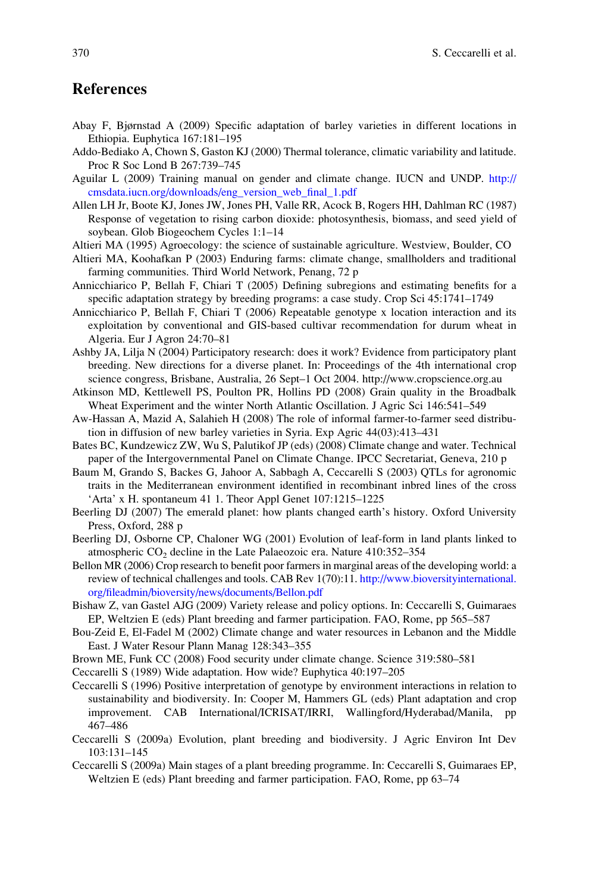## References

Abay F, Bjørnstad A (2009) Specific adaptation of barley varieties in different locations in Ethiopia. Euphytica 167:181–195

Addo-Bediako A, Chown S, Gaston KJ (2000) Thermal tolerance, climatic variability and latitude. Proc R Soc Lond B 267:739–745

Aguilar L (2009) Training manual on gender and climate change. IUCN and UNDP. http://cmsdata.iucn.org/downloads/eng_version_web_final_1.pdf

Allen LH Jr, Boote KJ, Jones JW, Jones PH, Valle RR, Acock B, Rogers HH, Dahlman RC (1987) Response of vegetation to rising carbon dioxide: photosynthesis, biomass, and seed yield of soybean. Glob Biogeochem Cycles 1:1–14

Altieri MA (1995) Agroecology: the science of sustainable agriculture. Westview, Boulder, CO

Altieri MA, Koohafkan P (2003) Enduring farms: climate change, smallholders and traditional farming communities. Third World Network, Penang, 72 p

Annicchiarico P, Bellah F, Chiari T (2005) Defining subregions and estimating benefits for a specific adaptation strategy by breeding programs: a case study. Crop Sci 45:1741–1749

Annicchiarico P, Bellah F, Chiari T (2006) Repeatable genotype x location interaction and its exploitation by conventional and GIS-based cultivar recommendation for durum wheat in Algeria. Eur J Agron 24:70–81

Ashby JA, Lilja N (2004) Participatory research: does it work? Evidence from participatory plant breeding. New directions for a diverse planet. In: Proceedings of the 4th international crop science congress, Brisbane, Australia, 26 Sept–1 Oct 2004. http://www.cropscience.org.au

Atkinson MD, Kettlewell PS, Poulton PR, Hollins PD (2008) Grain quality in the Broadbalk Wheat Experiment and the winter North Atlantic Oscillation. J Agric Sci 146:541–549

Aw-Hassan A, Mazid A, Salahieh H (2008) The role of informal farmer-to-farmer seed distribution in diffusion of new barley varieties in Syria. Exp Agric 44(03):413–431

Bates BC, Kundzewicz ZW, Wu S, Palutikof JP (eds) (2008) Climate change and water. Technical paper of the Intergovernmental Panel on Climate Change. IPCC Secretariat, Geneva, 210 p

Baum M, Grando S, Backes G, Jahoor A, Sabbagh A, Ceccarelli S (2003) QTLs for agronomic traits in the Mediterranean environment identified in recombinant inbred lines of the cross 'Arta' x H. spontaneum 41 1. Theor Appl Genet 107:1215–1225

Beerling DJ (2007) The emerald planet: how plants changed earth's history. Oxford University Press, Oxford, 288 p

Beerling DJ, Osborne CP, Chaloner WG (2001) Evolution of leaf-form in land plants linked to atmospheric $CO_2$ decline in the Late Palaeozoic era. Nature 410:352–354

Bellon MR (2006) Crop research to benefit poor farmers in marginal areas of the developing world: a review of technical challenges and tools. CAB Rev 1(70):11. http://www.bioversityinternational.org/fileadmin/bioversity/news/documents/Bellon.pdf

Bishaw Z, van Gastel AJG (2009) Variety release and policy options. In: Ceccarelli S, Guimaraes EP, Weltzien E (eds) Plant breeding and farmer participation. FAO, Rome, pp 565–587

Bou-Zeid E, El-Fadel M (2002) Climate change and water resources in Lebanon and the Middle East. J Water Resour Plann Manag 128:343–355

Brown ME, Funk CC (2008) Food security under climate change. Science 319:580–581

Ceccarelli S (1989) Wide adaptation. How wide? Euphytica 40:197–205

Ceccarelli S (1996) Positive interpretation of genotype by environment interactions in relation to sustainability and biodiversity. In: Cooper M, Hammers GL (eds) Plant adaptation and crop improvement. CAB International/ICRISAT/IRRI, Wallingford/Hyderabad/Manila, pp 467–486

Ceccarelli S (2009a) Evolution, plant breeding and biodiversity. J Agric Environ Int Dev 103:131–145

Ceccarelli S (2009a) Main stages of a plant breeding programme. In: Ceccarelli S, Guimaraes EP, Weltzien E (eds) Plant breeding and farmer participation. FAO, Rome, pp 63–74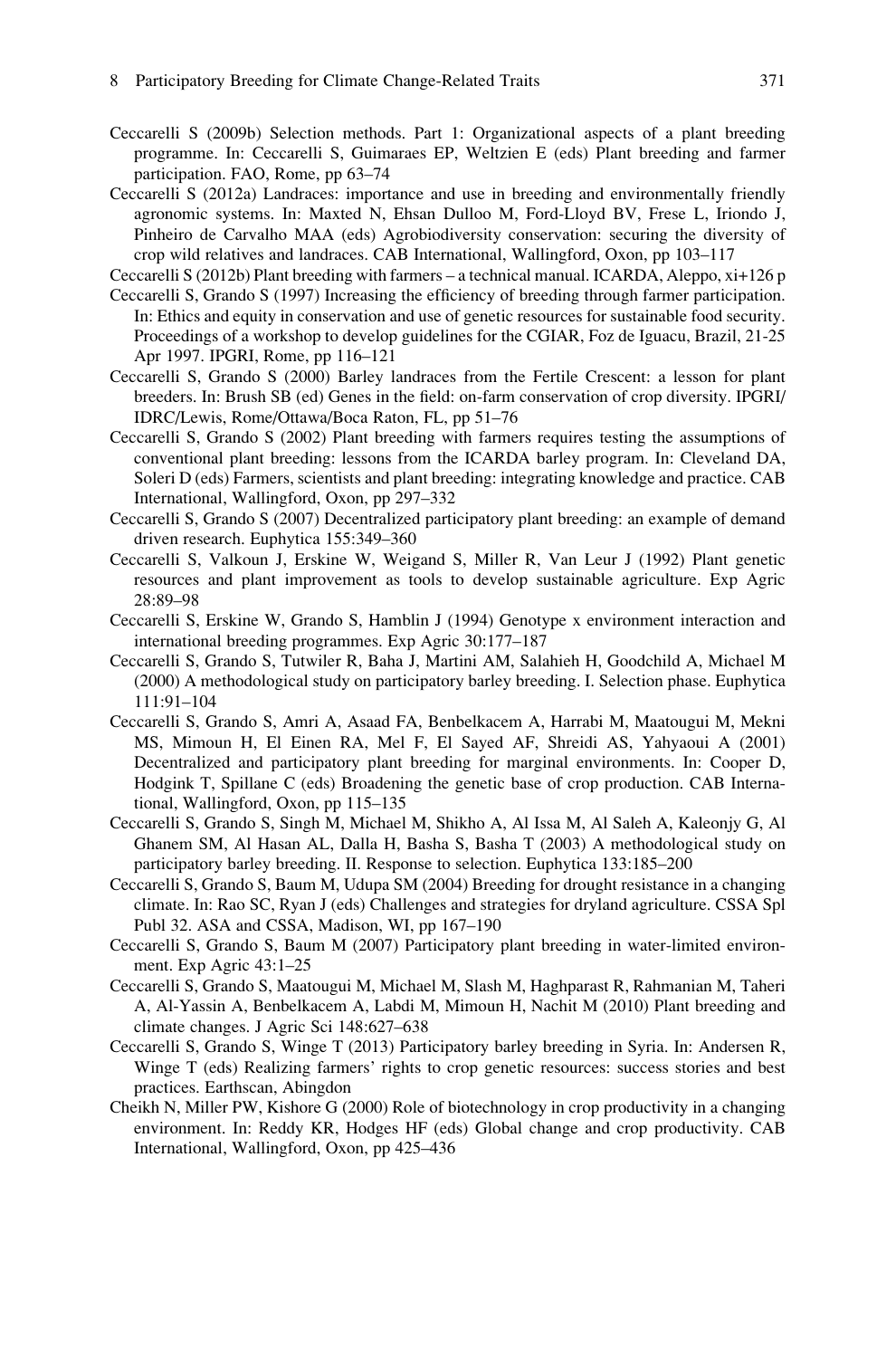Ceccarelli S (2009b) Selection methods. Part 1: Organizational aspects of a plant breeding programme. In: Ceccarelli S, Guimaraes EP, Weltzien E (eds) Plant breeding and farmer participation. FAO, Rome, pp 63–74

Ceccarelli S (2012a) Landraces: importance and use in breeding and environmentally friendly agronomic systems. In: Maxted N, Ehsan Dulloo M, Ford-Lloyd BV, Frese L, Iriondo J, Pinheiro de Carvalho MAA (eds) Agrobiodiversity conservation: securing the diversity of crop wild relatives and landraces. CAB International, Wallingford, Oxon, pp 103–117

Ceccarelli S (2012b) Plant breeding with farmers – a technical manual. ICARDA, Aleppo, xi+126 p

Ceccarelli S, Grando S (1997) Increasing the efficiency of breeding through farmer participation. In: Ethics and equity in conservation and use of genetic resources for sustainable food security. Proceedings of a workshop to develop guidelines for the CGIAR, Foz de Iguacu, Brazil, 21-25 Apr 1997. IPGRI, Rome, pp 116–121

Ceccarelli S, Grando S (2000) Barley landraces from the Fertile Crescent: a lesson for plant breeders. In: Brush SB (ed) Genes in the field: on-farm conservation of crop diversity. IPGRI/IDRC/Lewis, Rome/Ottawa/Boca Raton, FL, pp 51–76

Ceccarelli S, Grando S (2002) Plant breeding with farmers requires testing the assumptions of conventional plant breeding: lessons from the ICARDA barley program. In: Cleveland DA, Soleri D (eds) Farmers, scientists and plant breeding: integrating knowledge and practice. CAB International, Wallingford, Oxon, pp 297–332

Ceccarelli S, Grando S (2007) Decentralized participatory plant breeding: an example of demand driven research. Euphytica 155:349–360

Ceccarelli S, Valkoun J, Erskine W, Weigand S, Miller R, Van Leur J (1992) Plant genetic resources and plant improvement as tools to develop sustainable agriculture. Exp Agric 28:89–98

Ceccarelli S, Erskine W, Grando S, Hamblin J (1994) Genotype x environment interaction and international breeding programmes. Exp Agric 30:177–187

Ceccarelli S, Grando S, Tutwiler R, Baha J, Martini AM, Salahieh H, Goodchild A, Michael M (2000) A methodological study on participatory barley breeding. I. Selection phase. Euphytica 111:91–104

Ceccarelli S, Grando S, Amri A, Asaad FA, Benbelkacem A, Harrabi M, Maatougui M, Mekni MS, Mimoun H, El Einen RA, Mel F, El Sayed AF, Shreidi AS, Yahyaoui A (2001) Decentralized and participatory plant breeding for marginal environments. In: Cooper D, Hodgink T, Spillane C (eds) Broadening the genetic base of crop production. CAB International, Wallingford, Oxon, pp 115–135

Ceccarelli S, Grando S, Singh M, Michael M, Shikho A, Al Issa M, Al Saleh A, Kaleonjy G, Al Ghanem SM, Al Hasan AL, Dalla H, Basha S, Basha T (2003) A methodological study on participatory barley breeding. II. Response to selection. Euphytica 133:185–200

Ceccarelli S, Grando S, Baum M, Udupa SM (2004) Breeding for drought resistance in a changing climate. In: Rao SC, Ryan J (eds) Challenges and strategies for dryland agriculture. CSSA Spl Publ 32. ASA and CSSA, Madison, WI, pp 167–190

Ceccarelli S, Grando S, Baum M (2007) Participatory plant breeding in water-limited environment. Exp Agric 43:1–25

Ceccarelli S, Grando S, Maatougui M, Michael M, Slash M, Haghparast R, Rahmanian M, Taheri A, Al-Yassin A, Benbelkacem A, Labdi M, Mimoun H, Nachit M (2010) Plant breeding and climate changes. J Agric Sci 148:627–638

Ceccarelli S, Grando S, Winge T (2013) Participatory barley breeding in Syria. In: Andersen R, Winge T (eds) Realizing farmers' rights to crop genetic resources: success stories and best practices. Earthscan, Abingdon

Cheikh N, Miller PW, Kishore G (2000) Role of biotechnology in crop productivity in a changing environment. In: Reddy KR, Hodges HF (eds) Global change and crop productivity. CAB International, Wallingford, Oxon, pp 425–436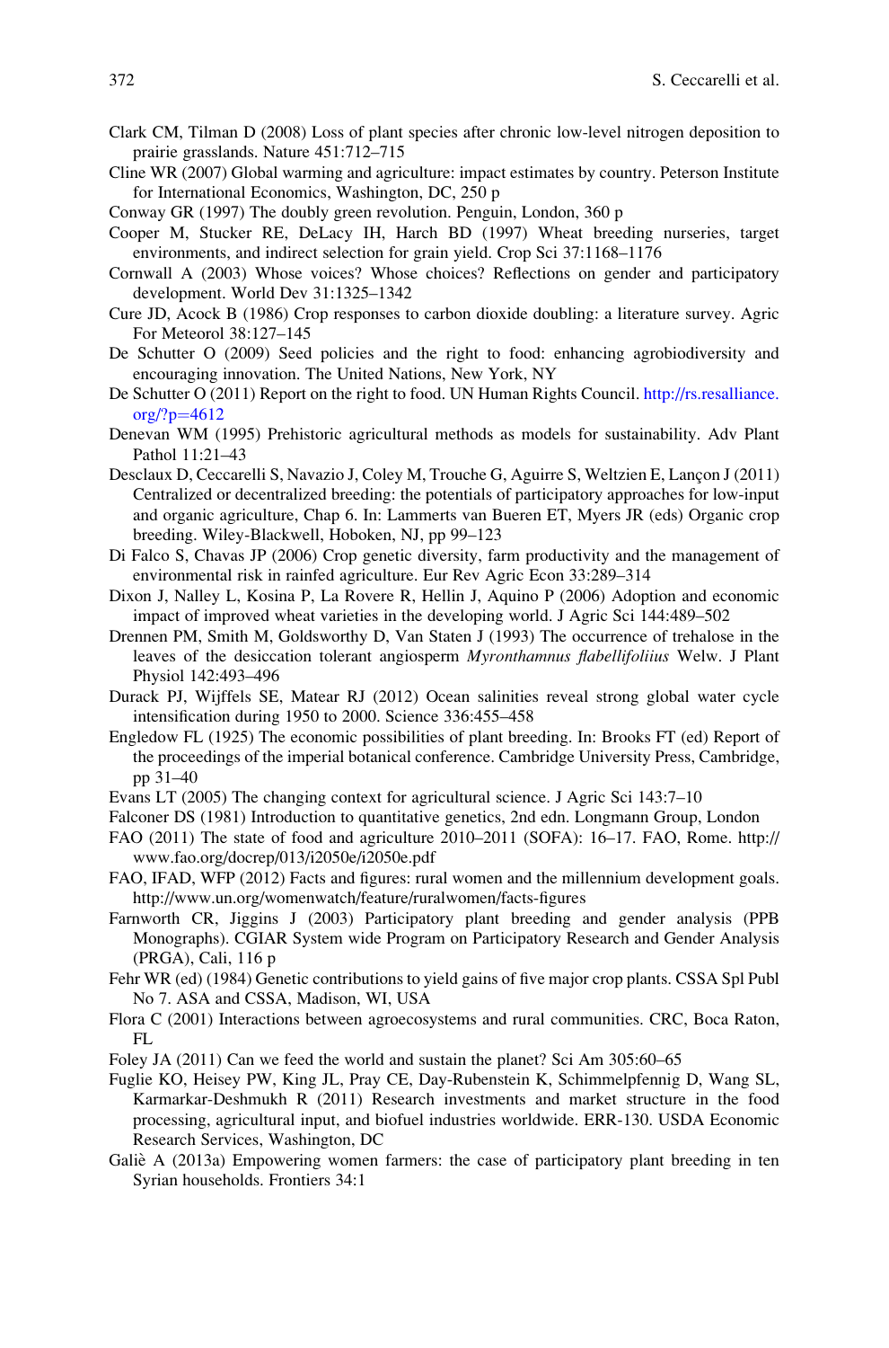Clark CM, Tilman D (2008) Loss of plant species after chronic low-level nitrogen deposition to prairie grasslands. Nature 451:712–715

Cline WR (2007) Global warming and agriculture: impact estimates by country. Peterson Institute for International Economics, Washington, DC, 250 p

Conway GR (1997) The doubly green revolution. Penguin, London, 360 p

Cooper M, Stucker RE, DeLacy IH, Harch BD (1997) Wheat breeding nurseries, target environments, and indirect selection for grain yield. Crop Sci 37:1168–1176

Cornwall A (2003) Whose voices? Whose choices? Reflections on gender and participatory development. World Dev 31:1325–1342

Cure JD, Acock B (1986) Crop responses to carbon dioxide doubling: a literature survey. Agric For Meteorol 38:127–145

De Schutter O (2009) Seed policies and the right to food: enhancing agrobiodiversity and encouraging innovation. The United Nations, New York, NY

De Schutter O (2011) Report on the right to food. UN Human Rights Council. http://rs.resalliance.org/?p=4612

Denevan WM (1995) Prehistoric agricultural methods as models for sustainability. Adv Plant Pathol 11:21–43

Desclaux D, Ceccarelli S, Navazio J, Coley M, Trouche G, Aguirre S, Weltzien E, Lançon J (2011) Centralized or decentralized breeding: the potentials of participatory approaches for low-input and organic agriculture, Chap 6. In: Lammerts van Bueren ET, Myers JR (eds) Organic crop breeding. Wiley-Blackwell, Hoboken, NJ, pp 99–123

Di Falco S, Chavas JP (2006) Crop genetic diversity, farm productivity and the management of environmental risk in rainfed agriculture. Eur Rev Agric Econ 33:289–314

Dixon J, Nalley L, Kosina P, La Rovere R, Hellin J, Aquino P (2006) Adoption and economic impact of improved wheat varieties in the developing world. J Agric Sci 144:489–502

Drennen PM, Smith M, Goldsworthy D, Van Staten J (1993) The occurrence of trehalose in the leaves of the desiccation tolerant angiosperm *Myronthamnus flabellifoliius* Welw. J Plant Physiol 142:493–496

Durack PJ, Wijffels SE, Matear RJ (2012) Ocean salinities reveal strong global water cycle intensification during 1950 to 2000. Science 336:455–458

Engledow FL (1925) The economic possibilities of plant breeding. In: Brooks FT (ed) Report of the proceedings of the imperial botanical conference. Cambridge University Press, Cambridge, pp 31–40

Evans LT (2005) The changing context for agricultural science. J Agric Sci 143:7–10

Falconer DS (1981) Introduction to quantitative genetics, 2nd edn. Longmann Group, London

FAO (2011) The state of food and agriculture 2010–2011 (SOFA): 16–17. FAO, Rome. http://www.fao.org/docrep/013/i2050e/i2050e.pdf

FAO, IFAD, WFP (2012) Facts and figures: rural women and the millennium development goals. http://www.un.org/womenwatch/feature/ruralwomen/facts-figures

Farnworth CR, Jiggins J (2003) Participatory plant breeding and gender analysis (PPB Monographs). CGIAR System wide Program on Participatory Research and Gender Analysis (PRGA), Cali, 116 p

Fehr WR (ed) (1984) Genetic contributions to yield gains of five major crop plants. CSSA Spl Publ No 7. ASA and CSSA, Madison, WI, USA

Flora C (2001) Interactions between agroecosystems and rural communities. CRC, Boca Raton, FL

Foley JA (2011) Can we feed the world and sustain the planet? Sci Am 305:60–65

Fuglie KO, Heisey PW, King JL, Pray CE, Day-Rubenstein K, Schimmelpfennig D, Wang SL, Karmarkar-Deshmukh R (2011) Research investments and market structure in the food processing, agricultural input, and biofuel industries worldwide. ERR-130. USDA Economic Research Services, Washington, DC

Galiè A (2013a) Empowering women farmers: the case of participatory plant breeding in ten Syrian households. Frontiers 34:1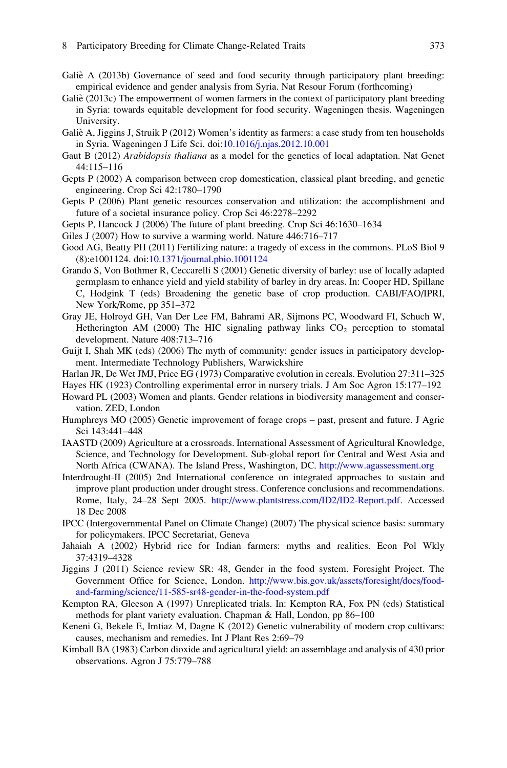Galiè A (2013b) Governance of seed and food security through participatory plant breeding: empirical evidence and gender analysis from Syria. Nat Resour Forum (forthcoming)

Galiè (2013c) The empowerment of women farmers in the context of participatory plant breeding in Syria: towards equitable development for food security. Wageningen thesis. Wageningen University.

Galiè A, Jiggins J, Struik P (2012) Women's identity as farmers: a case study from ten households in Syria. Wageningen J Life Sci. doi:10.1016/j.njas.2012.10.001

Gaut B (2012) *Arabidopsis thaliana* as a model for the genetics of local adaptation. Nat Genet 44:115–116

Gepts P (2002) A comparison between crop domestication, classical plant breeding, and genetic engineering. Crop Sci 42:1780–1790

Gepts P (2006) Plant genetic resources conservation and utilization: the accomplishment and future of a societal insurance policy. Crop Sci 46:2278–2292

Gepts P, Hancock J (2006) The future of plant breeding. Crop Sci 46:1630–1634

Giles J (2007) How to survive a warming world. Nature 446:716–717

Good AG, Beatty PH (2011) Fertilizing nature: a tragedy of excess in the commons. PLoS Biol 9 (8):e1001124. doi:10.1371/journal.pbio.1001124

Grando S, Von Bothmer R, Ceccarelli S (2001) Genetic diversity of barley: use of locally adapted germplasm to enhance yield and yield stability of barley in dry areas. In: Cooper HD, Spillane C, Hodgink T (eds) Broadening the genetic base of crop production. CABI/FAO/IPRI, New York/Rome, pp 351–372

Gray JE, Holroyd GH, Van Der Lee FM, Bahrami AR, Sijmons PC, Woodward FI, Schuch W, Hetherington AM (2000) The HIC signaling pathway links $CO_2$ perception to stomatal development. Nature 408:713–716

Guijt I, Shah MK (eds) (2006) The myth of community: gender issues in participatory development. Intermediate Technology Publishers, Warwickshire

Harlan JR, De Wet JMJ, Price EG (1973) Comparative evolution in cereals. Evolution 27:311–325

Hayes HK (1923) Controlling experimental error in nursery trials. J Am Soc Agron 15:177–192

Howard PL (2003) Women and plants. Gender relations in biodiversity management and conservation. ZED, London

Humphreys MO (2005) Genetic improvement of forage crops – past, present and future. J Agric Sci 143:441–448

IAASTD (2009) Agriculture at a crossroads. International Assessment of Agricultural Knowledge, Science, and Technology for Development. Sub-global report for Central and West Asia and North Africa (CWANA). The Island Press, Washington, DC. http://www.agassessment.org

Interdrought-II (2005) 2nd International conference on integrated approaches to sustain and improve plant production under drought stress. Conference conclusions and recommendations. Rome, Italy, 24–28 Sept 2005. http://www.plantstress.com/ID2/ID2-Report.pdf. Accessed 18 Dec 2008

IPCC (Intergovernmental Panel on Climate Change) (2007) The physical science basis: summary for policymakers. IPCC Secretariat, Geneva

Jahaiah A (2002) Hybrid rice for Indian farmers: myths and realities. Econ Pol Wkly 37:4319–4328

Jiggins J (2011) Science review SR: 48, Gender in the food system. Foresight Project. The Government Office for Science, London. http://www.bis.gov.uk/assets/foresight/docs/food-and-farming/science/11-585-sr48-gender-in-the-food-system.pdf

Kempton RA, Gleeson A (1997) Unreplicated trials. In: Kempton RA, Fox PN (eds) Statistical methods for plant variety evaluation. Chapman & Hall, London, pp 86–100

Keneni G, Bekele E, Imtiaz M, Dagne K (2012) Genetic vulnerability of modern crop cultivars: causes, mechanism and remedies. Int J Plant Res 2:69–79

Kimball BA (1983) Carbon dioxide and agricultural yield: an assemblage and analysis of 430 prior observations. Agron J 75:779–788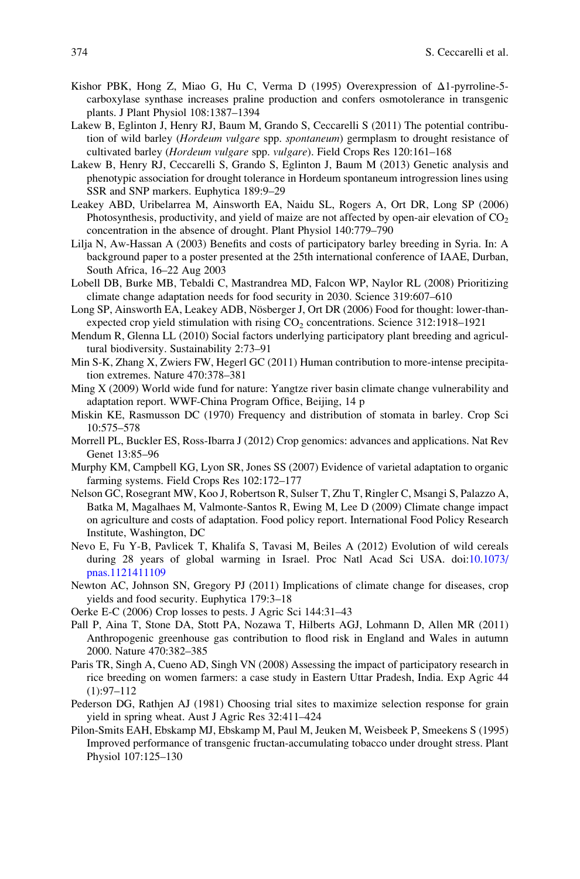Kishor PBK, Hong Z, Miao G, Hu C, Verma D (1995) Overexpression of Δ1-pyrroline-5-carboxylase synthase increases praline production and confers osmotolerance in transgenic plants. J Plant Physiol 108:1387–1394

Lakew B, Eglinton J, Henry RJ, Baum M, Grando S, Ceccarelli S (2011) The potential contribution of wild barley (*Hordeum vulgare* spp. *spontaneum*) germplasm to drought resistance of cultivated barley (*Hordeum vulgare* spp. *vulgare*). Field Crops Res 120:161–168

Lakew B, Henry RJ, Ceccarelli S, Grando S, Eglinton J, Baum M (2013) Genetic analysis and phenotypic association for drought tolerance in Hordeum spontaneum introgression lines using SSR and SNP markers. Euphytica 189:9–29

Leakey ABD, Uribelarrea M, Ainsworth EA, Naidu SL, Rogers A, Ort DR, Long SP (2006) Photosynthesis, productivity, and yield of maize are not affected by open-air elevation of $CO_2$ concentration in the absence of drought. Plant Physiol 140:779–790

Lilja N, Aw-Hassan A (2003) Benefits and costs of participatory barley breeding in Syria. In: A background paper to a poster presented at the 25th international conference of IAAE, Durban, South Africa, 16–22 Aug 2003

Lobell DB, Burke MB, Tebaldi C, Mastrandrea MD, Falcon WP, Naylor RL (2008) Prioritizing climate change adaptation needs for food security in 2030. Science 319:607–610

Long SP, Ainsworth EA, Leakey ADB, Nösberger J, Ort DR (2006) Food for thought: lower-than-expected crop yield stimulation with rising $CO_2$ concentrations. Science 312:1918–1921

Mendum R, Glenna LL (2010) Social factors underlying participatory plant breeding and agricultural biodiversity. Sustainability 2:73–91

Min S-K, Zhang X, Zwiers FW, Hegerl GC (2011) Human contribution to more-intense precipitation extremes. Nature 470:378–381

Ming X (2009) World wide fund for nature: Yangtze river basin climate change vulnerability and adaptation report. WWF-China Program Office, Beijing, 14 p

Miskin KE, Rasmusson DC (1970) Frequency and distribution of stomata in barley. Crop Sci 10:575–578

Morrell PL, Buckler ES, Ross-Ibarra J (2012) Crop genomics: advances and applications. Nat Rev Genet 13:85–96

Murphy KM, Campbell KG, Lyon SR, Jones SS (2007) Evidence of varietal adaptation to organic farming systems. Field Crops Res 102:172–177

Nelson GC, Rosegrant MW, Koo J, Robertson R, Sulser T, Zhu T, Ringler C, Msangi S, Palazzo A, Batka M, Magalhaes M, Valmonte-Santos R, Ewing M, Lee D (2009) Climate change impact on agriculture and costs of adaptation. Food policy report. International Food Policy Research Institute, Washington, DC

Nevo E, Fu Y-B, Pavlicek T, Khalifa S, Tavasi M, Beiles A (2012) Evolution of wild cereals during 28 years of global warming in Israel. Proc Natl Acad Sci USA. doi:10.1073/pnas.1121411109

Newton AC, Johnson SN, Gregory PJ (2011) Implications of climate change for diseases, crop yields and food security. Euphytica 179:3–18

Oerke E-C (2006) Crop losses to pests. J Agric Sci 144:31–43

Pall P, Aina T, Stone DA, Stott PA, Nozawa T, Hilberts AGJ, Lohmann D, Allen MR (2011) Anthropogenic greenhouse gas contribution to flood risk in England and Wales in autumn 2000. Nature 470:382–385

Paris TR, Singh A, Cueno AD, Singh VN (2008) Assessing the impact of participatory research in rice breeding on women farmers: a case study in Eastern Uttar Pradesh, India. Exp Agric 44 (1):97–112

Pederson DG, Rathjen AJ (1981) Choosing trial sites to maximize selection response for grain yield in spring wheat. Aust J Agric Res 32:411–424

Pilon-Smits EAH, Ebskamp MJ, Ebskamp M, Paul M, Jeuken M, Weisbeek P, Smeekens S (1995) Improved performance of transgenic fructan-accumulating tobacco under drought stress. Plant Physiol 107:125–130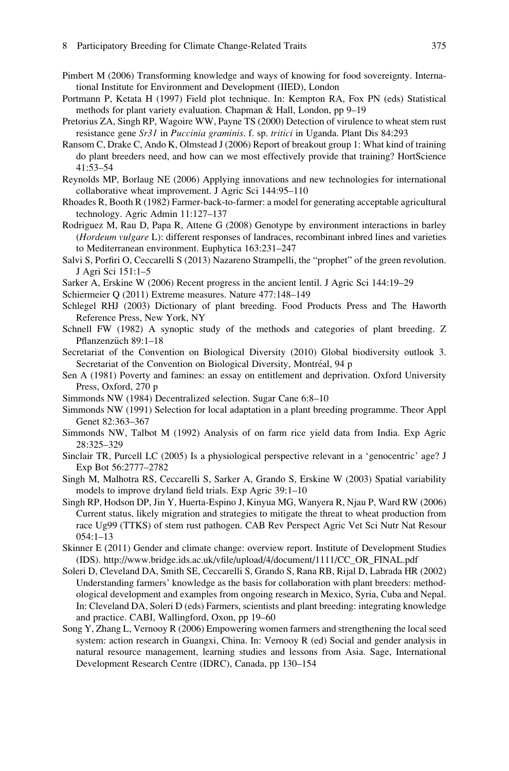Pimbert M (2006) Transforming knowledge and ways of knowing for food sovereignty. International Institute for Environment and Development (IIED), London

Portmann P, Ketata H (1997) Field plot technique. In: Kempton RA, Fox PN (eds) Statistical methods for plant variety evaluation. Chapman & Hall, London, pp 9–19

Pretorius ZA, Singh RP, Wagoire WW, Payne TS (2000) Detection of virulence to wheat stem rust resistance gene *Sr31* in *Puccinia graminis*. f. sp. *tritici* in Uganda. Plant Dis 84:293

Ransom C, Drake C, Ando K, Olmstead J (2006) Report of breakout group 1: What kind of training do plant breeders need, and how can we most effectively provide that training? HortScience 41:53–54

Reynolds MP, Borlaug NE (2006) Applying innovations and new technologies for international collaborative wheat improvement. J Agric Sci 144:95–110

Rhoades R, Booth R (1982) Farmer-back-to-farmer: a model for generating acceptable agricultural technology. Agric Admin 11:127–137

Rodriguez M, Rau D, Papa R, Attene G (2008) Genotype by environment interactions in barley (*Hordeum vulgare* L): different responses of landraces, recombinant inbred lines and varieties to Mediterranean environment. Euphytica 163:231–247

Salvi S, Porfiri O, Ceccarelli S (2013) Nazareno Strampelli, the "prophet" of the green revolution. J Agri Sci 151:1–5

Sarker A, Erskine W (2006) Recent progress in the ancient lentil. J Agric Sci 144:19–29

Schiermeier Q (2011) Extreme measures. Nature 477:148–149

Schlegel RHJ (2003) Dictionary of plant breeding. Food Products Press and The Haworth Reference Press, New York, NY

Schnell FW (1982) A synoptic study of the methods and categories of plant breeding. Z Pflanzenzüch 89:1–18

Secretariat of the Convention on Biological Diversity (2010) Global biodiversity outlook 3. Secretariat of the Convention on Biological Diversity, Montréal, 94 p

Sen A (1981) Poverty and famines: an essay on entitlement and deprivation. Oxford University Press, Oxford, 270 p

Simmonds NW (1984) Decentralized selection. Sugar Cane 6:8–10

Simmonds NW (1991) Selection for local adaptation in a plant breeding programme. Theor Appl Genet 82:363–367

Simmonds NW, Talbot M (1992) Analysis of on farm rice yield data from India. Exp Agric 28:325–329

Sinclair TR, Purcell LC (2005) Is a physiological perspective relevant in a 'genocentric' age? J Exp Bot 56:2777–2782

Singh M, Malhotra RS, Ceccarelli S, Sarker A, Grando S, Erskine W (2003) Spatial variability models to improve dryland field trials. Exp Agric 39:1–10

Singh RP, Hodson DP, Jin Y, Huerta-Espino J, Kinyua MG, Wanyera R, Njau P, Ward RW (2006) Current status, likely migration and strategies to mitigate the threat to wheat production from race Ug99 (TTKS) of stem rust pathogen. CAB Rev Perspect Agric Vet Sci Nutr Nat Resour 054:1–13

Skinner E (2011) Gender and climate change: overview report. Institute of Development Studies (IDS). http://www.bridge.ids.ac.uk/vfile/upload/4/document/1111/CC_OR_FINAL.pdf

Soleri D, Cleveland DA, Smith SE, Ceccarelli S, Grando S, Rana RB, Rijal D, Labrada HR (2002) Understanding farmers' knowledge as the basis for collaboration with plant breeders: methodological development and examples from ongoing research in Mexico, Syria, Cuba and Nepal. In: Cleveland DA, Soleri D (eds) Farmers, scientists and plant breeding: integrating knowledge and practice. CABI, Wallingford, Oxon, pp 19–60

Song Y, Zhang L, Vernooy R (2006) Empowering women farmers and strengthening the local seed system: action research in Guangxi, China. In: Vernooy R (ed) Social and gender analysis in natural resource management, learning studies and lessons from Asia. Sage, International Development Research Centre (IDRC), Canada, pp 130–154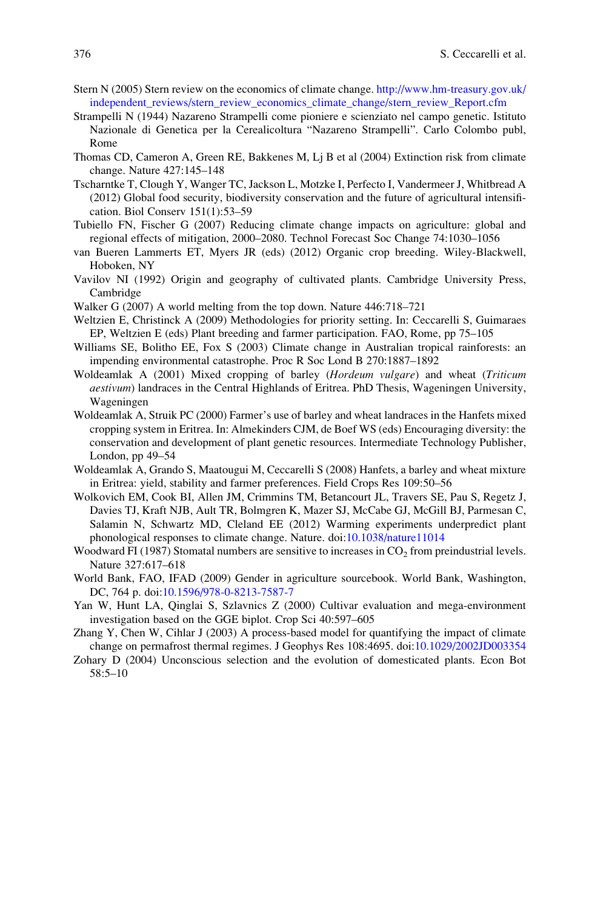Stern N (2005) Stern review on the economics of climate change. http://www.hm-treasury.gov.uk/independent_reviews/stern_review_economics_climate_change/stern_review_Report.cfm

Strampelli N (1944) Nazareno Strampelli come pioniere e scienziato nel campo genetic. Istituto Nazionale di Genetica per la Cerealicoltura "Nazareno Strampelli". Carlo Colombo publ, Rome

Thomas CD, Cameron A, Green RE, Bakkenes M, Lj B et al (2004) Extinction risk from climate change. Nature 427:145–148

Tscharntke T, Clough Y, Wanger TC, Jackson L, Motzke I, Perfecto I, Vandermeer J, Whitbread A (2012) Global food security, biodiversity conservation and the future of agricultural intensification. Biol Conserv 151(1):53–59

Tubiello FN, Fischer G (2007) Reducing climate change impacts on agriculture: global and regional effects of mitigation, 2000–2080. Technol Forecast Soc Change 74:1030–1056

van Bueren Lammerts ET, Myers JR (eds) (2012) Organic crop breeding. Wiley-Blackwell, Hoboken, NY

Vavilov NI (1992) Origin and geography of cultivated plants. Cambridge University Press, Cambridge

Walker G (2007) A world melting from the top down. Nature 446:718–721

Weltzien E, Christinck A (2009) Methodologies for priority setting. In: Ceccarelli S, Guimaraes EP, Weltzien E (eds) Plant breeding and farmer participation. FAO, Rome, pp 75–105

Williams SE, Bolitho EE, Fox S (2003) Climate change in Australian tropical rainforests: an impending environmental catastrophe. Proc R Soc Lond B 270:1887–1892

Woldeamlak A (2001) Mixed cropping of barley (*Hordeum vulgare*) and wheat (*Triticum aestivum*) landraces in the Central Highlands of Eritrea. PhD Thesis, Wageningen University, Wageningen

Woldeamlak A, Struik PC (2000) Farmer's use of barley and wheat landraces in the Hanfets mixed cropping system in Eritrea. In: Almekinders CJM, de Boef WS (eds) Encouraging diversity: the conservation and development of plant genetic resources. Intermediate Technology Publisher, London, pp 49–54

Woldeamlak A, Grando S, Maatougui M, Ceccarelli S (2008) Hanfets, a barley and wheat mixture in Eritrea: yield, stability and farmer preferences. Field Crops Res 109:50–56

Wolkovich EM, Cook BI, Allen JM, Crimmins TM, Betancourt JL, Travers SE, Pau S, Regetz J, Davies TJ, Kraft NJB, Ault TR, Bolmgren K, Mazer SJ, McCabe GJ, McGill BJ, Parmesan C, Salamin N, Schwartz MD, Cleland EE (2012) Warming experiments underpredict plant phonological responses to climate change. Nature. doi:10.1038/nature11014

Woodward FI (1987) Stomatal numbers are sensitive to increases in $CO_2$ from preindustrial levels. Nature 327:617–618

World Bank, FAO, IFAD (2009) Gender in agriculture sourcebook. World Bank, Washington, DC, 764 p. doi:10.1596/978-0-8213-7587-7

Yan W, Hunt LA, Qinglai S, Szlavnics Z (2000) Cultivar evaluation and mega-environment investigation based on the GGE biplot. Crop Sci 40:597–605

Zhang Y, Chen W, Cihlar J (2003) A process-based model for quantifying the impact of climate change on permafrost thermal regimes. J Geophys Res 108:4695. doi:10.1029/2002JD003354

Zohary D (2004) Unconscious selection and the evolution of domesticated plants. Econ Bot 58:5–10